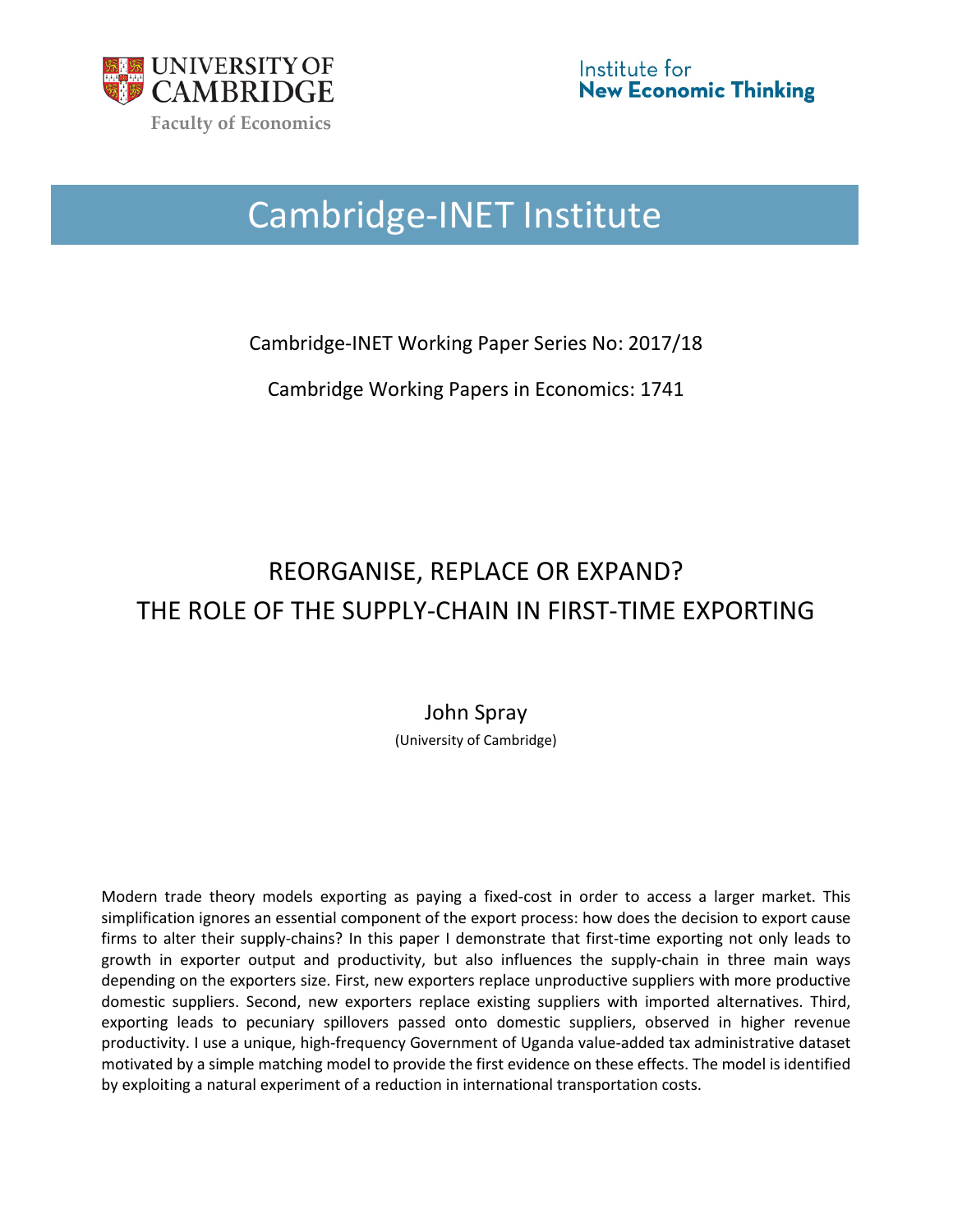UNIVERSITY OF CAMBRIDGE

Faculty of Economics

Institute for New Economic Thinking

# Cambridge-INET Institute

Cambridge-INET Working Paper Series No: 2017/18

Cambridge Working Papers in Economics: 1741

## REORGANISE, REPLACE OR EXPAND? THE ROLE OF THE SUPPLY-CHAIN IN FIRST-TIME EXPORTING

John Spray

(University of Cambridge)

Modern trade theory models exporting as paying a fixed-cost in order to access a larger market. This simplification ignores an essential component of the export process: how does the decision to export cause firms to alter their supply-chains? In this paper I demonstrate that first-time exporting not only leads to growth in exporter output and productivity, but also influences the supply-chain in three main ways depending on the exporters size. First, new exporters replace unproductive suppliers with more productive domestic suppliers. Second, new exporters replace existing suppliers with imported alternatives. Third, exporting leads to pecuniary spillovers passed onto domestic suppliers, observed in higher revenue productivity. I use a unique, high-frequency Government of Uganda value-added tax administrative dataset motivated by a simple matching model to provide the first evidence on these effects. The model is identified by exploiting a natural experiment of a reduction in international transportation costs.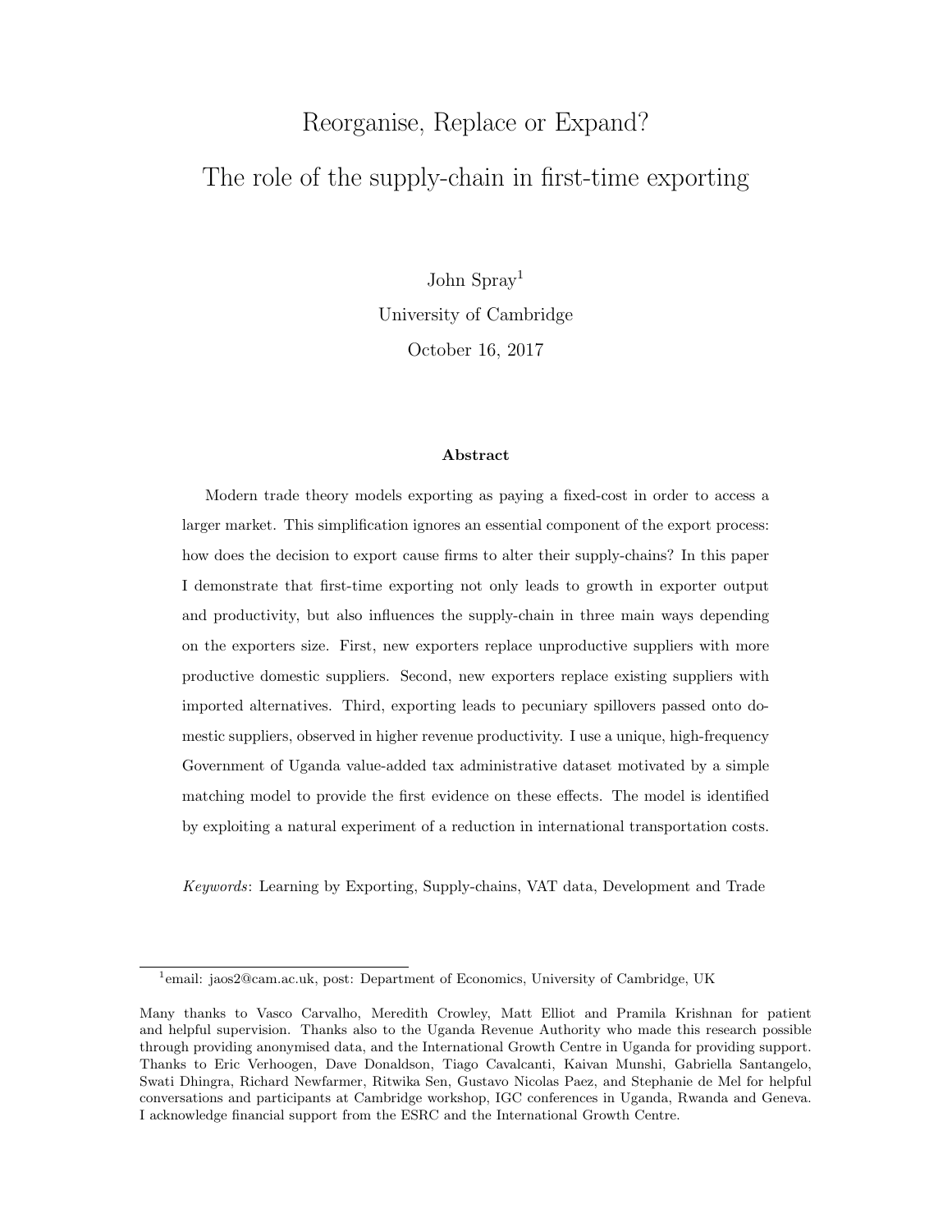# Reorganise, Replace or Expand?

# The role of the supply-chain in first-time exporting

John Spray[1]

University of Cambridge

October 16, 2017

### Abstract

Modern trade theory models exporting as paying a fixed-cost in order to access a larger market. This simplification ignores an essential component of the export process: how does the decision to export cause firms to alter their supply-chains? In this paper I demonstrate that first-time exporting not only leads to growth in exporter output and productivity, but also influences the supply-chain in three main ways depending on the exporters size. First, new exporters replace unproductive suppliers with more productive domestic suppliers. Second, new exporters replace existing suppliers with imported alternatives. Third, exporting leads to pecuniary spillovers passed onto domestic suppliers, observed in higher revenue productivity. I use a unique, high-frequency Government of Uganda value-added tax administrative dataset motivated by a simple matching model to provide the first evidence on these effects. The model is identified by exploiting a natural experiment of a reduction in international transportation costs.

*Keywords*: Learning by Exporting, Supply-chains, VAT data, Development and Trade

---

[1] email: jaos2@cam.ac.uk, post: Department of Economics, University of Cambridge, UK

Many thanks to Vasco Carvalho, Meredith Crowley, Matt Elliot and Pramila Krishnan for patient and helpful supervision. Thanks also to the Uganda Revenue Authority who made this research possible through providing anonymised data, and the International Growth Centre in Uganda for providing support. Thanks to Eric Verhoogen, Dave Donaldson, Tiago Cavalcanti, Kaivan Munshi, Gabriella Santangelo, Swati Dhingra, Richard Newfarmer, Ritwika Sen, Gustavo Nicolas Paez, and Stephanie de Mel for helpful conversations and participants at Cambridge workshop, IGC conferences in Uganda, Rwanda and Geneva. I acknowledge financial support from the ESRC and the International Growth Centre.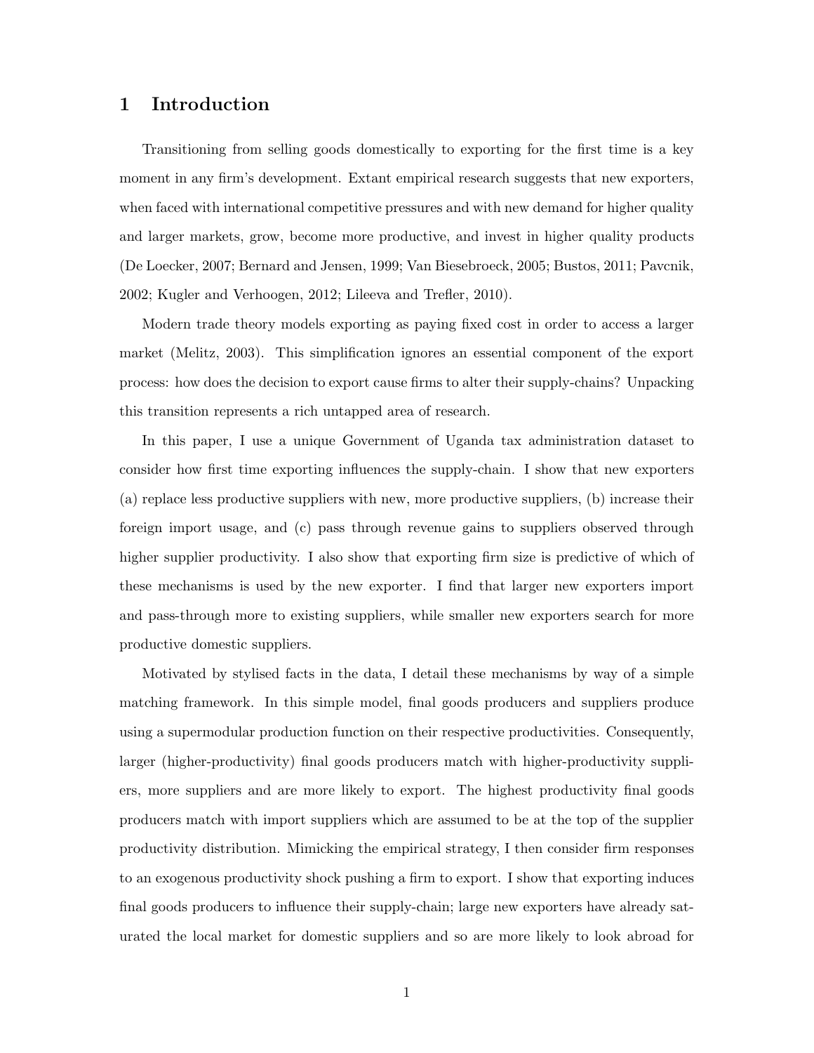# 1 Introduction

Transitioning from selling goods domestically to exporting for the first time is a key moment in any firm's development. Extant empirical research suggests that new exporters, when faced with international competitive pressures and with new demand for higher quality and larger markets, grow, become more productive, and invest in higher quality products (De Loecker, 2007; Bernard and Jensen, 1999; Van Biesebroeck, 2005; Bustos, 2011; Pavcnik, 2002; Kugler and Verhoogen, 2012; Lileeva and Trefler, 2010).

Modern trade theory models exporting as paying fixed cost in order to access a larger market (Melitz, 2003). This simplification ignores an essential component of the export process: how does the decision to export cause firms to alter their supply-chains? Unpacking this transition represents a rich untapped area of research.

In this paper, I use a unique Government of Uganda tax administration dataset to consider how first time exporting influences the supply-chain. I show that new exporters (a) replace less productive suppliers with new, more productive suppliers, (b) increase their foreign import usage, and (c) pass through revenue gains to suppliers observed through higher supplier productivity. I also show that exporting firm size is predictive of which of these mechanisms is used by the new exporter. I find that larger new exporters import and pass-through more to existing suppliers, while smaller new exporters search for more productive domestic suppliers.

Motivated by stylised facts in the data, I detail these mechanisms by way of a simple matching framework. In this simple model, final goods producers and suppliers produce using a supermodular production function on their respective productivities. Consequently, larger (higher-productivity) final goods producers match with higher-productivity suppliers, more suppliers and are more likely to export. The highest productivity final goods producers match with import suppliers which are assumed to be at the top of the supplier productivity distribution. Mimicking the empirical strategy, I then consider firm responses to an exogenous productivity shock pushing a firm to export. I show that exporting induces final goods producers to influence their supply-chain; large new exporters have already saturated the local market for domestic suppliers and so are more likely to look abroad for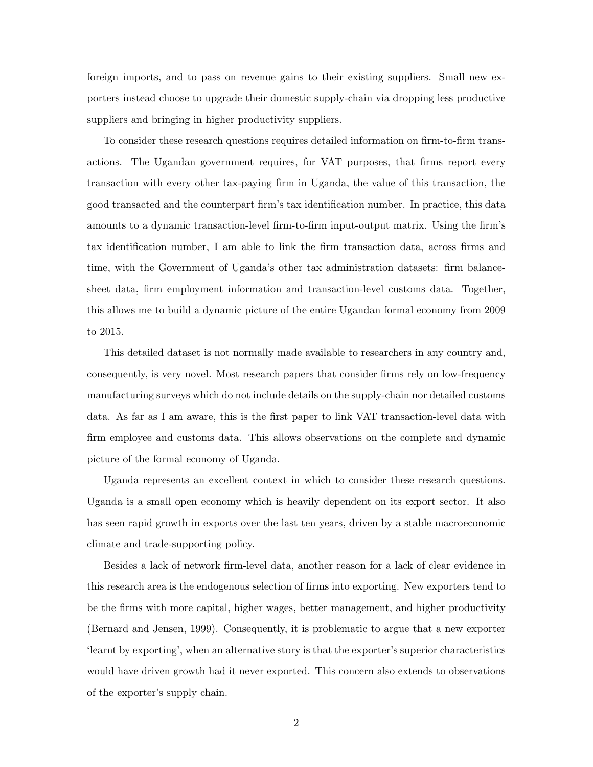foreign imports, and to pass on revenue gains to their existing suppliers. Small new exporters instead choose to upgrade their domestic supply-chain via dropping less productive suppliers and bringing in higher productivity suppliers.

To consider these research questions requires detailed information on firm-to-firm transactions. The Ugandan government requires, for VAT purposes, that firms report every transaction with every other tax-paying firm in Uganda, the value of this transaction, the good transacted and the counterpart firm's tax identification number. In practice, this data amounts to a dynamic transaction-level firm-to-firm input-output matrix. Using the firm's tax identification number, I am able to link the firm transaction data, across firms and time, with the Government of Uganda's other tax administration datasets: firm balance-sheet data, firm employment information and transaction-level customs data. Together, this allows me to build a dynamic picture of the entire Ugandan formal economy from 2009 to 2015.

This detailed dataset is not normally made available to researchers in any country and, consequently, is very novel. Most research papers that consider firms rely on low-frequency manufacturing surveys which do not include details on the supply-chain nor detailed customs data. As far as I am aware, this is the first paper to link VAT transaction-level data with firm employee and customs data. This allows observations on the complete and dynamic picture of the formal economy of Uganda.

Uganda represents an excellent context in which to consider these research questions. Uganda is a small open economy which is heavily dependent on its export sector. It also has seen rapid growth in exports over the last ten years, driven by a stable macroeconomic climate and trade-supporting policy.

Besides a lack of network firm-level data, another reason for a lack of clear evidence in this research area is the endogenous selection of firms into exporting. New exporters tend to be the firms with more capital, higher wages, better management, and higher productivity (Bernard and Jensen, 1999). Consequently, it is problematic to argue that a new exporter 'learnt by exporting', when an alternative story is that the exporter's superior characteristics would have driven growth had it never exported. This concern also extends to observations of the exporter's supply chain.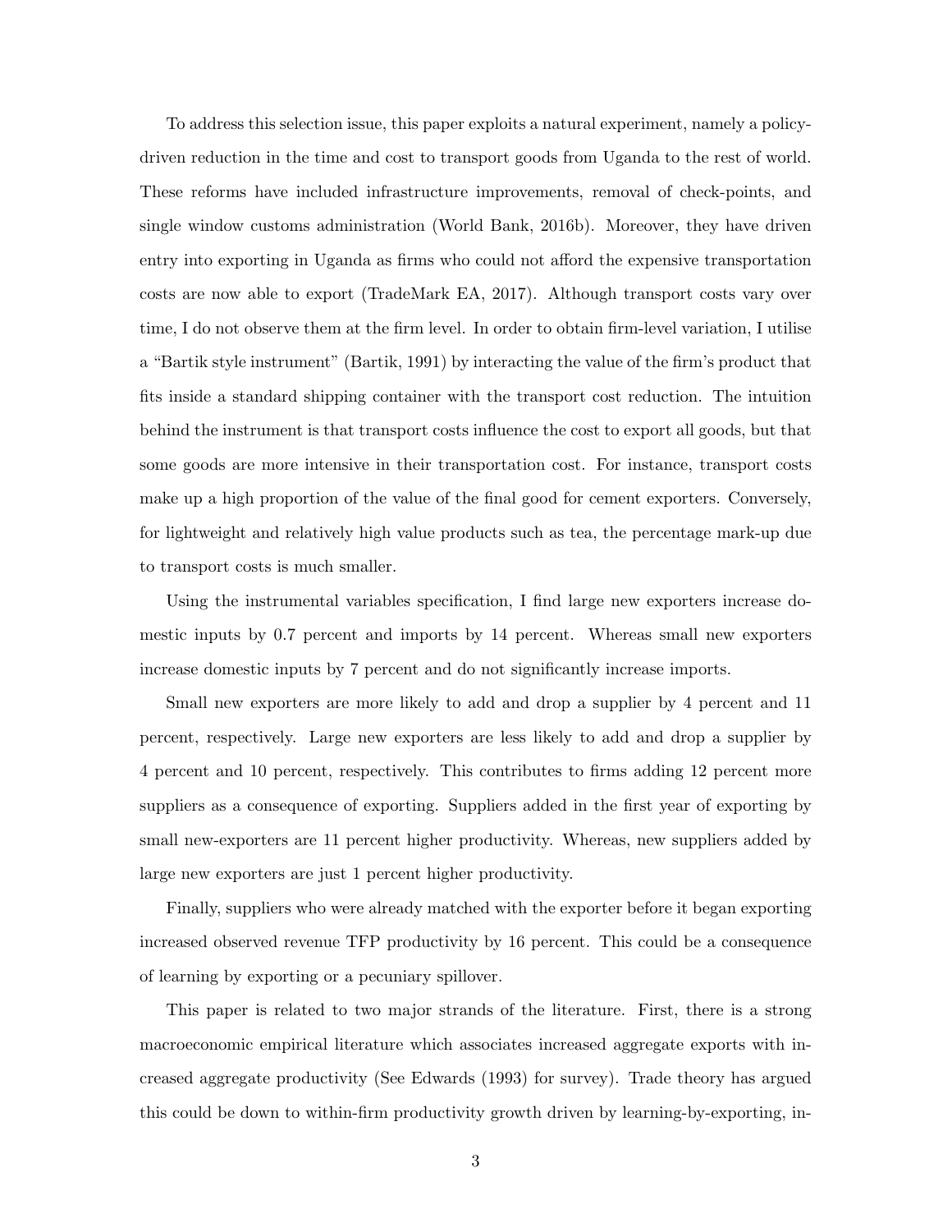To address this selection issue, this paper exploits a natural experiment, namely a policy-driven reduction in the time and cost to transport goods from Uganda to the rest of world. These reforms have included infrastructure improvements, removal of check-points, and single window customs administration (World Bank, 2016b). Moreover, they have driven entry into exporting in Uganda as firms who could not afford the expensive transportation costs are now able to export (TradeMark EA, 2017). Although transport costs vary over time, I do not observe them at the firm level. In order to obtain firm-level variation, I utilise a "Bartik style instrument" (Bartik, 1991) by interacting the value of the firm's product that fits inside a standard shipping container with the transport cost reduction. The intuition behind the instrument is that transport costs influence the cost to export all goods, but that some goods are more intensive in their transportation cost. For instance, transport costs make up a high proportion of the value of the final good for cement exporters. Conversely, for lightweight and relatively high value products such as tea, the percentage mark-up due to transport costs is much smaller.

Using the instrumental variables specification, I find large new exporters increase domestic inputs by 0.7 percent and imports by 14 percent. Whereas small new exporters increase domestic inputs by 7 percent and do not significantly increase imports.

Small new exporters are more likely to add and drop a supplier by 4 percent and 11 percent, respectively. Large new exporters are less likely to add and drop a supplier by 4 percent and 10 percent, respectively. This contributes to firms adding 12 percent more suppliers as a consequence of exporting. Suppliers added in the first year of exporting by small new-exporters are 11 percent higher productivity. Whereas, new suppliers added by large new exporters are just 1 percent higher productivity.

Finally, suppliers who were already matched with the exporter before it began exporting increased observed revenue TFP productivity by 16 percent. This could be a consequence of learning by exporting or a pecuniary spillover.

This paper is related to two major strands of the literature. First, there is a strong macroeconomic empirical literature which associates increased aggregate exports with increased aggregate productivity (See Edwards (1993) for survey). Trade theory has argued this could be down to within-firm productivity growth driven by learning-by-exporting, in-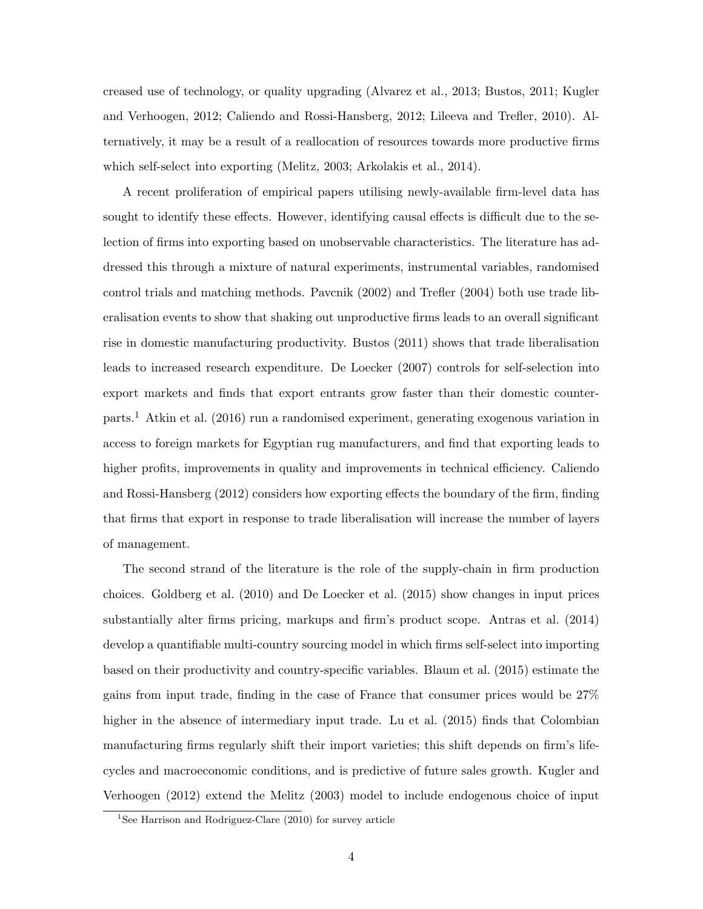creased use of technology, or quality upgrading (Alvarez et al., 2013; Bustos, 2011; Kugler and Verhoogen, 2012; Caliendo and Rossi-Hansberg, 2012; Lileeva and Trefler, 2010). Alternatively, it may be a result of a reallocation of resources towards more productive firms which self-select into exporting (Melitz, 2003; Arkolakis et al., 2014).

A recent proliferation of empirical papers utilising newly-available firm-level data has sought to identify these effects. However, identifying causal effects is difficult due to the selection of firms into exporting based on unobservable characteristics. The literature has addressed this through a mixture of natural experiments, instrumental variables, randomised control trials and matching methods. Pavcnik (2002) and Trefler (2004) both use trade liberalisation events to show that shaking out unproductive firms leads to an overall significant rise in domestic manufacturing productivity. Bustos (2011) shows that trade liberalisation leads to increased research expenditure. De Loecker (2007) controls for self-selection into export markets and finds that export entrants grow faster than their domestic counterparts.[1] Atkin et al. (2016) run a randomised experiment, generating exogenous variation in access to foreign markets for Egyptian rug manufacturers, and find that exporting leads to higher profits, improvements in quality and improvements in technical efficiency. Caliendo and Rossi-Hansberg (2012) considers how exporting effects the boundary of the firm, finding that firms that export in response to trade liberalisation will increase the number of layers of management.

The second strand of the literature is the role of the supply-chain in firm production choices. Goldberg et al. (2010) and De Loecker et al. (2015) show changes in input prices substantially alter firms pricing, markups and firm's product scope. Antras et al. (2014) develop a quantifiable multi-country sourcing model in which firms self-select into importing based on their productivity and country-specific variables. Blaum et al. (2015) estimate the gains from input trade, finding in the case of France that consumer prices would be 27% higher in the absence of intermediary input trade. Lu et al. (2015) finds that Colombian manufacturing firms regularly shift their import varieties; this shift depends on firm's life-cycles and macroeconomic conditions, and is predictive of future sales growth. Kugler and Verhoogen (2012) extend the Melitz (2003) model to include endogenous choice of input

[1] See Harrison and Rodriguez-Clare (2010) for survey article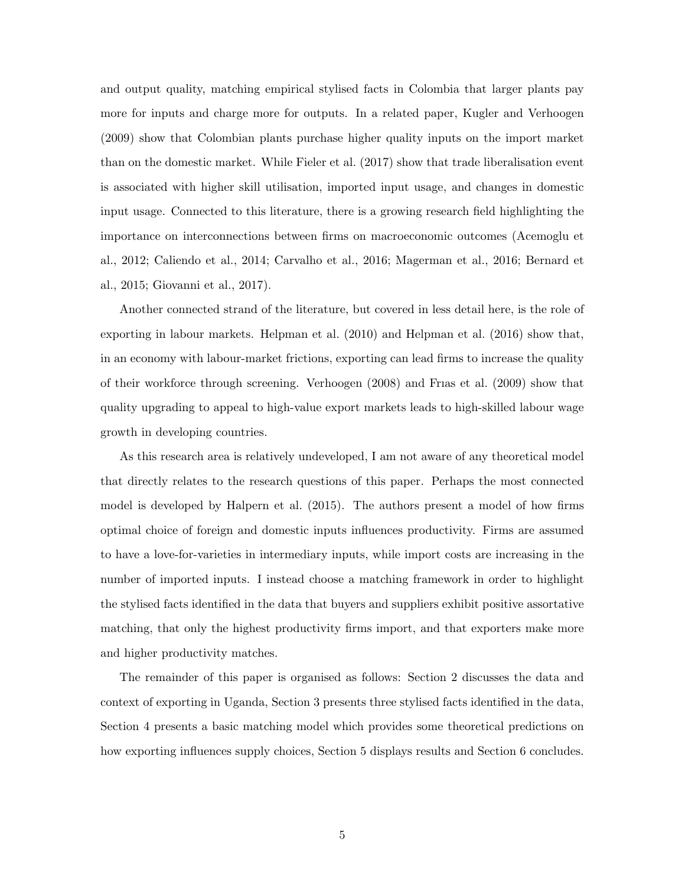and output quality, matching empirical stylised facts in Colombia that larger plants pay more for inputs and charge more for outputs. In a related paper, Kugler and Verhoogen (2009) show that Colombian plants purchase higher quality inputs on the import market than on the domestic market. While Fieler et al. (2017) show that trade liberalisation event is associated with higher skill utilisation, imported input usage, and changes in domestic input usage. Connected to this literature, there is a growing research field highlighting the importance on interconnections between firms on macroeconomic outcomes (Acemoglu et al., 2012; Caliendo et al., 2014; Carvalho et al., 2016; Magerman et al., 2016; Bernard et al., 2015; Giovanni et al., 2017).

Another connected strand of the literature, but covered in less detail here, is the role of exporting in labour markets. Helpman et al. (2010) and Helpman et al. (2016) show that, in an economy with labour-market frictions, exporting can lead firms to increase the quality of their workforce through screening. Verhoogen (2008) and Frıas et al. (2009) show that quality upgrading to appeal to high-value export markets leads to high-skilled labour wage growth in developing countries.

As this research area is relatively undeveloped, I am not aware of any theoretical model that directly relates to the research questions of this paper. Perhaps the most connected model is developed by Halpern et al. (2015). The authors present a model of how firms optimal choice of foreign and domestic inputs influences productivity. Firms are assumed to have a love-for-varieties in intermediary inputs, while import costs are increasing in the number of imported inputs. I instead choose a matching framework in order to highlight the stylised facts identified in the data that buyers and suppliers exhibit positive assortative matching, that only the highest productivity firms import, and that exporters make more and higher productivity matches.

The remainder of this paper is organised as follows: Section 2 discusses the data and context of exporting in Uganda, Section 3 presents three stylised facts identified in the data, Section 4 presents a basic matching model which provides some theoretical predictions on how exporting influences supply choices, Section 5 displays results and Section 6 concludes.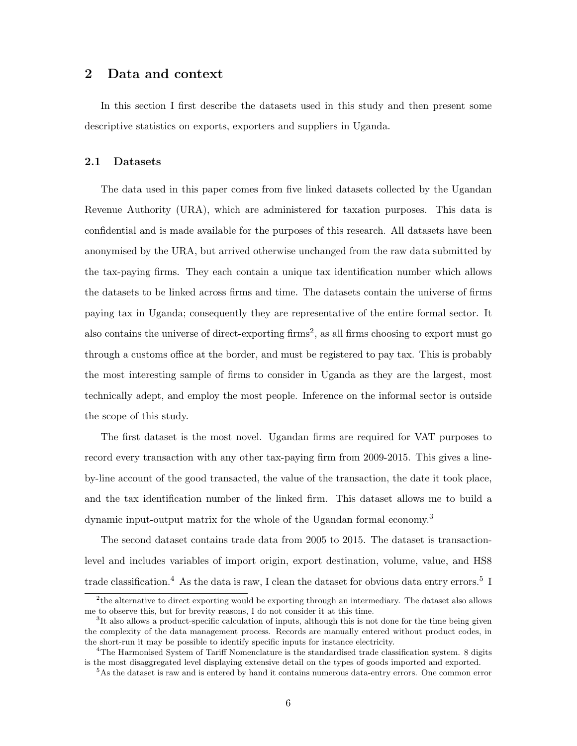## 2 Data and context

In this section I first describe the datasets used in this study and then present some descriptive statistics on exports, exporters and suppliers in Uganda.

### 2.1 Datasets

The data used in this paper comes from five linked datasets collected by the Ugandan Revenue Authority (URA), which are administered for taxation purposes. This data is confidential and is made available for the purposes of this research. All datasets have been anonymised by the URA, but arrived otherwise unchanged from the raw data submitted by the tax-paying firms. They each contain a unique tax identification number which allows the datasets to be linked across firms and time. The datasets contain the universe of firms paying tax in Uganda; consequently they are representative of the entire formal sector. It also contains the universe of direct-exporting firms[2], as all firms choosing to export must go through a customs office at the border, and must be registered to pay tax. This is probably the most interesting sample of firms to consider in Uganda as they are the largest, most technically adept, and employ the most people. Inference on the informal sector is outside the scope of this study.

The first dataset is the most novel. Ugandan firms are required for VAT purposes to record every transaction with any other tax-paying firm from 2009-2015. This gives a line-by-line account of the good transacted, the value of the transaction, the date it took place, and the tax identification number of the linked firm. This dataset allows me to build a dynamic input-output matrix for the whole of the Ugandan formal economy.[3]

The second dataset contains trade data from 2005 to 2015. The dataset is transaction-level and includes variables of import origin, export destination, volume, value, and HS8 trade classification.[4] As the data is raw, I clean the dataset for obvious data entry errors.[5] I

[2] the alternative to direct exporting would be exporting through an intermediary. The dataset also allows me to observe this, but for brevity reasons, I do not consider it at this time.

[3] It also allows a product-specific calculation of inputs, although this is not done for the time being given the complexity of the data management process. Records are manually entered without product codes, in the short-run it may be possible to identify specific inputs for instance electricity.

[4] The Harmonised System of Tariff Nomenclature is the standardised trade classification system. 8 digits is the most disaggregated level displaying extensive detail on the types of goods imported and exported.

[5] As the dataset is raw and is entered by hand it contains numerous data-entry errors. One common error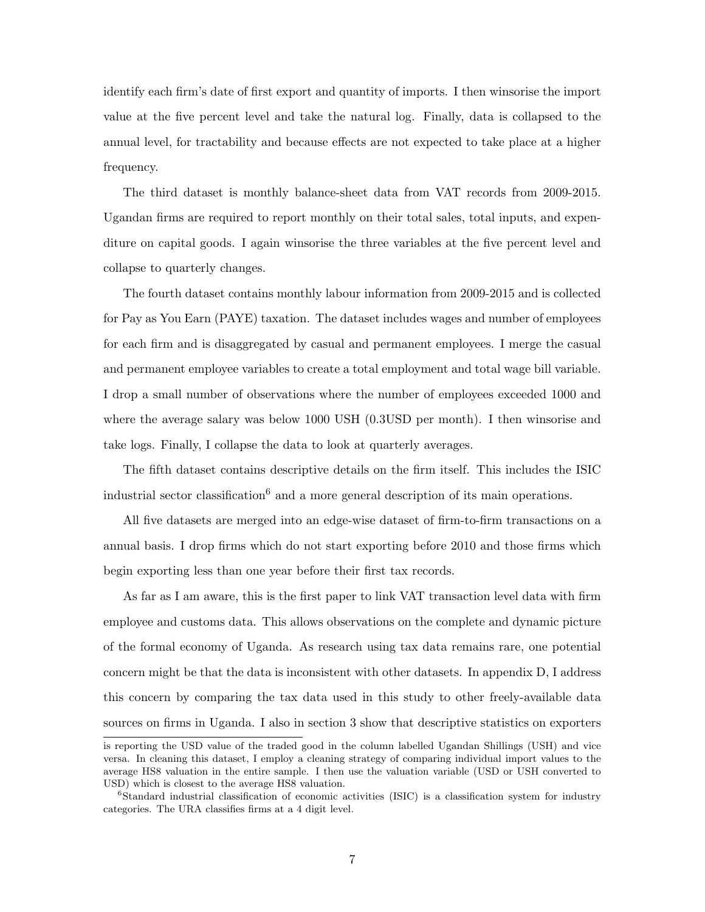identify each firm's date of first export and quantity of imports. I then winsorise the import value at the five percent level and take the natural log. Finally, data is collapsed to the annual level, for tractability and because effects are not expected to take place at a higher frequency.

The third dataset is monthly balance-sheet data from VAT records from 2009-2015. Ugandan firms are required to report monthly on their total sales, total inputs, and expenditure on capital goods. I again winsorise the three variables at the five percent level and collapse to quarterly changes.

The fourth dataset contains monthly labour information from 2009-2015 and is collected for Pay as You Earn (PAYE) taxation. The dataset includes wages and number of employees for each firm and is disaggregated by casual and permanent employees. I merge the casual and permanent employee variables to create a total employment and total wage bill variable. I drop a small number of observations where the number of employees exceeded 1000 and where the average salary was below 1000 USH (0.3USD per month). I then winsorise and take logs. Finally, I collapse the data to look at quarterly averages.

The fifth dataset contains descriptive details on the firm itself. This includes the ISIC industrial sector classification[6] and a more general description of its main operations.

All five datasets are merged into an edge-wise dataset of firm-to-firm transactions on a annual basis. I drop firms which do not start exporting before 2010 and those firms which begin exporting less than one year before their first tax records.

As far as I am aware, this is the first paper to link VAT transaction level data with firm employee and customs data. This allows observations on the complete and dynamic picture of the formal economy of Uganda. As research using tax data remains rare, one potential concern might be that the data is inconsistent with other datasets. In appendix D, I address this concern by comparing the tax data used in this study to other freely-available data sources on firms in Uganda. I also in section 3 show that descriptive statistics on exporters

---

is reporting the USD value of the traded good in the column labelled Ugandan Shillings (USH) and vice versa. In cleaning this dataset, I employ a cleaning strategy of comparing individual import values to the average HS8 valuation in the entire sample. I then use the valuation variable (USD or USH converted to USD) which is closest to the average HS8 valuation.

[6] Standard industrial classification of economic activities (ISIC) is a classification system for industry categories. The URA classifies firms at a 4 digit level.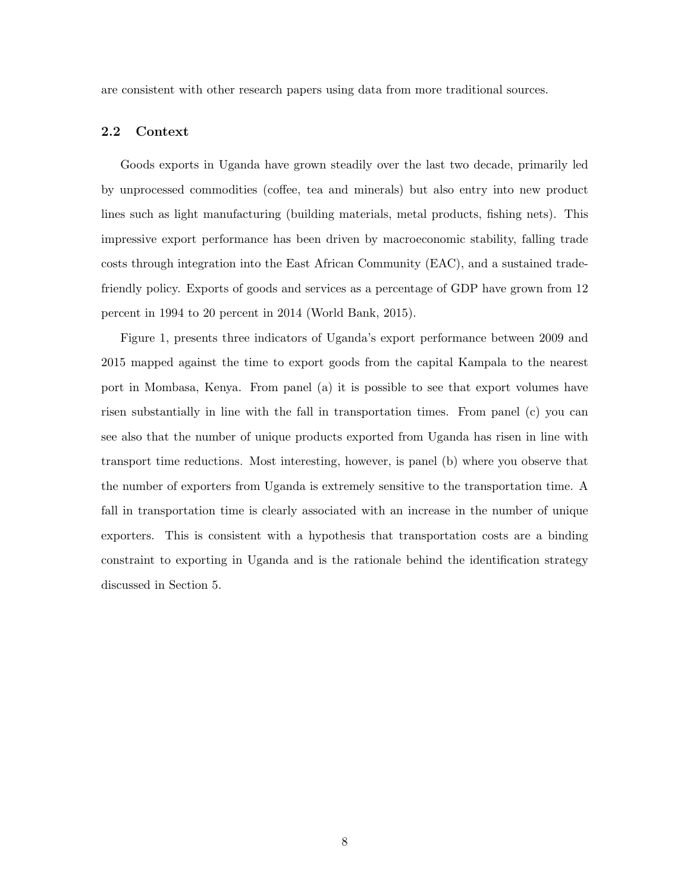are consistent with other research papers using data from more traditional sources.

### 2.2 Context

Goods exports in Uganda have grown steadily over the last two decade, primarily led by unprocessed commodities (coffee, tea and minerals) but also entry into new product lines such as light manufacturing (building materials, metal products, fishing nets). This impressive export performance has been driven by macroeconomic stability, falling trade costs through integration into the East African Community (EAC), and a sustained trade-friendly policy. Exports of goods and services as a percentage of GDP have grown from 12 percent in 1994 to 20 percent in 2014 (World Bank, 2015).

Figure 1, presents three indicators of Uganda's export performance between 2009 and 2015 mapped against the time to export goods from the capital Kampala to the nearest port in Mombasa, Kenya. From panel (a) it is possible to see that export volumes have risen substantially in line with the fall in transportation times. From panel (c) you can see also that the number of unique products exported from Uganda has risen in line with transport time reductions. Most interesting, however, is panel (b) where you observe that the number of exporters from Uganda is extremely sensitive to the transportation time. A fall in transportation time is clearly associated with an increase in the number of unique exporters. This is consistent with a hypothesis that transportation costs are a binding constraint to exporting in Uganda and is the rationale behind the identification strategy discussed in Section 5.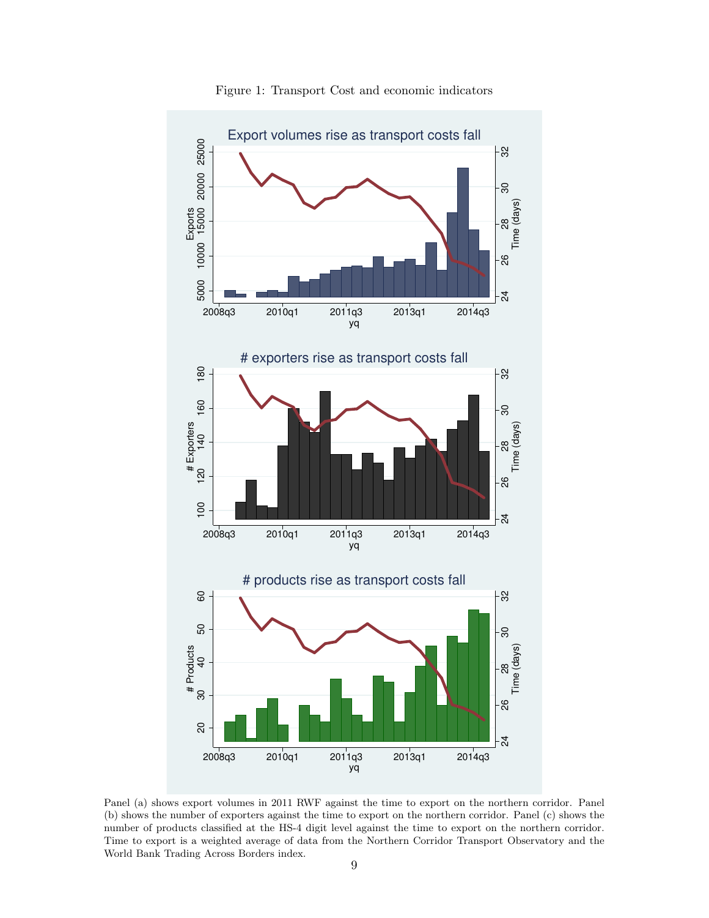Figure 1: Transport Cost and economic indicators

Panel (a) shows export volumes in 2011 RWF against the time to export on the northern corridor. Panel (b) shows the number of exporters against the time to export on the northern corridor. Panel (c) shows the number of products classified at the HS-4 digit level against the time to export on the northern corridor. Time to export is a weighted average of data from the Northern Corridor Transport Observatory and the World Bank Trading Across Borders index.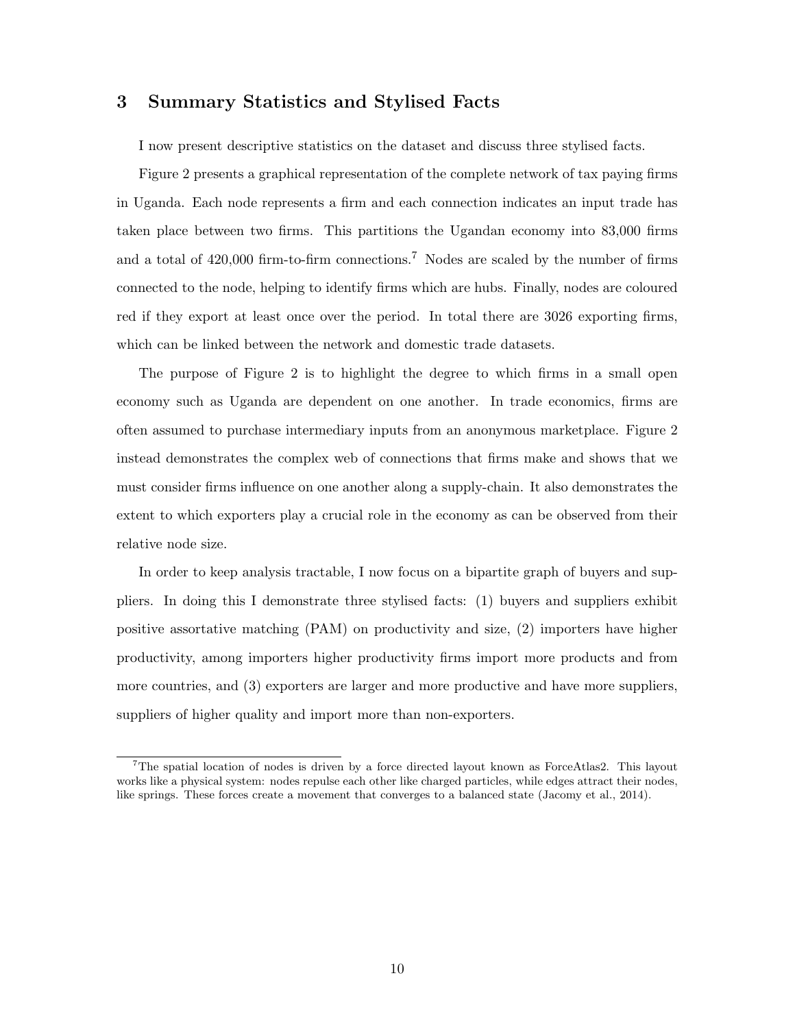## 3 Summary Statistics and Stylised Facts

I now present descriptive statistics on the dataset and discuss three stylised facts.

Figure 2 presents a graphical representation of the complete network of tax paying firms in Uganda. Each node represents a firm and each connection indicates an input trade has taken place between two firms. This partitions the Ugandan economy into 83,000 firms and a total of 420,000 firm-to-firm connections.[7] Nodes are scaled by the number of firms connected to the node, helping to identify firms which are hubs. Finally, nodes are coloured red if they export at least once over the period. In total there are 3026 exporting firms, which can be linked between the network and domestic trade datasets.

The purpose of Figure 2 is to highlight the degree to which firms in a small open economy such as Uganda are dependent on one another. In trade economics, firms are often assumed to purchase intermediary inputs from an anonymous marketplace. Figure 2 instead demonstrates the complex web of connections that firms make and shows that we must consider firms influence on one another along a supply-chain. It also demonstrates the extent to which exporters play a crucial role in the economy as can be observed from their relative node size.

In order to keep analysis tractable, I now focus on a bipartite graph of buyers and suppliers. In doing this I demonstrate three stylised facts: (1) buyers and suppliers exhibit positive assortative matching (PAM) on productivity and size, (2) importers have higher productivity, among importers higher productivity firms import more products and from more countries, and (3) exporters are larger and more productive and have more suppliers, suppliers of higher quality and import more than non-exporters.

[7] The spatial location of nodes is driven by a force directed layout known as ForceAtlas2. This layout works like a physical system: nodes repulse each other like charged particles, while edges attract their nodes, like springs. These forces create a movement that converges to a balanced state (Jacomy et al., 2014).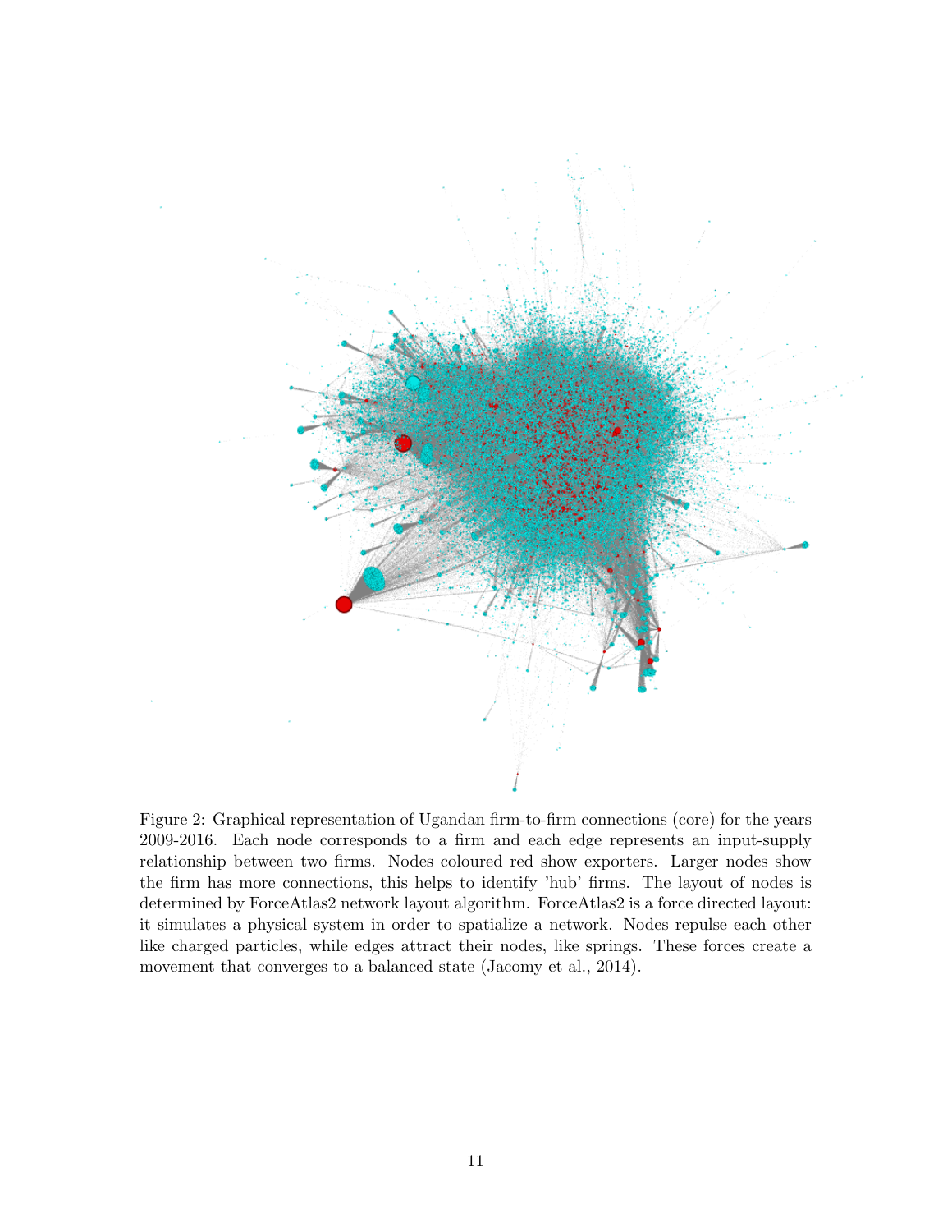Figure 2: Graphical representation of Ugandan firm-to-firm connections (core) for the years 2009-2016. Each node corresponds to a firm and each edge represents an input-supply relationship between two firms. Nodes coloured red show exporters. Larger nodes show the firm has more connections, this helps to identify 'hub' firms. The layout of nodes is determined by ForceAtlas2 network layout algorithm. ForceAtlas2 is a force directed layout: it simulates a physical system in order to spatialize a network. Nodes repulse each other like charged particles, while edges attract their nodes, like springs. These forces create a movement that converges to a balanced state (Jacomy et al., 2014).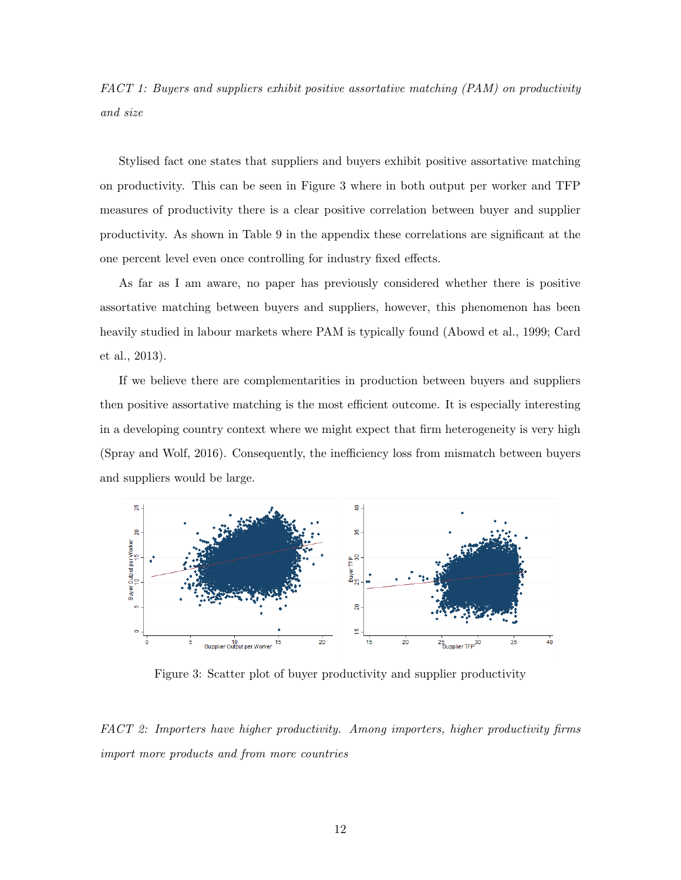*FACT 1: Buyers and suppliers exhibit positive assortative matching (PAM) on productivity and size*

Stylised fact one states that suppliers and buyers exhibit positive assortative matching on productivity. This can be seen in Figure 3 where in both output per worker and TFP measures of productivity there is a clear positive correlation between buyer and supplier productivity. As shown in Table 9 in the appendix these correlations are significant at the one percent level even once controlling for industry fixed effects.

As far as I am aware, no paper has previously considered whether there is positive assortative matching between buyers and suppliers, however, this phenomenon has been heavily studied in labour markets where PAM is typically found (Abowd et al., 1999; Card et al., 2013).

If we believe there are complementarities in production between buyers and suppliers then positive assortative matching is the most efficient outcome. It is especially interesting in a developing country context where we might expect that firm heterogeneity is very high (Spray and Wolf, 2016). Consequently, the inefficiency loss from mismatch between buyers and suppliers would be large.

Figure 3: Scatter plot of buyer productivity and supplier productivity

*FACT 2: Importers have higher productivity. Among importers, higher productivity firms import more products and from more countries*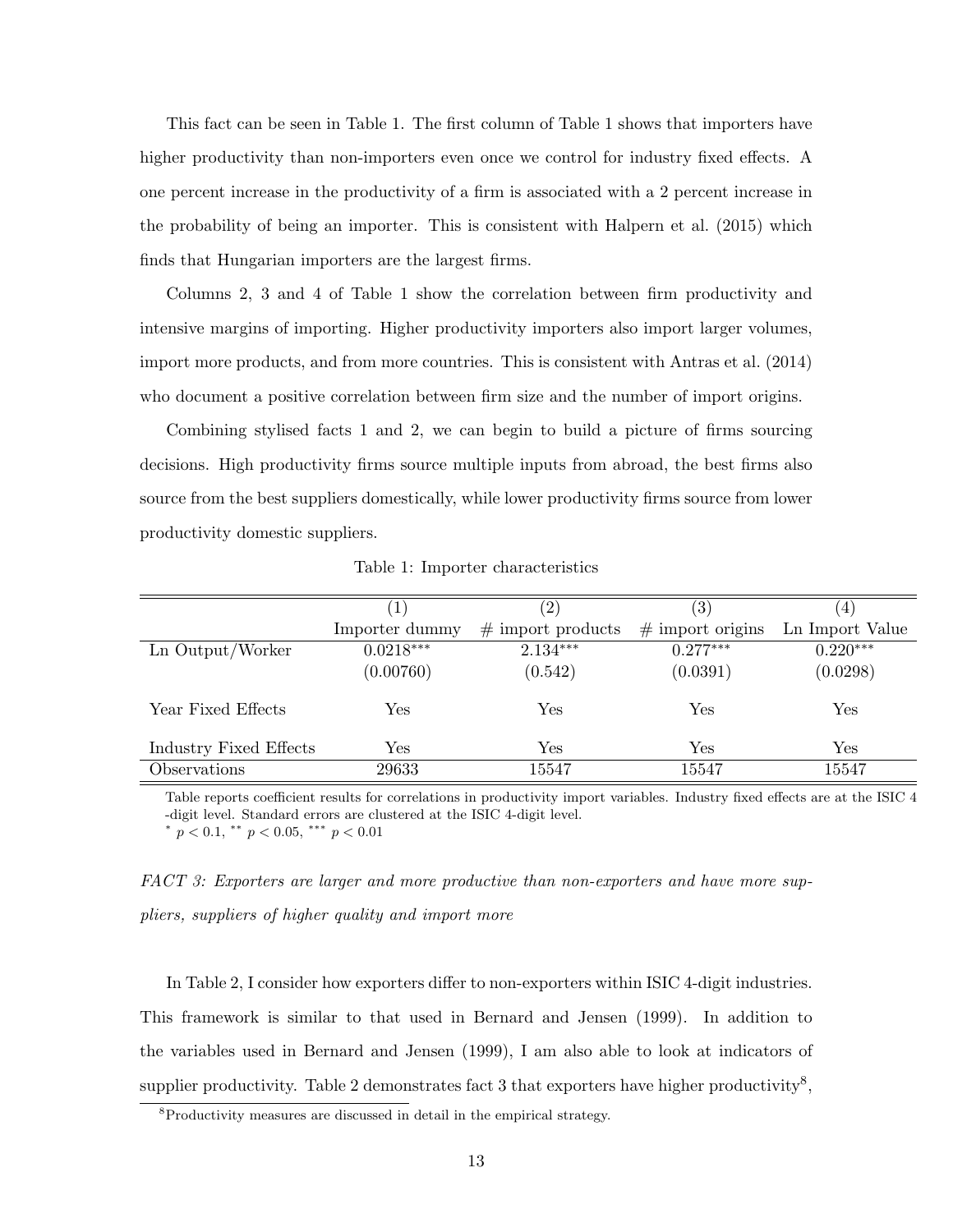This fact can be seen in Table 1. The first column of Table 1 shows that importers have higher productivity than non-importers even once we control for industry fixed effects. A one percent increase in the productivity of a firm is associated with a 2 percent increase in the probability of being an importer. This is consistent with Halpern et al. (2015) which finds that Hungarian importers are the largest firms.

Columns 2, 3 and 4 of Table 1 show the correlation between firm productivity and intensive margins of importing. Higher productivity importers also import larger volumes, import more products, and from more countries. This is consistent with Antras et al. (2014) who document a positive correlation between firm size and the number of import origins.

Combining stylised facts 1 and 2, we can begin to build a picture of firms sourcing decisions. High productivity firms source multiple inputs from abroad, the best firms also source from the best suppliers domestically, while lower productivity firms source from lower productivity domestic suppliers.

Table 1: Importer characteristics

| | (1) | (2) | (3) | (4) |
|---|---|---|---|---|
| | Importer dummy | # import products | # import origins | Ln Import Value |
| Ln Output/Worker | $0.0218^{***}$ | $2.134^{***}$ | $0.277^{***}$ | $0.220^{***}$ |
| | (0.00760) | (0.542) | (0.0391) | (0.0298) |
| Year Fixed Effects | Yes | Yes | Yes | Yes |
| Industry Fixed Effects | Yes | Yes | Yes | Yes |
| Observations | 29633 | 15547 | 15547 | 15547 |

Table reports coefficient results for correlations in productivity import variables. Industry fixed effects are at the ISIC 4 -digit level. Standard errors are clustered at the ISIC 4-digit level.
$^{*}$ $p < 0.1$, $^{**}$ $p < 0.05$, $^{***}$ $p < 0.01$

*FACT 3: Exporters are larger and more productive than non-exporters and have more suppliers, suppliers of higher quality and import more*

In Table 2, I consider how exporters differ to non-exporters within ISIC 4-digit industries. This framework is similar to that used in Bernard and Jensen (1999). In addition to the variables used in Bernard and Jensen (1999), I am also able to look at indicators of supplier productivity. Table 2 demonstrates fact 3 that exporters have higher productivity[8],

[8] Productivity measures are discussed in detail in the empirical strategy.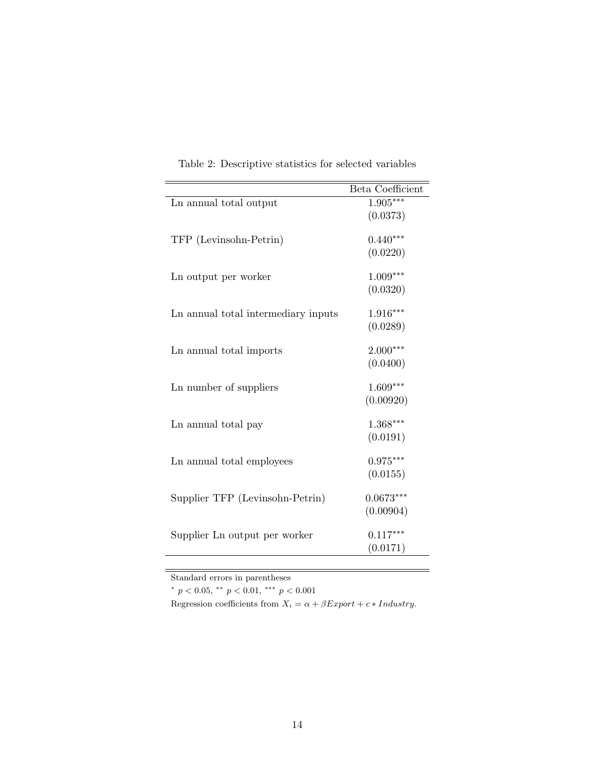Table 2: Descriptive statistics for selected variables

| | Beta Coefficient |
|---|---|
| Ln annual total output | 1.905*** |
| | (0.0373) |
| TFP (Levinsohn-Petrin) | 0.440*** |
| | (0.0220) |
| Ln output per worker | 1.009*** |
| | (0.0320) |
| Ln annual total intermediary inputs | 1.916*** |
| | (0.0289) |
| Ln annual total imports | 2.000*** |
| | (0.0400) |
| Ln number of suppliers | 1.609*** |
| | (0.00920) |
| Ln annual total pay | 1.368*** |
| | (0.0191) |
| Ln annual total employees | 0.975*** |
| | (0.0155) |
| Supplier TFP (Levinsohn-Petrin) | 0.0673*** |
| | (0.00904) |
| Supplier Ln output per worker | 0.117*** |
| | (0.0171) |

Standard errors in parentheses

* $p < 0.05$, ** $p < 0.01$, *** $p < 0.001$

Regression coefficients from $X_i = \alpha + \beta Export + c * Industry$.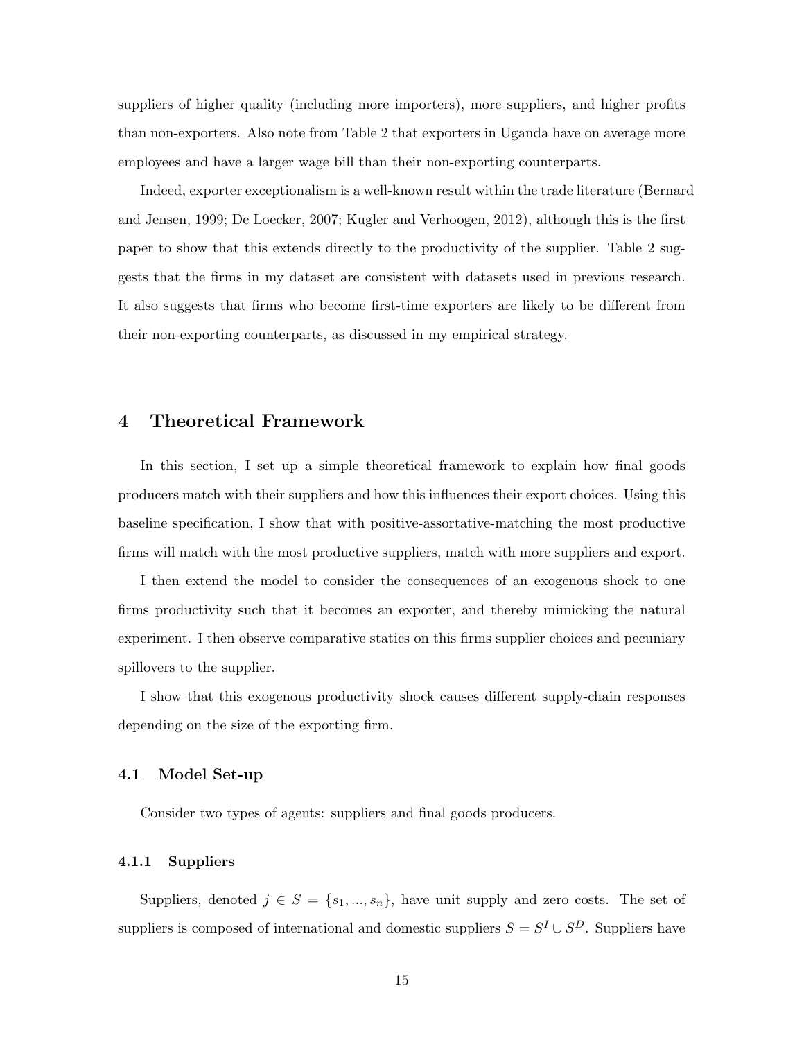suppliers of higher quality (including more importers), more suppliers, and higher profits than non-exporters. Also note from Table 2 that exporters in Uganda have on average more employees and have a larger wage bill than their non-exporting counterparts.

Indeed, exporter exceptionalism is a well-known result within the trade literature (Bernard and Jensen, 1999; De Loecker, 2007; Kugler and Verhoogen, 2012), although this is the first paper to show that this extends directly to the productivity of the supplier. Table 2 suggests that the firms in my dataset are consistent with datasets used in previous research. It also suggests that firms who become first-time exporters are likely to be different from their non-exporting counterparts, as discussed in my empirical strategy.

# 4 Theoretical Framework

In this section, I set up a simple theoretical framework to explain how final goods producers match with their suppliers and how this influences their export choices. Using this baseline specification, I show that with positive-assortative-matching the most productive firms will match with the most productive suppliers, match with more suppliers and export.

I then extend the model to consider the consequences of an exogenous shock to one firms productivity such that it becomes an exporter, and thereby mimicking the natural experiment. I then observe comparative statics on this firms supplier choices and pecuniary spillovers to the supplier.

I show that this exogenous productivity shock causes different supply-chain responses depending on the size of the exporting firm.

## 4.1 Model Set-up

Consider two types of agents: suppliers and final goods producers.

### 4.1.1 Suppliers

Suppliers, denoted $j \in S = \{s_1, ..., s_n\}$, have unit supply and zero costs. The set of suppliers is composed of international and domestic suppliers $S = S^I \cup S^D$. Suppliers have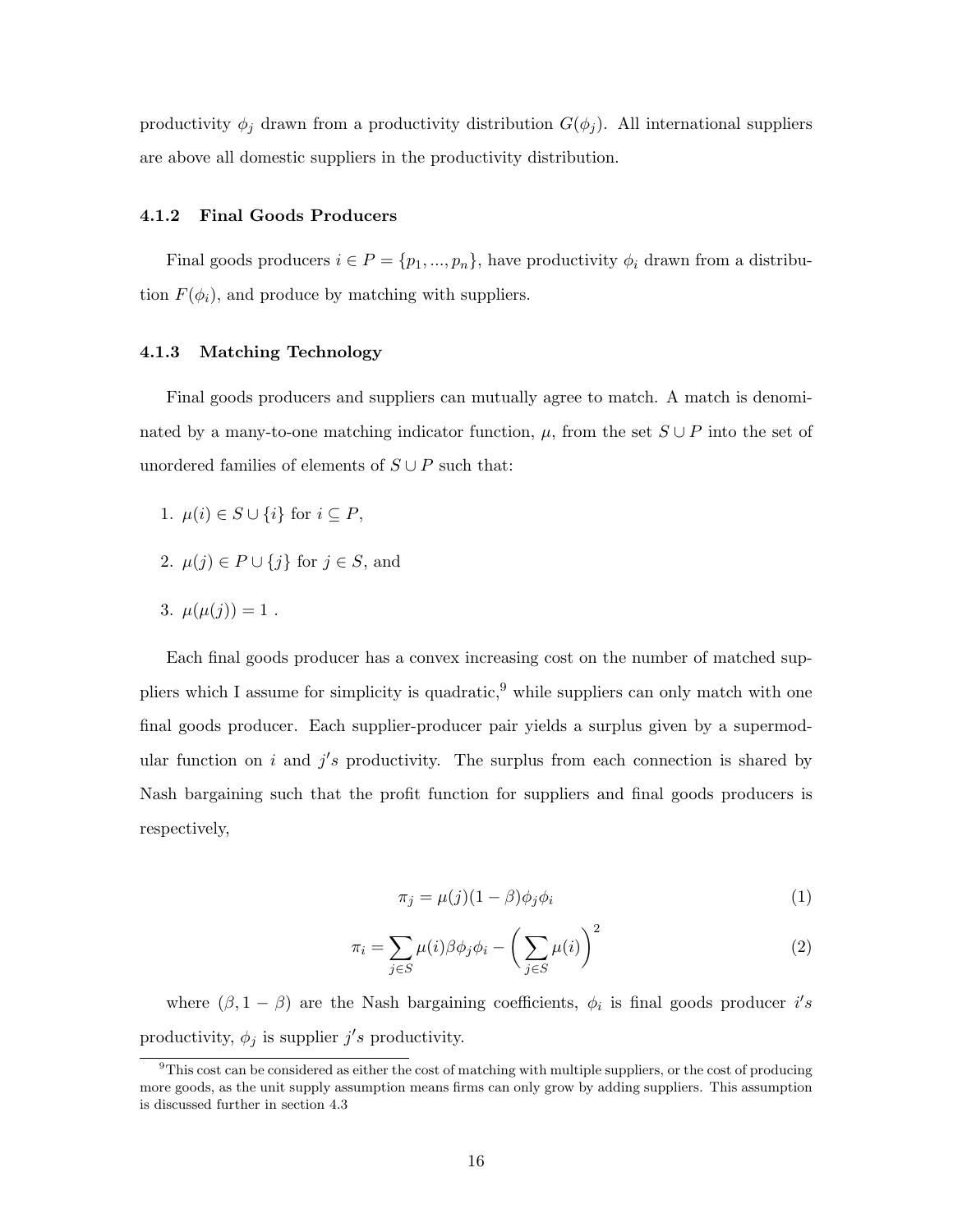productivity $\phi_j$ drawn from a productivity distribution $G(\phi_j)$. All international suppliers are above all domestic suppliers in the productivity distribution.

### 4.1.2 Final Goods Producers

Final goods producers $i \in P = \{p_1, ..., p_n\}$, have productivity $\phi_i$ drawn from a distribution $F(\phi_i)$, and produce by matching with suppliers.

### 4.1.3 Matching Technology

Final goods producers and suppliers can mutually agree to match. A match is denominated by a many-to-one matching indicator function, $\mu$, from the set $S \cup P$ into the set of unordered families of elements of $S \cup P$ such that:

1. $\mu(i) \in S \cup \{i\}$ for $i \subseteq P$,
2. $\mu(j) \in P \cup \{j\}$ for $j \in S$, and
3. $\mu(\mu(j)) = 1$ .

Each final goods producer has a convex increasing cost on the number of matched suppliers which I assume for simplicity is quadratic,[9] while suppliers can only match with one final goods producer. Each supplier-producer pair yields a surplus given by a supermodular function on $i$ and $j's$ productivity. The surplus from each connection is shared by Nash bargaining such that the profit function for suppliers and final goods producers is respectively,

$$\pi_j = \mu(j)(1 - \beta)\phi_j\phi_i \tag{1}$$

$$\pi_i = \sum_{j \in S} \mu(i)\beta\phi_j\phi_i - \left(\sum_{j \in S} \mu(i)\right)^2 \tag{2}$$

where $(\beta, 1 - \beta)$ are the Nash bargaining coefficients, $\phi_i$ is final goods producer $i's$ productivity, $\phi_j$ is supplier $j's$ productivity.

[9] This cost can be considered as either the cost of matching with multiple suppliers, or the cost of producing more goods, as the unit supply assumption means firms can only grow by adding suppliers. This assumption is discussed further in section 4.3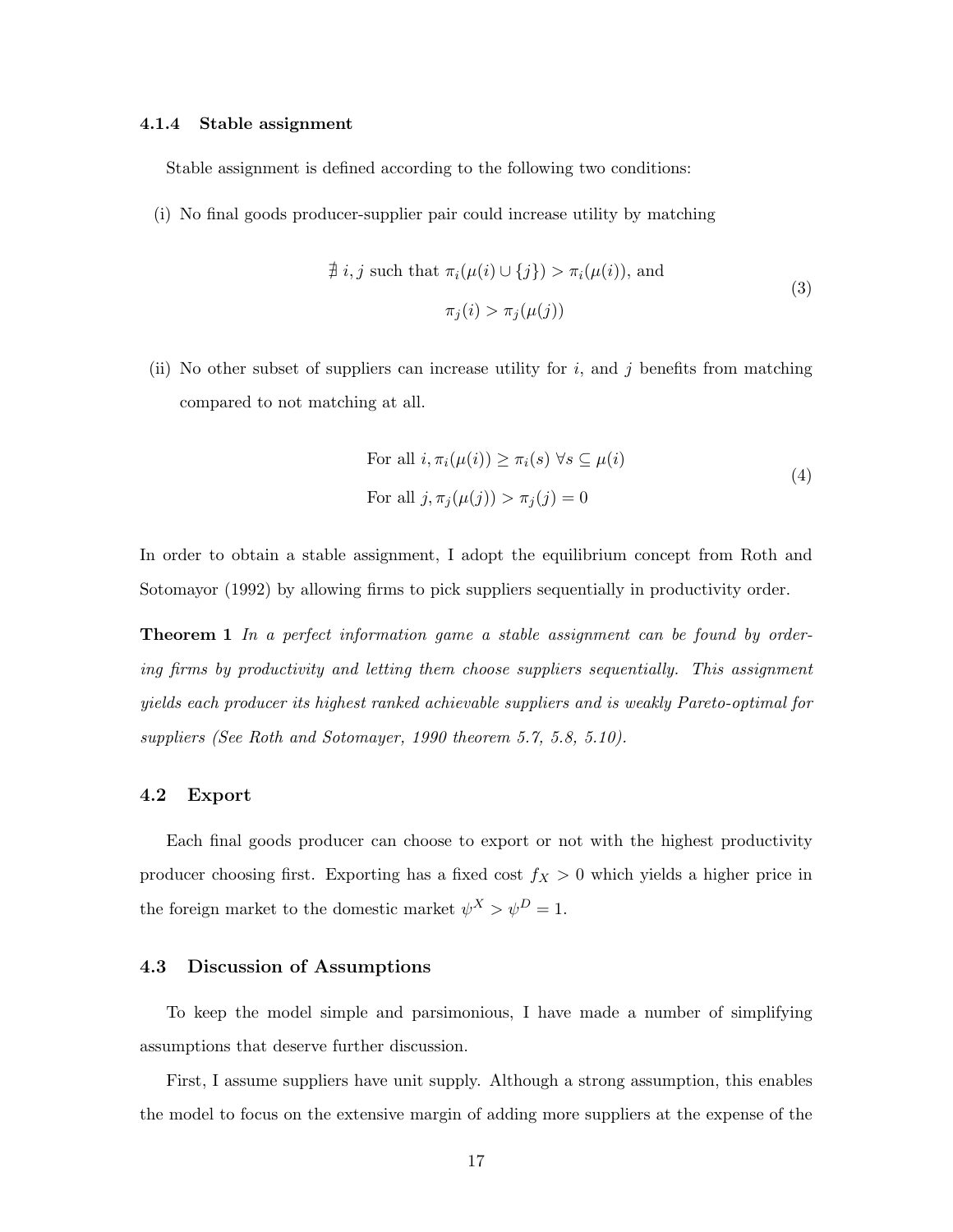#### 4.1.4 Stable assignment

Stable assignment is defined according to the following two conditions:

(i) No final goods producer-supplier pair could increase utility by matching

$$
\begin{aligned}
&\nexists\, i, j \text{ such that } \pi_i(\mu(i) \cup \{j\}) > \pi_i(\mu(i)), \text{ and} \\
&\pi_j(i) > \pi_j(\mu(j))
\end{aligned} \tag{3}
$$

(ii) No other subset of suppliers can increase utility for $i$, and $j$ benefits from matching compared to not matching at all.

$$
\begin{aligned}
&\text{For all } i, \pi_i(\mu(i)) \geq \pi_i(s) \;\forall s \subseteq \mu(i) \\
&\text{For all } j, \pi_j(\mu(j)) > \pi_j(j) = 0
\end{aligned} \tag{4}
$$

In order to obtain a stable assignment, I adopt the equilibrium concept from Roth and Sotomayor (1992) by allowing firms to pick suppliers sequentially in productivity order.

**Theorem 1** *In a perfect information game a stable assignment can be found by ordering firms by productivity and letting them choose suppliers sequentially. This assignment yields each producer its highest ranked achievable suppliers and is weakly Pareto-optimal for suppliers (See Roth and Sotomayer, 1990 theorem 5.7, 5.8, 5.10).*

### 4.2 Export

Each final goods producer can choose to export or not with the highest productivity producer choosing first. Exporting has a fixed cost $f_X > 0$ which yields a higher price in the foreign market to the domestic market $\psi^X > \psi^D = 1$.

### 4.3 Discussion of Assumptions

To keep the model simple and parsimonious, I have made a number of simplifying assumptions that deserve further discussion.

First, I assume suppliers have unit supply. Although a strong assumption, this enables the model to focus on the extensive margin of adding more suppliers at the expense of the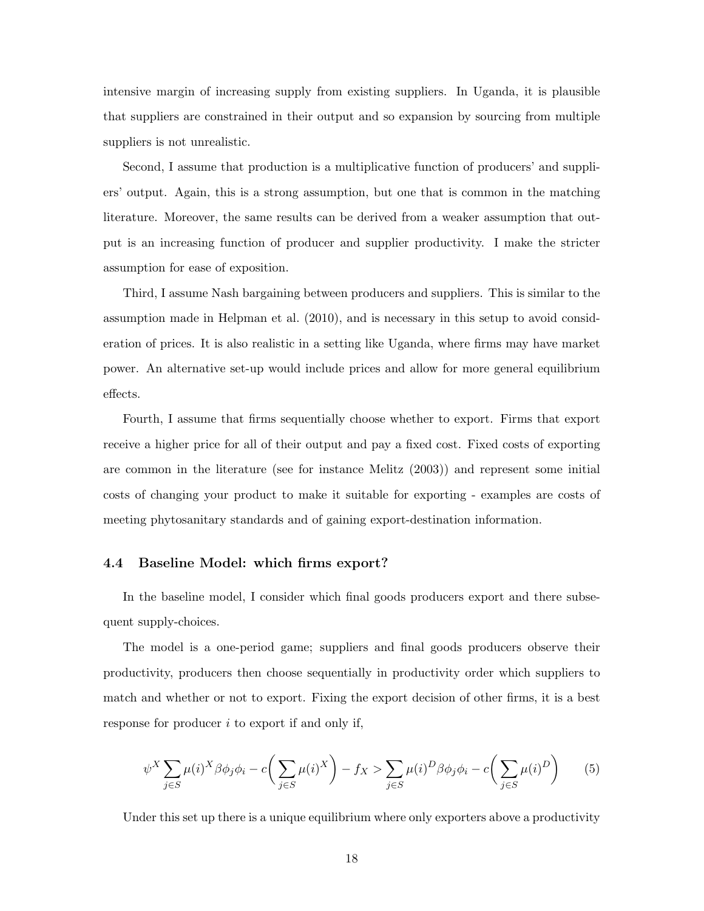intensive margin of increasing supply from existing suppliers. In Uganda, it is plausible that suppliers are constrained in their output and so expansion by sourcing from multiple suppliers is not unrealistic.

Second, I assume that production is a multiplicative function of producers' and suppliers' output. Again, this is a strong assumption, but one that is common in the matching literature. Moreover, the same results can be derived from a weaker assumption that output is an increasing function of producer and supplier productivity. I make the stricter assumption for ease of exposition.

Third, I assume Nash bargaining between producers and suppliers. This is similar to the assumption made in Helpman et al. (2010), and is necessary in this setup to avoid consideration of prices. It is also realistic in a setting like Uganda, where firms may have market power. An alternative set-up would include prices and allow for more general equilibrium effects.

Fourth, I assume that firms sequentially choose whether to export. Firms that export receive a higher price for all of their output and pay a fixed cost. Fixed costs of exporting are common in the literature (see for instance Melitz (2003)) and represent some initial costs of changing your product to make it suitable for exporting - examples are costs of meeting phytosanitary standards and of gaining export-destination information.

### 4.4 Baseline Model: which firms export?

In the baseline model, I consider which final goods producers export and there subsequent supply-choices.

The model is a one-period game; suppliers and final goods producers observe their productivity, producers then choose sequentially in productivity order which suppliers to match and whether or not to export. Fixing the export decision of other firms, it is a best response for producer $i$ to export if and only if,

$$\psi^X \sum_{j \in S} \mu(i)^X \beta \phi_j \phi_i - c\bigg(\sum_{j \in S} \mu(i)^X\bigg) - f_X > \sum_{j \in S} \mu(i)^D \beta \phi_j \phi_i - c\bigg(\sum_{j \in S} \mu(i)^D\bigg) \tag{5}$$

Under this set up there is a unique equilibrium where only exporters above a productivity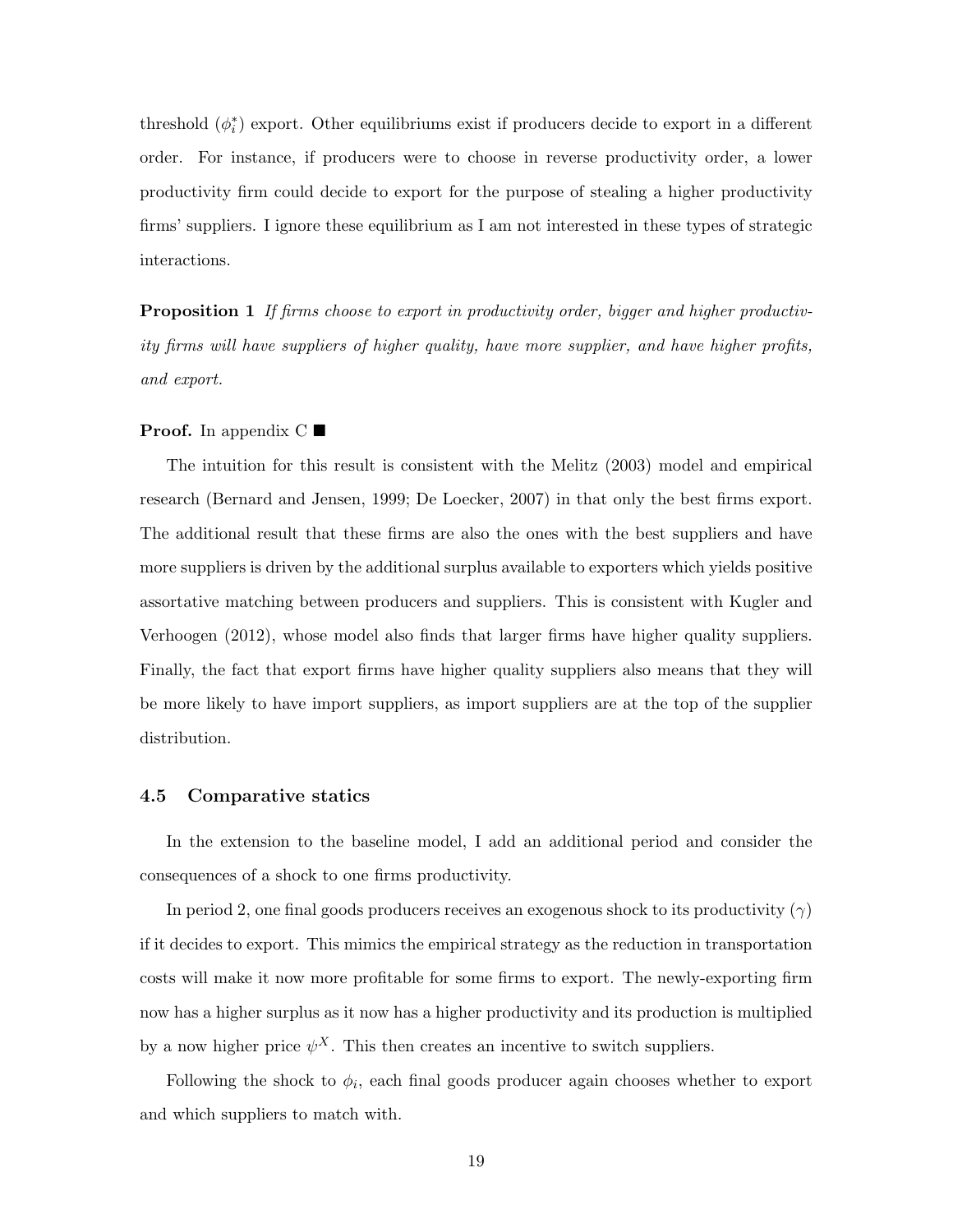threshold ($\phi_i^*$) export. Other equilibriums exist if producers decide to export in a different order. For instance, if producers were to choose in reverse productivity order, a lower productivity firm could decide to export for the purpose of stealing a higher productivity firms' suppliers. I ignore these equilibrium as I am not interested in these types of strategic interactions.

**Proposition 1** *If firms choose to export in productivity order, bigger and higher productivity firms will have suppliers of higher quality, have more supplier, and have higher profits, and export.*

**Proof.** In appendix C ■

The intuition for this result is consistent with the Melitz (2003) model and empirical research (Bernard and Jensen, 1999; De Loecker, 2007) in that only the best firms export. The additional result that these firms are also the ones with the best suppliers and have more suppliers is driven by the additional surplus available to exporters which yields positive assortative matching between producers and suppliers. This is consistent with Kugler and Verhoogen (2012), whose model also finds that larger firms have higher quality suppliers. Finally, the fact that export firms have higher quality suppliers also means that they will be more likely to have import suppliers, as import suppliers are at the top of the supplier distribution.

### 4.5 Comparative statics

In the extension to the baseline model, I add an additional period and consider the consequences of a shock to one firms productivity.

In period 2, one final goods producers receives an exogenous shock to its productivity ($\gamma$) if it decides to export. This mimics the empirical strategy as the reduction in transportation costs will make it now more profitable for some firms to export. The newly-exporting firm now has a higher surplus as it now has a higher productivity and its production is multiplied by a now higher price $\psi^X$. This then creates an incentive to switch suppliers.

Following the shock to $\phi_i$, each final goods producer again chooses whether to export and which suppliers to match with.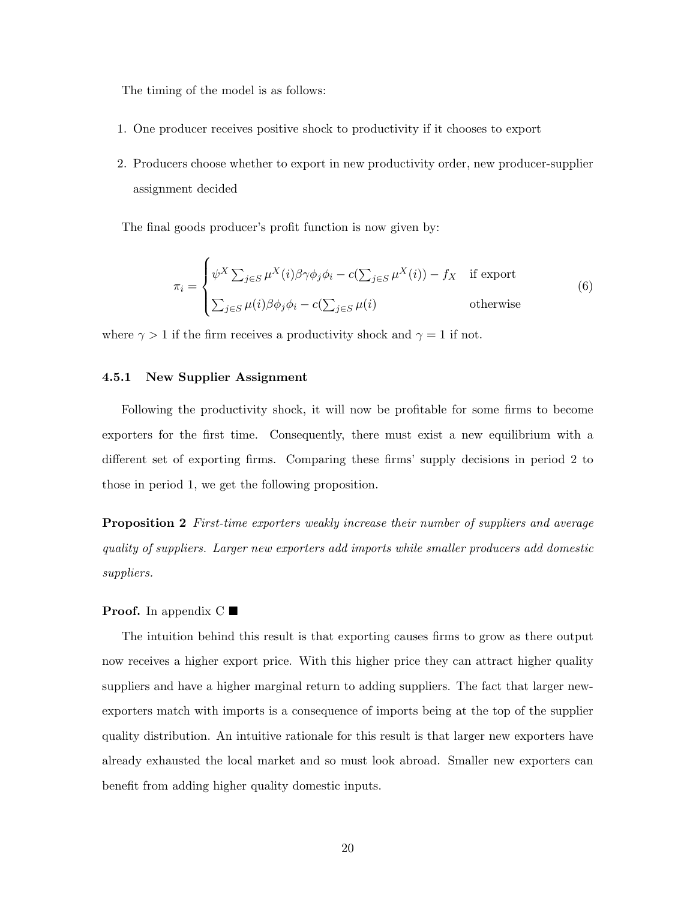The timing of the model is as follows:

1. One producer receives positive shock to productivity if it chooses to export
2. Producers choose whether to export in new productivity order, new producer-supplier assignment decided

The final goods producer's profit function is now given by:

$$
\pi_i = \begin{cases} \psi^X \sum_{j \in S} \mu^X(i) \beta \gamma \phi_j \phi_i - c(\sum_{j \in S} \mu^X(i)) - f_X & \text{if export} \\ \sum_{j \in S} \mu(i) \beta \phi_j \phi_i - c(\sum_{j \in S} \mu(i) & \text{otherwise} \end{cases} \tag{6}
$$

where $\gamma > 1$ if the firm receives a productivity shock and $\gamma = 1$ if not.

### 4.5.1 New Supplier Assignment

Following the productivity shock, it will now be profitable for some firms to become exporters for the first time. Consequently, there must exist a new equilibrium with a different set of exporting firms. Comparing these firms' supply decisions in period 2 to those in period 1, we get the following proposition.

**Proposition 2** *First-time exporters weakly increase their number of suppliers and average quality of suppliers. Larger new exporters add imports while smaller producers add domestic suppliers.*

**Proof.** In appendix C ■

The intuition behind this result is that exporting causes firms to grow as there output now receives a higher export price. With this higher price they can attract higher quality suppliers and have a higher marginal return to adding suppliers. The fact that larger new-exporters match with imports is a consequence of imports being at the top of the supplier quality distribution. An intuitive rationale for this result is that larger new exporters have already exhausted the local market and so must look abroad. Smaller new exporters can benefit from adding higher quality domestic inputs.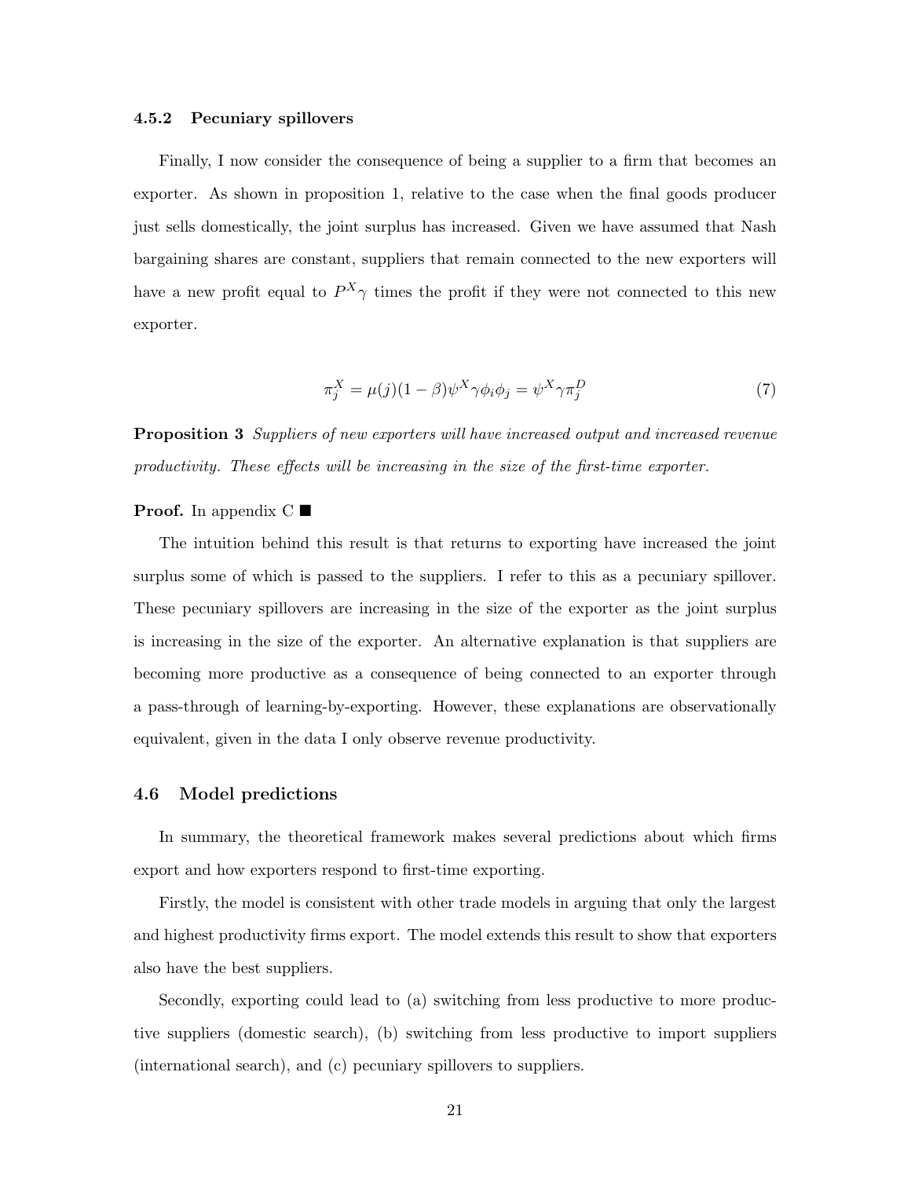### 4.5.2 Pecuniary spillovers

Finally, I now consider the consequence of being a supplier to a firm that becomes an exporter. As shown in proposition 1, relative to the case when the final goods producer just sells domestically, the joint surplus has increased. Given we have assumed that Nash bargaining shares are constant, suppliers that remain connected to the new exporters will have a new profit equal to $P^X\gamma$ times the profit if they were not connected to this new exporter.

$$\pi_j^X = \mu(j)(1-\beta)\psi^X\gamma\phi_i\phi_j = \psi^X\gamma\pi_j^D \tag{7}$$

**Proposition 3** *Suppliers of new exporters will have increased output and increased revenue productivity. These effects will be increasing in the size of the first-time exporter.*

**Proof.** In appendix C ∎

The intuition behind this result is that returns to exporting have increased the joint surplus some of which is passed to the suppliers. I refer to this as a pecuniary spillover. These pecuniary spillovers are increasing in the size of the exporter as the joint surplus is increasing in the size of the exporter. An alternative explanation is that suppliers are becoming more productive as a consequence of being connected to an exporter through a pass-through of learning-by-exporting. However, these explanations are observationally equivalent, given in the data I only observe revenue productivity.

## 4.6 Model predictions

In summary, the theoretical framework makes several predictions about which firms export and how exporters respond to first-time exporting.

Firstly, the model is consistent with other trade models in arguing that only the largest and highest productivity firms export. The model extends this result to show that exporters also have the best suppliers.

Secondly, exporting could lead to (a) switching from less productive to more productive suppliers (domestic search), (b) switching from less productive to import suppliers (international search), and (c) pecuniary spillovers to suppliers.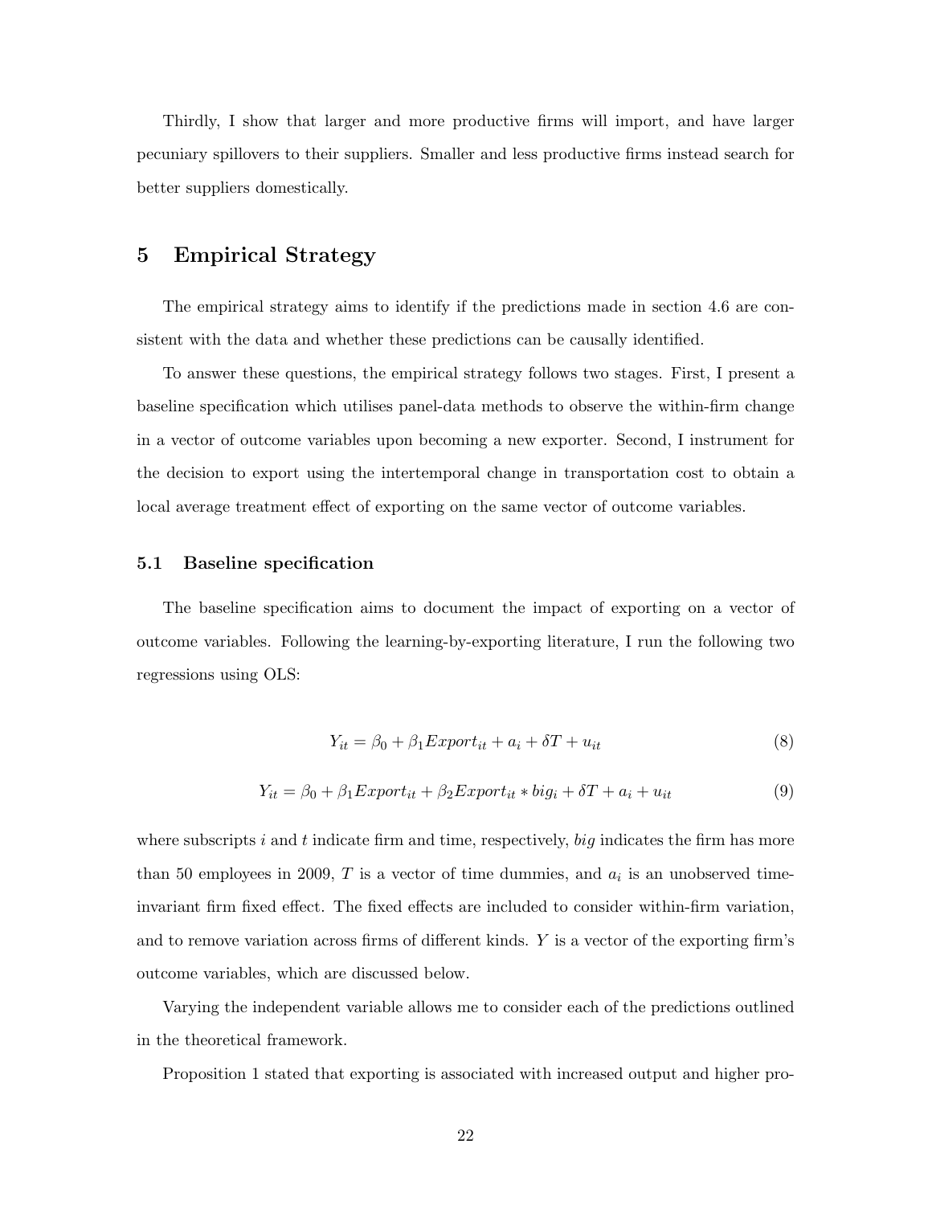Thirdly, I show that larger and more productive firms will import, and have larger pecuniary spillovers to their suppliers. Smaller and less productive firms instead search for better suppliers domestically.

# 5 Empirical Strategy

The empirical strategy aims to identify if the predictions made in section 4.6 are consistent with the data and whether these predictions can be causally identified.

To answer these questions, the empirical strategy follows two stages. First, I present a baseline specification which utilises panel-data methods to observe the within-firm change in a vector of outcome variables upon becoming a new exporter. Second, I instrument for the decision to export using the intertemporal change in transportation cost to obtain a local average treatment effect of exporting on the same vector of outcome variables.

## 5.1 Baseline specification

The baseline specification aims to document the impact of exporting on a vector of outcome variables. Following the learning-by-exporting literature, I run the following two regressions using OLS:

$$Y_{it} = \beta_0 + \beta_1 Export_{it} + a_i + \delta T + u_{it} \tag{8}$$

$$Y_{it} = \beta_0 + \beta_1 Export_{it} + \beta_2 Export_{it} * big_i + \delta T + a_i + u_{it} \tag{9}$$

where subscripts $i$ and $t$ indicate firm and time, respectively, $big$ indicates the firm has more than 50 employees in 2009, $T$ is a vector of time dummies, and $a_i$ is an unobserved time-invariant firm fixed effect. The fixed effects are included to consider within-firm variation, and to remove variation across firms of different kinds. $Y$ is a vector of the exporting firm's outcome variables, which are discussed below.

Varying the independent variable allows me to consider each of the predictions outlined in the theoretical framework.

Proposition 1 stated that exporting is associated with increased output and higher pro-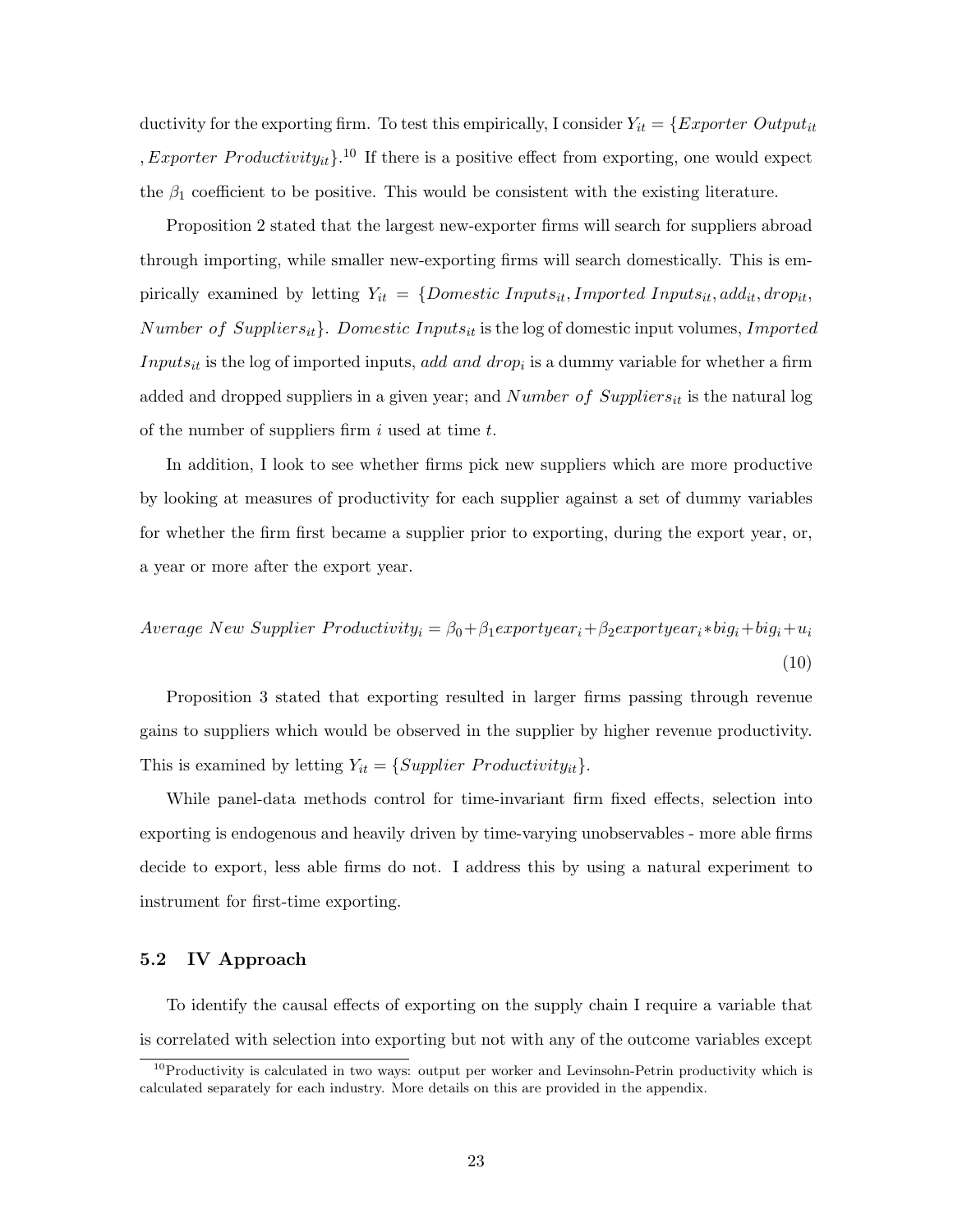ductivity for the exporting firm. To test this empirically, I consider $Y_{it} = \{Exporter\ Output_{it}, Exporter\ Productivity_{it}\}$.[10] If there is a positive effect from exporting, one would expect the $\beta_1$ coefficient to be positive. This would be consistent with the existing literature.

Proposition 2 stated that the largest new-exporter firms will search for suppliers abroad through importing, while smaller new-exporting firms will search domestically. This is empirically examined by letting $Y_{it} = \{Domestic\ Inputs_{it}, Imported\ Inputs_{it}, add_{it}, drop_{it}, Number\ of\ Suppliers_{it}\}$. $Domestic\ Inputs_{it}$ is the log of domestic input volumes, $Imported\ Inputs_{it}$ is the log of imported inputs, *add and drop*$_i$ is a dummy variable for whether a firm added and dropped suppliers in a given year; and $Number\ of\ Suppliers_{it}$ is the natural log of the number of suppliers firm $i$ used at time $t$.

In addition, I look to see whether firms pick new suppliers which are more productive by looking at measures of productivity for each supplier against a set of dummy variables for whether the firm first became a supplier prior to exporting, during the export year, or, a year or more after the export year.

$$Average\ New\ Supplier\ Productivity_i = \beta_0 + \beta_1 exportyear_i + \beta_2 exportyear_i * big_i + big_i + u_i \tag{10}$$

Proposition 3 stated that exporting resulted in larger firms passing through revenue gains to suppliers which would be observed in the supplier by higher revenue productivity. This is examined by letting $Y_{it} = \{Supplier\ Productivity_{it}\}$.

While panel-data methods control for time-invariant firm fixed effects, selection into exporting is endogenous and heavily driven by time-varying unobservables - more able firms decide to export, less able firms do not. I address this by using a natural experiment to instrument for first-time exporting.

### 5.2 IV Approach

To identify the causal effects of exporting on the supply chain I require a variable that is correlated with selection into exporting but not with any of the outcome variables except

[10] Productivity is calculated in two ways: output per worker and Levinsohn-Petrin productivity which is calculated separately for each industry. More details on this are provided in the appendix.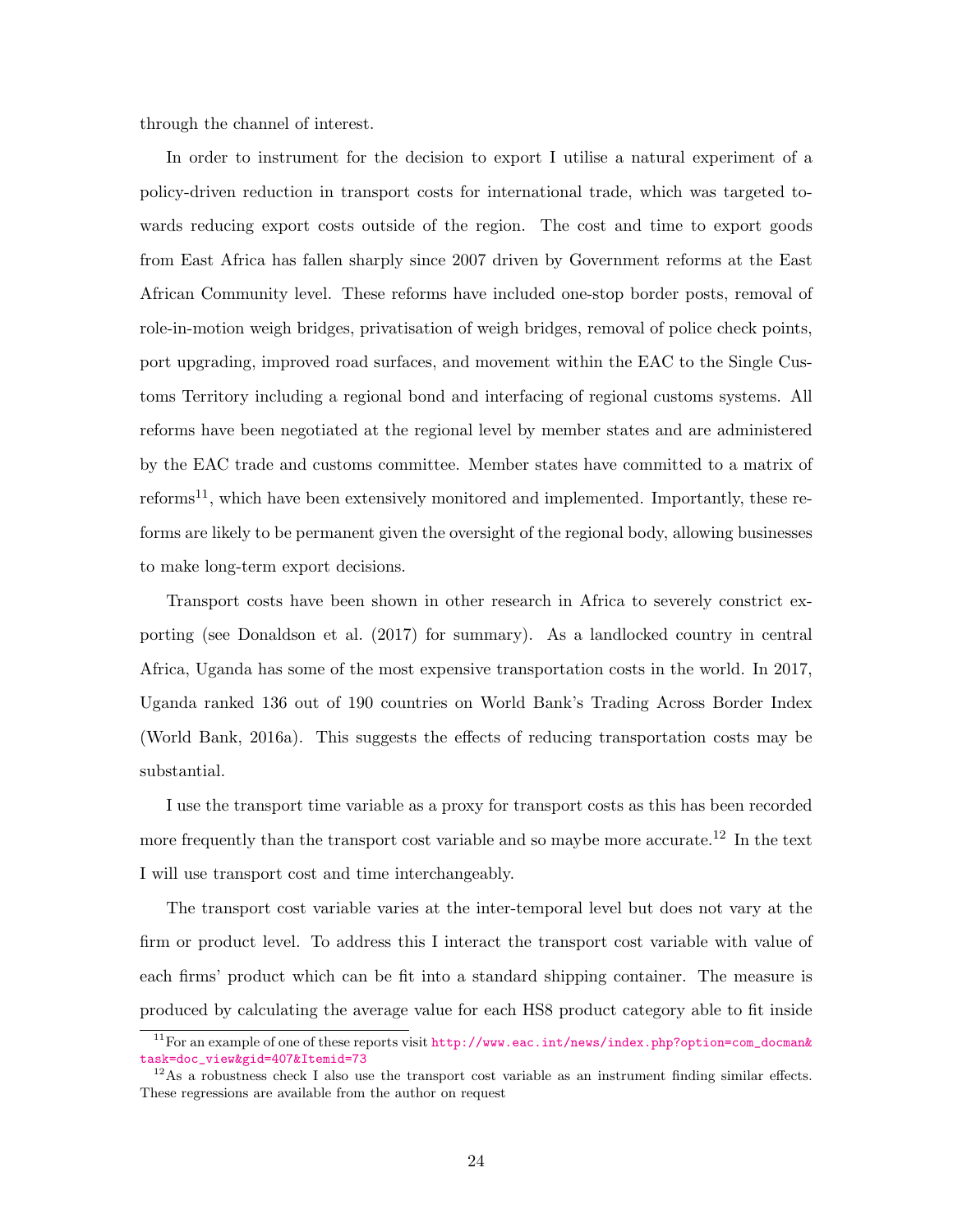through the channel of interest.

In order to instrument for the decision to export I utilise a natural experiment of a policy-driven reduction in transport costs for international trade, which was targeted towards reducing export costs outside of the region. The cost and time to export goods from East Africa has fallen sharply since 2007 driven by Government reforms at the East African Community level. These reforms have included one-stop border posts, removal of role-in-motion weigh bridges, privatisation of weigh bridges, removal of police check points, port upgrading, improved road surfaces, and movement within the EAC to the Single Customs Territory including a regional bond and interfacing of regional customs systems. All reforms have been negotiated at the regional level by member states and are administered by the EAC trade and customs committee. Member states have committed to a matrix of reforms[11], which have been extensively monitored and implemented. Importantly, these reforms are likely to be permanent given the oversight of the regional body, allowing businesses to make long-term export decisions.

Transport costs have been shown in other research in Africa to severely constrict exporting (see Donaldson et al. (2017) for summary). As a landlocked country in central Africa, Uganda has some of the most expensive transportation costs in the world. In 2017, Uganda ranked 136 out of 190 countries on World Bank's Trading Across Border Index (World Bank, 2016a). This suggests the effects of reducing transportation costs may be substantial.

I use the transport time variable as a proxy for transport costs as this has been recorded more frequently than the transport cost variable and so maybe more accurate.[12] In the text I will use transport cost and time interchangeably.

The transport cost variable varies at the inter-temporal level but does not vary at the firm or product level. To address this I interact the transport cost variable with value of each firms' product which can be fit into a standard shipping container. The measure is produced by calculating the average value for each HS8 product category able to fit inside

[11] For an example of one of these reports visit http://www.eac.int/news/index.php?option=com_docman&task=doc_view&gid=407&Itemid=73

[12] As a robustness check I also use the transport cost variable as an instrument finding similar effects. These regressions are available from the author on request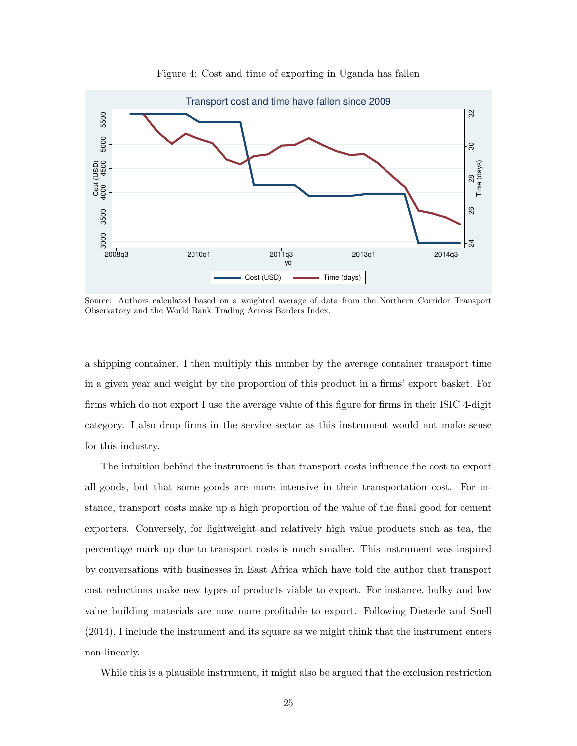Figure 4: Cost and time of exporting in Uganda has fallen

Source: Authors calculated based on a weighted average of data from the Northern Corridor Transport Observatory and the World Bank Trading Across Borders Index.

a shipping container. I then multiply this number by the average container transport time in a given year and weight by the proportion of this product in a firms' export basket. For firms which do not export I use the average value of this figure for firms in their ISIC 4-digit category. I also drop firms in the service sector as this instrument would not make sense for this industry.

The intuition behind the instrument is that transport costs influence the cost to export all goods, but that some goods are more intensive in their transportation cost. For instance, transport costs make up a high proportion of the value of the final good for cement exporters. Conversely, for lightweight and relatively high value products such as tea, the percentage mark-up due to transport costs is much smaller. This instrument was inspired by conversations with businesses in East Africa which have told the author that transport cost reductions make new types of products viable to export. For instance, bulky and low value building materials are now more profitable to export. Following Dieterle and Snell (2014), I include the instrument and its square as we might think that the instrument enters non-linearly.

While this is a plausible instrument, it might also be argued that the exclusion restriction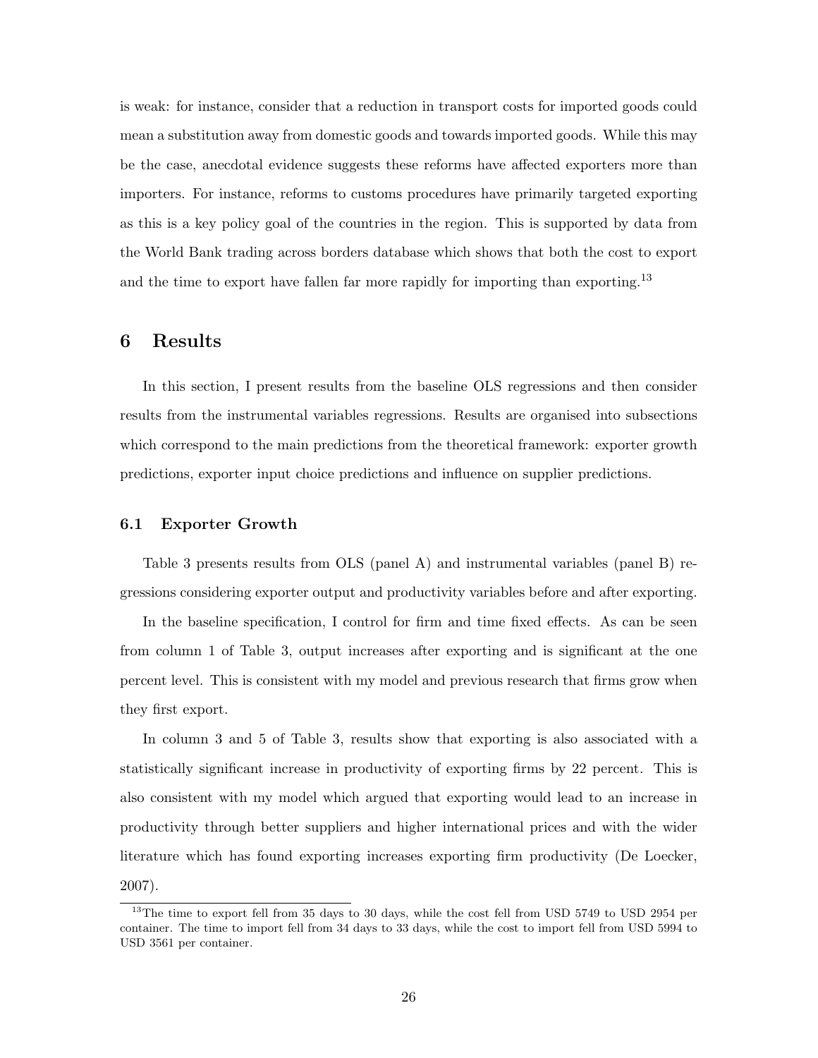is weak: for instance, consider that a reduction in transport costs for imported goods could mean a substitution away from domestic goods and towards imported goods. While this may be the case, anecdotal evidence suggests these reforms have affected exporters more than importers. For instance, reforms to customs procedures have primarily targeted exporting as this is a key policy goal of the countries in the region. This is supported by data from the World Bank trading across borders database which shows that both the cost to export and the time to export have fallen far more rapidly for importing than exporting.[13]

## 6 Results

In this section, I present results from the baseline OLS regressions and then consider results from the instrumental variables regressions. Results are organised into subsections which correspond to the main predictions from the theoretical framework: exporter growth predictions, exporter input choice predictions and influence on supplier predictions.

### 6.1 Exporter Growth

Table 3 presents results from OLS (panel A) and instrumental variables (panel B) regressions considering exporter output and productivity variables before and after exporting.

In the baseline specification, I control for firm and time fixed effects. As can be seen from column 1 of Table 3, output increases after exporting and is significant at the one percent level. This is consistent with my model and previous research that firms grow when they first export.

In column 3 and 5 of Table 3, results show that exporting is also associated with a statistically significant increase in productivity of exporting firms by 22 percent. This is also consistent with my model which argued that exporting would lead to an increase in productivity through better suppliers and higher international prices and with the wider literature which has found exporting increases exporting firm productivity (De Loecker, 2007).

[13] The time to export fell from 35 days to 30 days, while the cost fell from USD 5749 to USD 2954 per container. The time to import fell from 34 days to 33 days, while the cost to import fell from USD 5994 to USD 3561 per container.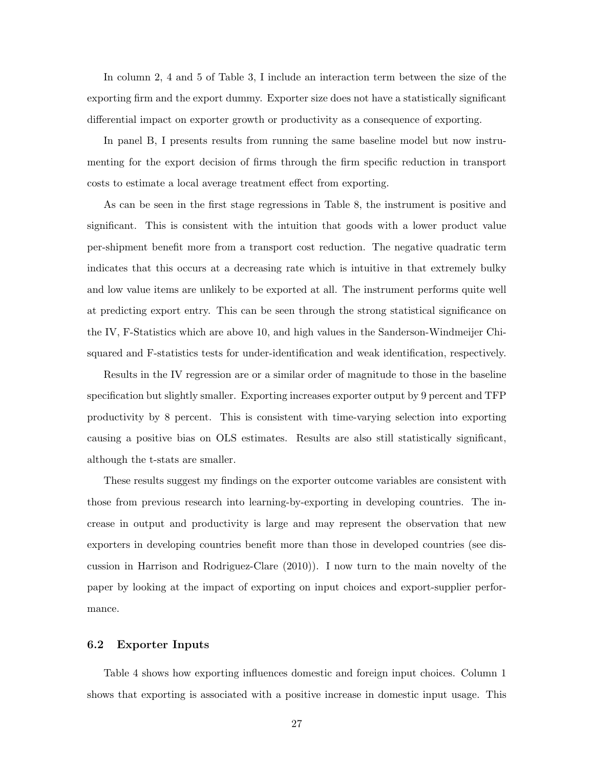In column 2, 4 and 5 of Table 3, I include an interaction term between the size of the exporting firm and the export dummy. Exporter size does not have a statistically significant differential impact on exporter growth or productivity as a consequence of exporting.

In panel B, I presents results from running the same baseline model but now instrumenting for the export decision of firms through the firm specific reduction in transport costs to estimate a local average treatment effect from exporting.

As can be seen in the first stage regressions in Table 8, the instrument is positive and significant. This is consistent with the intuition that goods with a lower product value per-shipment benefit more from a transport cost reduction. The negative quadratic term indicates that this occurs at a decreasing rate which is intuitive in that extremely bulky and low value items are unlikely to be exported at all. The instrument performs quite well at predicting export entry. This can be seen through the strong statistical significance on the IV, F-Statistics which are above 10, and high values in the Sanderson-Windmeijer Chi-squared and F-statistics tests for under-identification and weak identification, respectively.

Results in the IV regression are or a similar order of magnitude to those in the baseline specification but slightly smaller. Exporting increases exporter output by 9 percent and TFP productivity by 8 percent. This is consistent with time-varying selection into exporting causing a positive bias on OLS estimates. Results are also still statistically significant, although the t-stats are smaller.

These results suggest my findings on the exporter outcome variables are consistent with those from previous research into learning-by-exporting in developing countries. The increase in output and productivity is large and may represent the observation that new exporters in developing countries benefit more than those in developed countries (see discussion in Harrison and Rodriguez-Clare (2010)). I now turn to the main novelty of the paper by looking at the impact of exporting on input choices and export-supplier performance.

### 6.2 Exporter Inputs

Table 4 shows how exporting influences domestic and foreign input choices. Column 1 shows that exporting is associated with a positive increase in domestic input usage. This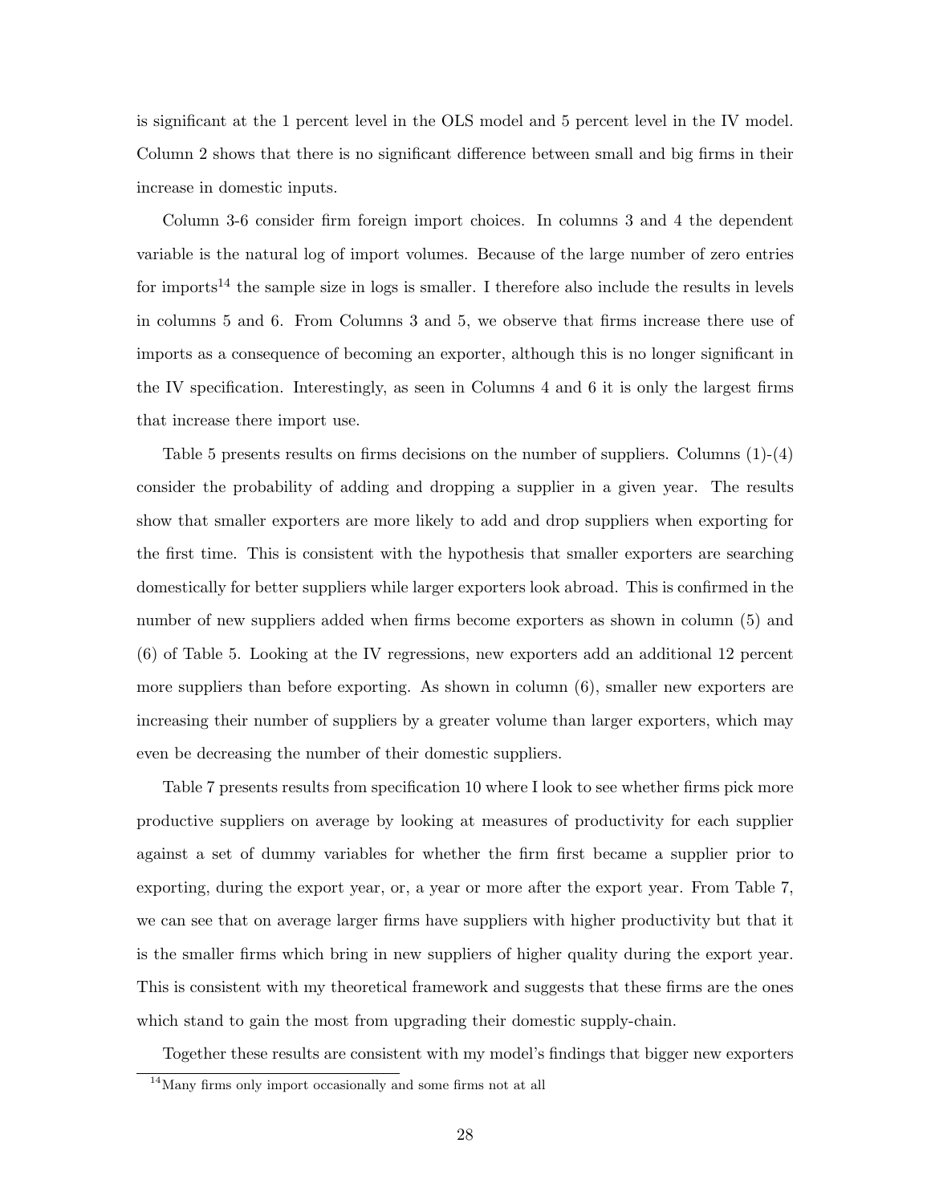is significant at the 1 percent level in the OLS model and 5 percent level in the IV model. Column 2 shows that there is no significant difference between small and big firms in their increase in domestic inputs.

Column 3-6 consider firm foreign import choices. In columns 3 and 4 the dependent variable is the natural log of import volumes. Because of the large number of zero entries for imports[14] the sample size in logs is smaller. I therefore also include the results in levels in columns 5 and 6. From Columns 3 and 5, we observe that firms increase there use of imports as a consequence of becoming an exporter, although this is no longer significant in the IV specification. Interestingly, as seen in Columns 4 and 6 it is only the largest firms that increase there import use.

Table 5 presents results on firms decisions on the number of suppliers. Columns (1)-(4) consider the probability of adding and dropping a supplier in a given year. The results show that smaller exporters are more likely to add and drop suppliers when exporting for the first time. This is consistent with the hypothesis that smaller exporters are searching domestically for better suppliers while larger exporters look abroad. This is confirmed in the number of new suppliers added when firms become exporters as shown in column (5) and (6) of Table 5. Looking at the IV regressions, new exporters add an additional 12 percent more suppliers than before exporting. As shown in column (6), smaller new exporters are increasing their number of suppliers by a greater volume than larger exporters, which may even be decreasing the number of their domestic suppliers.

Table 7 presents results from specification 10 where I look to see whether firms pick more productive suppliers on average by looking at measures of productivity for each supplier against a set of dummy variables for whether the firm first became a supplier prior to exporting, during the export year, or, a year or more after the export year. From Table 7, we can see that on average larger firms have suppliers with higher productivity but that it is the smaller firms which bring in new suppliers of higher quality during the export year. This is consistent with my theoretical framework and suggests that these firms are the ones which stand to gain the most from upgrading their domestic supply-chain.

Together these results are consistent with my model's findings that bigger new exporters

[14] Many firms only import occasionally and some firms not at all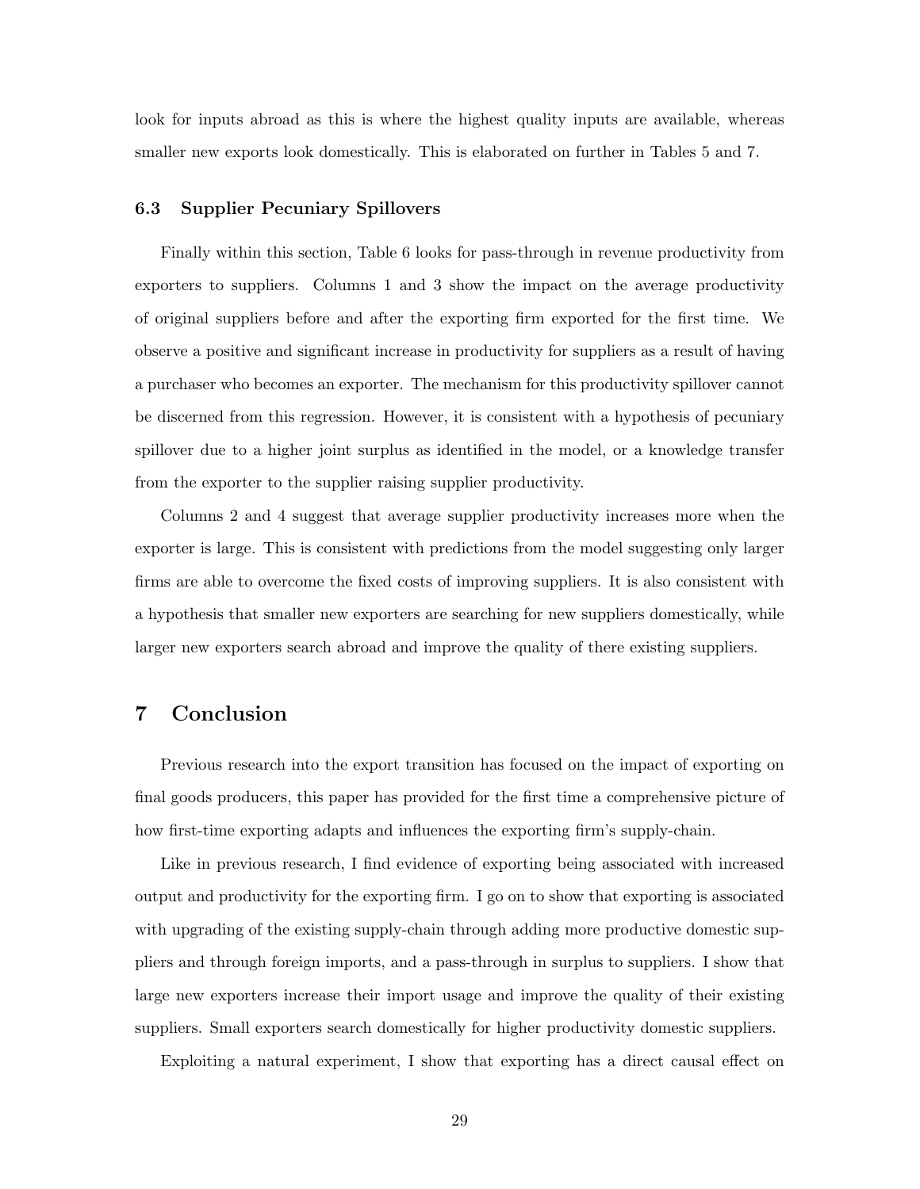look for inputs abroad as this is where the highest quality inputs are available, whereas smaller new exports look domestically. This is elaborated on further in Tables 5 and 7.

### 6.3 Supplier Pecuniary Spillovers

Finally within this section, Table 6 looks for pass-through in revenue productivity from exporters to suppliers. Columns 1 and 3 show the impact on the average productivity of original suppliers before and after the exporting firm exported for the first time. We observe a positive and significant increase in productivity for suppliers as a result of having a purchaser who becomes an exporter. The mechanism for this productivity spillover cannot be discerned from this regression. However, it is consistent with a hypothesis of pecuniary spillover due to a higher joint surplus as identified in the model, or a knowledge transfer from the exporter to the supplier raising supplier productivity.

Columns 2 and 4 suggest that average supplier productivity increases more when the exporter is large. This is consistent with predictions from the model suggesting only larger firms are able to overcome the fixed costs of improving suppliers. It is also consistent with a hypothesis that smaller new exporters are searching for new suppliers domestically, while larger new exporters search abroad and improve the quality of there existing suppliers.

## 7 Conclusion

Previous research into the export transition has focused on the impact of exporting on final goods producers, this paper has provided for the first time a comprehensive picture of how first-time exporting adapts and influences the exporting firm's supply-chain.

Like in previous research, I find evidence of exporting being associated with increased output and productivity for the exporting firm. I go on to show that exporting is associated with upgrading of the existing supply-chain through adding more productive domestic suppliers and through foreign imports, and a pass-through in surplus to suppliers. I show that large new exporters increase their import usage and improve the quality of their existing suppliers. Small exporters search domestically for higher productivity domestic suppliers.

Exploiting a natural experiment, I show that exporting has a direct causal effect on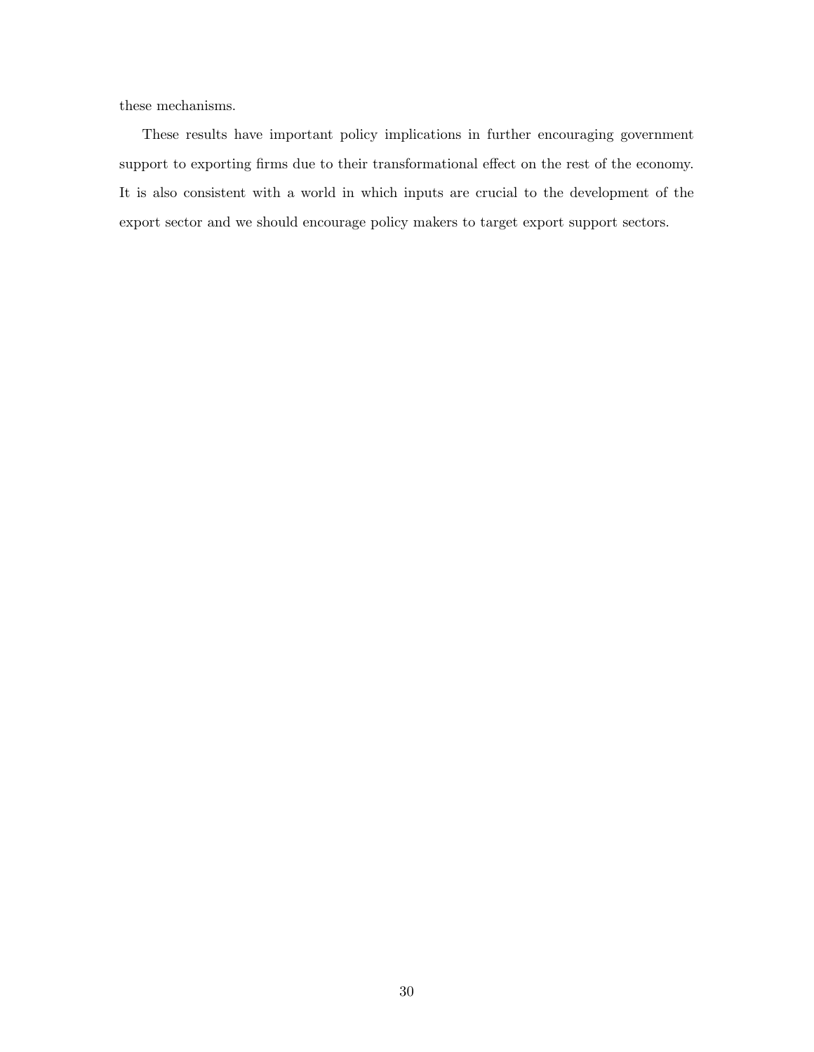these mechanisms.

These results have important policy implications in further encouraging government support to exporting firms due to their transformational effect on the rest of the economy. It is also consistent with a world in which inputs are crucial to the development of the export sector and we should encourage policy makers to target export support sectors.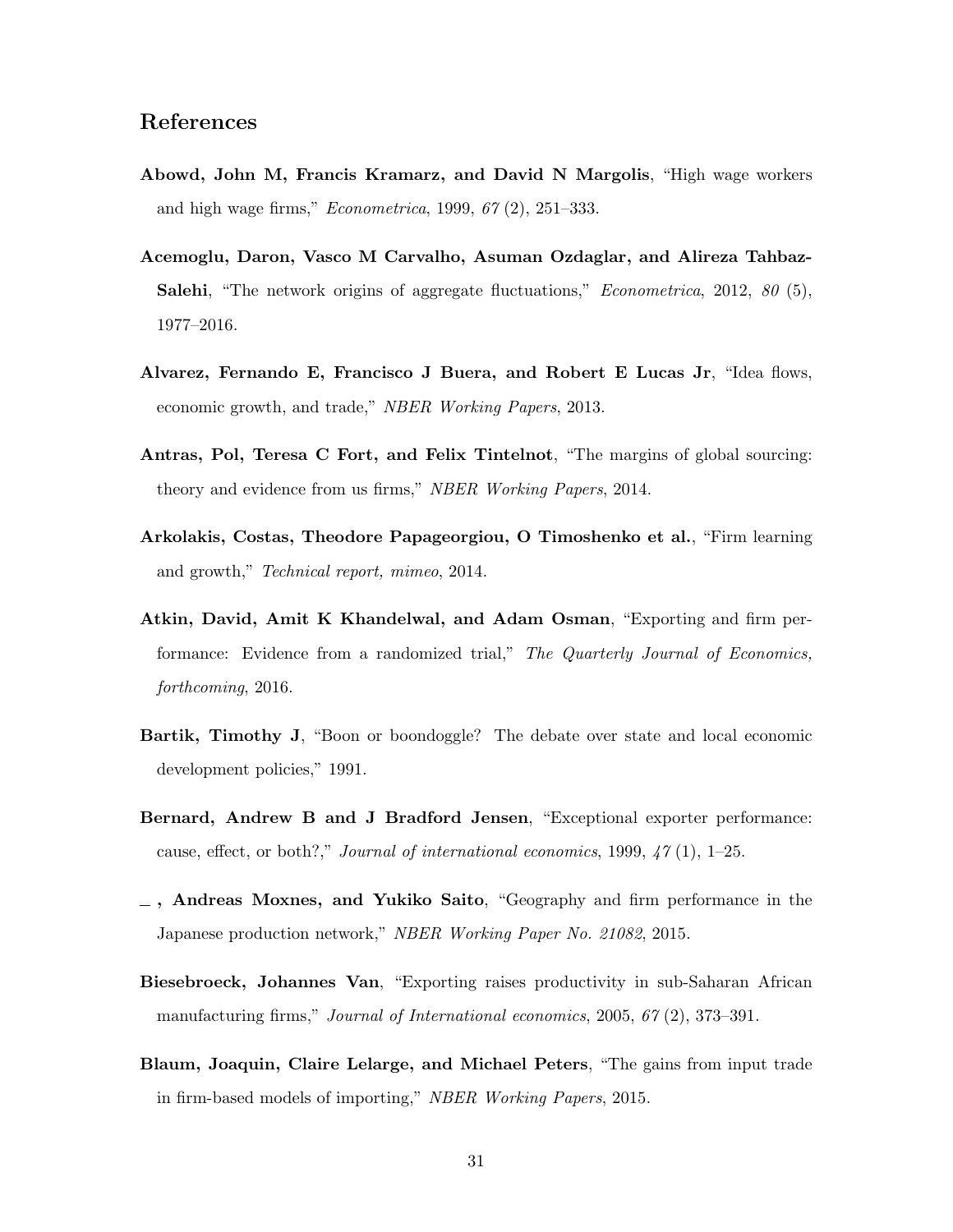## References

**Abowd, John M, Francis Kramarz, and David N Margolis**, "High wage workers and high wage firms," *Econometrica*, 1999, *67* (2), 251–333.

**Acemoglu, Daron, Vasco M Carvalho, Asuman Ozdaglar, and Alireza Tahbaz-Salehi**, "The network origins of aggregate fluctuations," *Econometrica*, 2012, *80* (5), 1977–2016.

**Alvarez, Fernando E, Francisco J Buera, and Robert E Lucas Jr**, "Idea flows, economic growth, and trade," *NBER Working Papers*, 2013.

**Antras, Pol, Teresa C Fort, and Felix Tintelnot**, "The margins of global sourcing: theory and evidence from us firms," *NBER Working Papers*, 2014.

**Arkolakis, Costas, Theodore Papageorgiou, O Timoshenko et al.**, "Firm learning and growth," *Technical report, mimeo*, 2014.

**Atkin, David, Amit K Khandelwal, and Adam Osman**, "Exporting and firm performance: Evidence from a randomized trial," *The Quarterly Journal of Economics, forthcoming*, 2016.

**Bartik, Timothy J**, "Boon or boondoggle? The debate over state and local economic development policies," 1991.

**Bernard, Andrew B and J Bradford Jensen**, "Exceptional exporter performance: cause, effect, or both?," *Journal of international economics*, 1999, *47* (1), 1–25.

**_ , Andreas Moxnes, and Yukiko Saito**, "Geography and firm performance in the Japanese production network," *NBER Working Paper No. 21082*, 2015.

**Biesebroeck, Johannes Van**, "Exporting raises productivity in sub-Saharan African manufacturing firms," *Journal of International economics*, 2005, *67* (2), 373–391.

**Blaum, Joaquin, Claire Lelarge, and Michael Peters**, "The gains from input trade in firm-based models of importing," *NBER Working Papers*, 2015.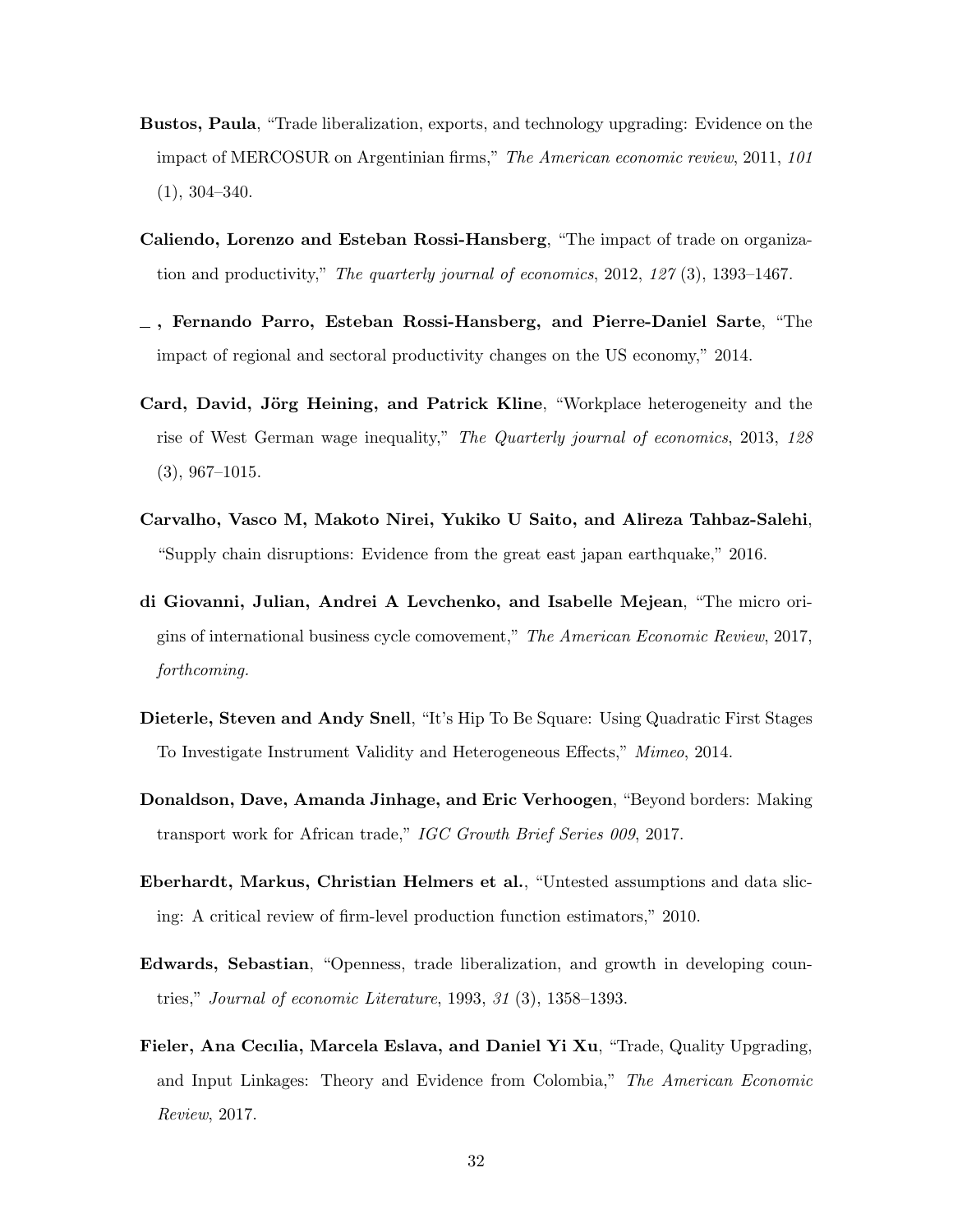**Bustos, Paula**, "Trade liberalization, exports, and technology upgrading: Evidence on the impact of MERCOSUR on Argentinian firms," *The American economic review*, 2011, *101* (1), 304–340.

**Caliendo, Lorenzo and Esteban Rossi-Hansberg**, "The impact of trade on organization and productivity," *The quarterly journal of economics*, 2012, *127* (3), 1393–1467.

**_ , Fernando Parro, Esteban Rossi-Hansberg, and Pierre-Daniel Sarte**, "The impact of regional and sectoral productivity changes on the US economy," 2014.

**Card, David, Jörg Heining, and Patrick Kline**, "Workplace heterogeneity and the rise of West German wage inequality," *The Quarterly journal of economics*, 2013, *128* (3), 967–1015.

**Carvalho, Vasco M, Makoto Nirei, Yukiko U Saito, and Alireza Tahbaz-Salehi**, "Supply chain disruptions: Evidence from the great east japan earthquake," 2016.

**di Giovanni, Julian, Andrei A Levchenko, and Isabelle Mejean**, "The micro origins of international business cycle comovement," *The American Economic Review*, 2017, *forthcoming.*

**Dieterle, Steven and Andy Snell**, "It's Hip To Be Square: Using Quadratic First Stages To Investigate Instrument Validity and Heterogeneous Effects," *Mimeo*, 2014.

**Donaldson, Dave, Amanda Jinhage, and Eric Verhoogen**, "Beyond borders: Making transport work for African trade," *IGC Growth Brief Series 009*, 2017.

**Eberhardt, Markus, Christian Helmers et al.**, "Untested assumptions and data slicing: A critical review of firm-level production function estimators," 2010.

**Edwards, Sebastian**, "Openness, trade liberalization, and growth in developing countries," *Journal of economic Literature*, 1993, *31* (3), 1358–1393.

**Fieler, Ana Cecılia, Marcela Eslava, and Daniel Yi Xu**, "Trade, Quality Upgrading, and Input Linkages: Theory and Evidence from Colombia," *The American Economic Review*, 2017.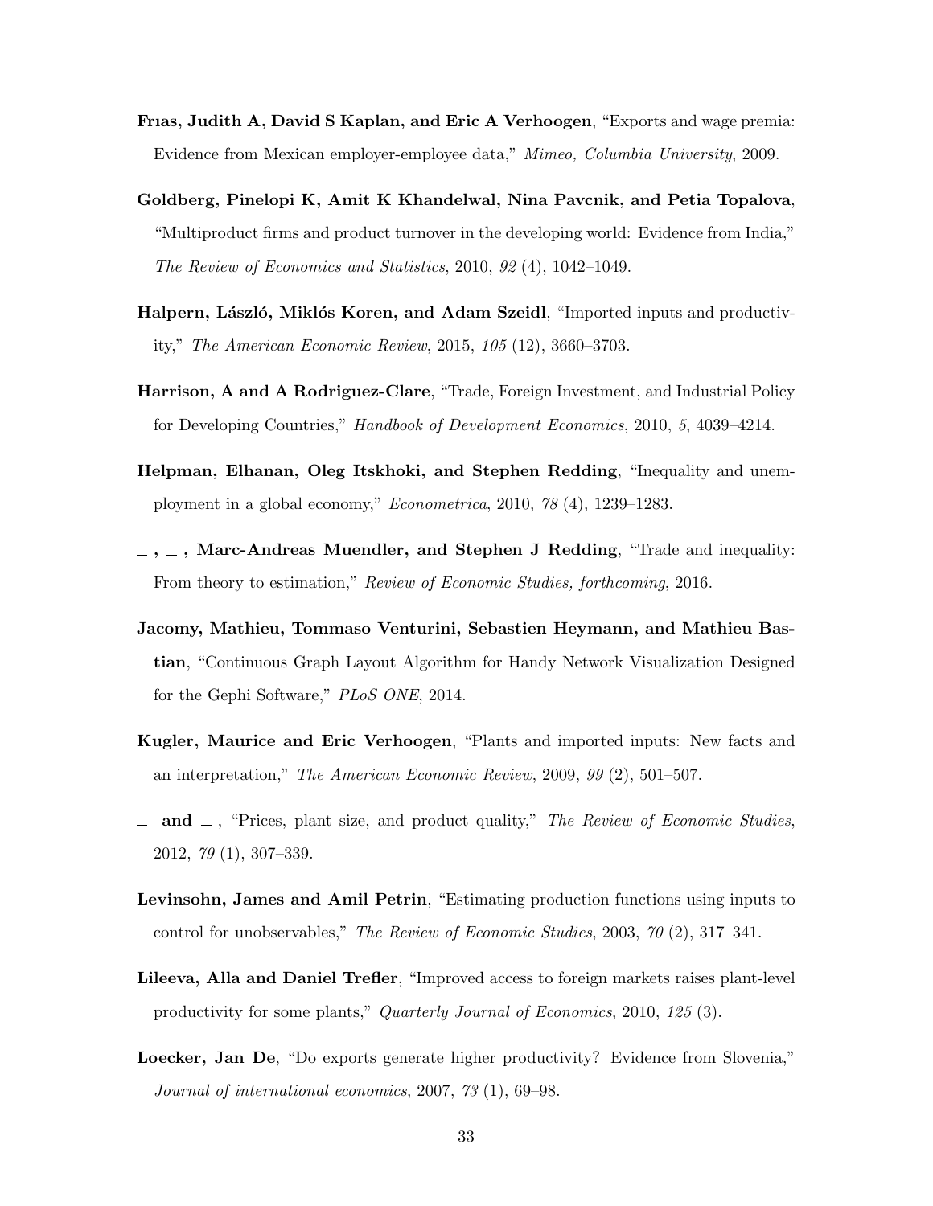**Frıas, Judith A, David S Kaplan, and Eric A Verhoogen**, "Exports and wage premia: Evidence from Mexican employer-employee data," *Mimeo, Columbia University*, 2009.

**Goldberg, Pinelopi K, Amit K Khandelwal, Nina Pavcnik, and Petia Topalova**, "Multiproduct firms and product turnover in the developing world: Evidence from India," *The Review of Economics and Statistics*, 2010, *92* (4), 1042–1049.

**Halpern, László, Miklós Koren, and Adam Szeidl**, "Imported inputs and productivity," *The American Economic Review*, 2015, *105* (12), 3660–3703.

**Harrison, A and A Rodriguez-Clare**, "Trade, Foreign Investment, and Industrial Policy for Developing Countries," *Handbook of Development Economics*, 2010, *5*, 4039–4214.

**Helpman, Elhanan, Oleg Itskhoki, and Stephen Redding**, "Inequality and unemployment in a global economy," *Econometrica*, 2010, *78* (4), 1239–1283.

**\_ , \_ , Marc-Andreas Muendler, and Stephen J Redding**, "Trade and inequality: From theory to estimation," *Review of Economic Studies, forthcoming*, 2016.

**Jacomy, Mathieu, Tommaso Venturini, Sebastien Heymann, and Mathieu Bastian**, "Continuous Graph Layout Algorithm for Handy Network Visualization Designed for the Gephi Software," *PLoS ONE*, 2014.

**Kugler, Maurice and Eric Verhoogen**, "Plants and imported inputs: New facts and an interpretation," *The American Economic Review*, 2009, *99* (2), 501–507.

**\_ and \_** , "Prices, plant size, and product quality," *The Review of Economic Studies*, 2012, *79* (1), 307–339.

**Levinsohn, James and Amil Petrin**, "Estimating production functions using inputs to control for unobservables," *The Review of Economic Studies*, 2003, *70* (2), 317–341.

**Lileeva, Alla and Daniel Trefler**, "Improved access to foreign markets raises plant-level productivity for some plants," *Quarterly Journal of Economics*, 2010, *125* (3).

**Loecker, Jan De**, "Do exports generate higher productivity? Evidence from Slovenia," *Journal of international economics*, 2007, *73* (1), 69–98.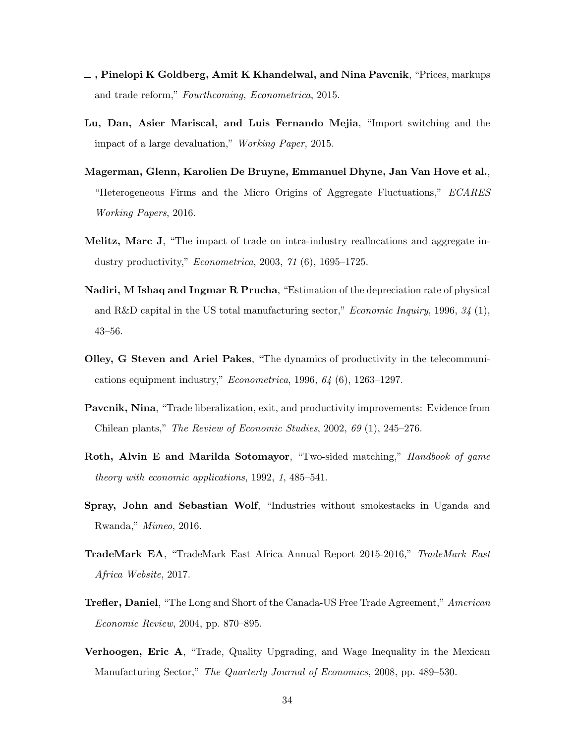**\_, Pinelopi K Goldberg, Amit K Khandelwal, and Nina Pavcnik**, "Prices, markups and trade reform," *Fourthcoming, Econometrica*, 2015.

**Lu, Dan, Asier Mariscal, and Luis Fernando Mejia**, "Import switching and the impact of a large devaluation," *Working Paper*, 2015.

**Magerman, Glenn, Karolien De Bruyne, Emmanuel Dhyne, Jan Van Hove et al.**, "Heterogeneous Firms and the Micro Origins of Aggregate Fluctuations," *ECARES Working Papers*, 2016.

**Melitz, Marc J**, "The impact of trade on intra-industry reallocations and aggregate industry productivity," *Econometrica*, 2003, *71* (6), 1695–1725.

**Nadiri, M Ishaq and Ingmar R Prucha**, "Estimation of the depreciation rate of physical and R&D capital in the US total manufacturing sector," *Economic Inquiry*, 1996, *34* (1), 43–56.

**Olley, G Steven and Ariel Pakes**, "The dynamics of productivity in the telecommunications equipment industry," *Econometrica*, 1996, *64* (6), 1263–1297.

**Pavcnik, Nina**, "Trade liberalization, exit, and productivity improvements: Evidence from Chilean plants," *The Review of Economic Studies*, 2002, *69* (1), 245–276.

**Roth, Alvin E and Marilda Sotomayor**, "Two-sided matching," *Handbook of game theory with economic applications*, 1992, *1*, 485–541.

**Spray, John and Sebastian Wolf**, "Industries without smokestacks in Uganda and Rwanda," *Mimeo*, 2016.

**TradeMark EA**, "TradeMark East Africa Annual Report 2015-2016," *TradeMark East Africa Website*, 2017.

**Trefler, Daniel**, "The Long and Short of the Canada-US Free Trade Agreement," *American Economic Review*, 2004, pp. 870–895.

**Verhoogen, Eric A**, "Trade, Quality Upgrading, and Wage Inequality in the Mexican Manufacturing Sector," *The Quarterly Journal of Economics*, 2008, pp. 489–530.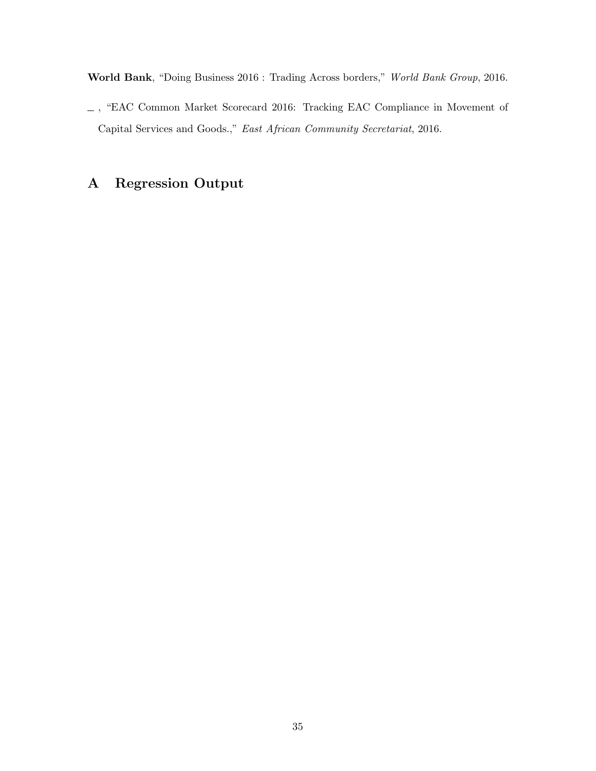**World Bank**, "Doing Business 2016 : Trading Across borders," *World Bank Group*, 2016.

_ , "EAC Common Market Scorecard 2016: Tracking EAC Compliance in Movement of Capital Services and Goods.," *East African Community Secretariat*, 2016.

# A Regression Output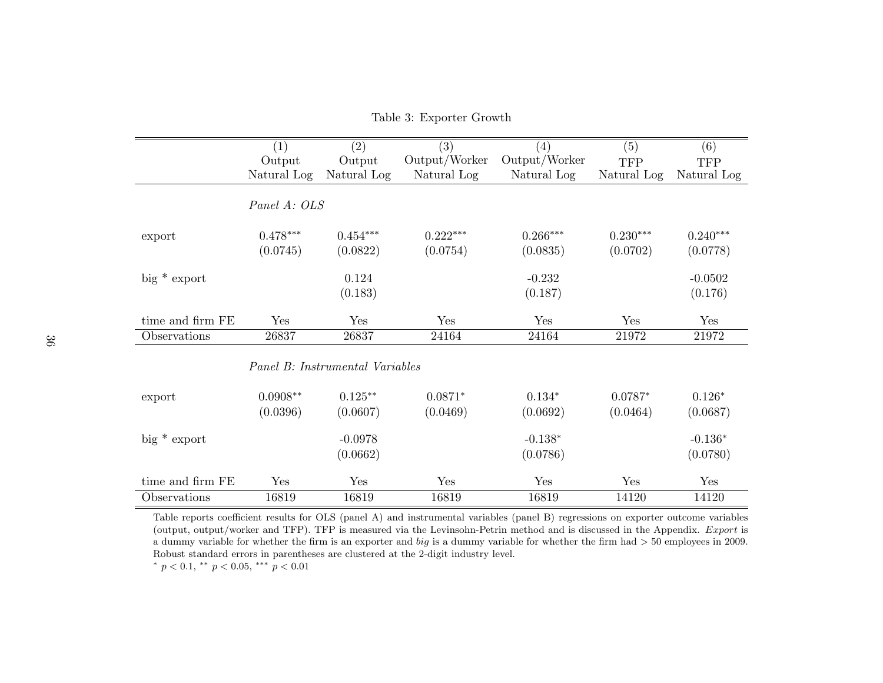Table 3: Exporter Growth

| | (1) | (2) | (3) | (4) | (5) | (6) |
|---|---|---|---|---|---|---|
| | Output | Output | Output/Worker | Output/Worker | TFP | TFP |
| | Natural Log | Natural Log | Natural Log | Natural Log | Natural Log | Natural Log |
| | *Panel A: OLS* | | | | | |
| export | 0.478*** | 0.454*** | 0.222*** | 0.266*** | 0.230*** | 0.240*** |
| | (0.0745) | (0.0822) | (0.0754) | (0.0835) | (0.0702) | (0.0778) |
| big * export | | 0.124 | | -0.232 | | -0.0502 |
| | | (0.183) | | (0.187) | | (0.176) |
| time and firm FE | Yes | Yes | Yes | Yes | Yes | Yes |
| Observations | 26837 | 26837 | 24164 | 24164 | 21972 | 21972 |
| | *Panel B: Instrumental Variables* | | | | | |
| export | 0.0908** | 0.125** | 0.0871* | 0.134* | 0.0787* | 0.126* |
| | (0.0396) | (0.0607) | (0.0469) | (0.0692) | (0.0464) | (0.0687) |
| big * export | | -0.0978 | | -0.138* | | -0.136* |
| | | (0.0662) | | (0.0786) | | (0.0780) |
| time and firm FE | Yes | Yes | Yes | Yes | Yes | Yes |
| Observations | 16819 | 16819 | 16819 | 16819 | 14120 | 14120 |

Table reports coefficient results for OLS (panel A) and instrumental variables (panel B) regressions on exporter outcome variables (output, output/worker and TFP). TFP is measured via the Levinsohn-Petrin method and is discussed in the Appendix. *Export* is a dummy variable for whether the firm is an exporter and *big* is a dummy variable for whether the firm had > 50 employees in 2009. Robust standard errors in parentheses are clustered at the 2-digit industry level.

* $p < 0.1$, ** $p < 0.05$, *** $p < 0.01$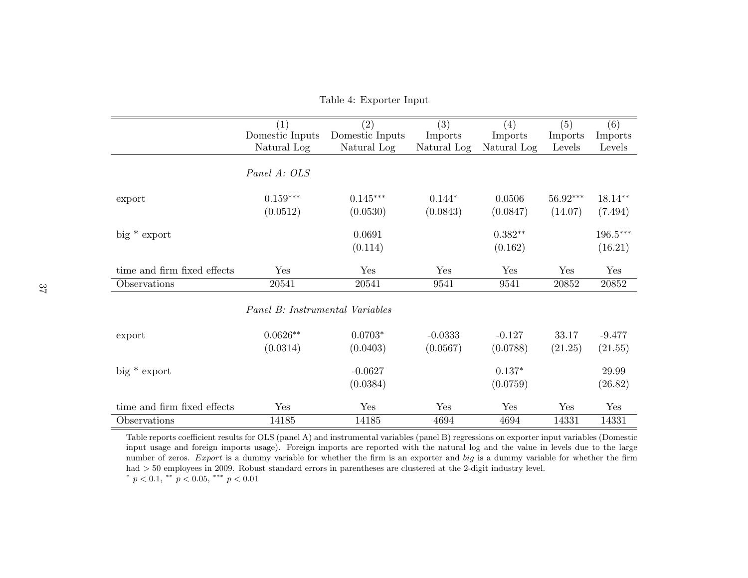Table 4: Exporter Input

| | (1) Domestic Inputs Natural Log | (2) Domestic Inputs Natural Log | (3) Imports Natural Log | (4) Imports Natural Log | (5) Imports Levels | (6) Imports Levels |
|---|---|---|---|---|---|---|
| *Panel A: OLS* | | | | | | |
| export | 0.159*** | 0.145*** | 0.144* | 0.0506 | 56.92*** | 18.14** |
| | (0.0512) | (0.0530) | (0.0843) | (0.0847) | (14.07) | (7.494) |
| big * export | | 0.0691 | | 0.382** | | 196.5*** |
| | | (0.114) | | (0.162) | | (16.21) |
| time and firm fixed effects | Yes | Yes | Yes | Yes | Yes | Yes |
| Observations | 20541 | 20541 | 9541 | 9541 | 20852 | 20852 |
| *Panel B: Instrumental Variables* | | | | | | |
| export | 0.0626** | 0.0703* | -0.0333 | -0.127 | 33.17 | -9.477 |
| | (0.0314) | (0.0403) | (0.0567) | (0.0788) | (21.25) | (21.55) |
| big * export | | -0.0627 | | 0.137* | | 29.99 |
| | | (0.0384) | | (0.0759) | | (26.82) |
| time and firm fixed effects | Yes | Yes | Yes | Yes | Yes | Yes |
| Observations | 14185 | 14185 | 4694 | 4694 | 14331 | 14331 |

Table reports coefficient results for OLS (panel A) and instrumental variables (panel B) regressions on exporter input variables (Domestic input usage and foreign imports usage). Foreign imports are reported with the natural log and the value in levels due to the large number of zeros. *Export* is a dummy variable for whether the firm is an exporter and *big* is a dummy variable for whether the firm had > 50 employees in 2009. Robust standard errors in parentheses are clustered at the 2-digit industry level.
$^{*}$ $p < 0.1$, $^{**}$ $p < 0.05$, $^{***}$ $p < 0.01$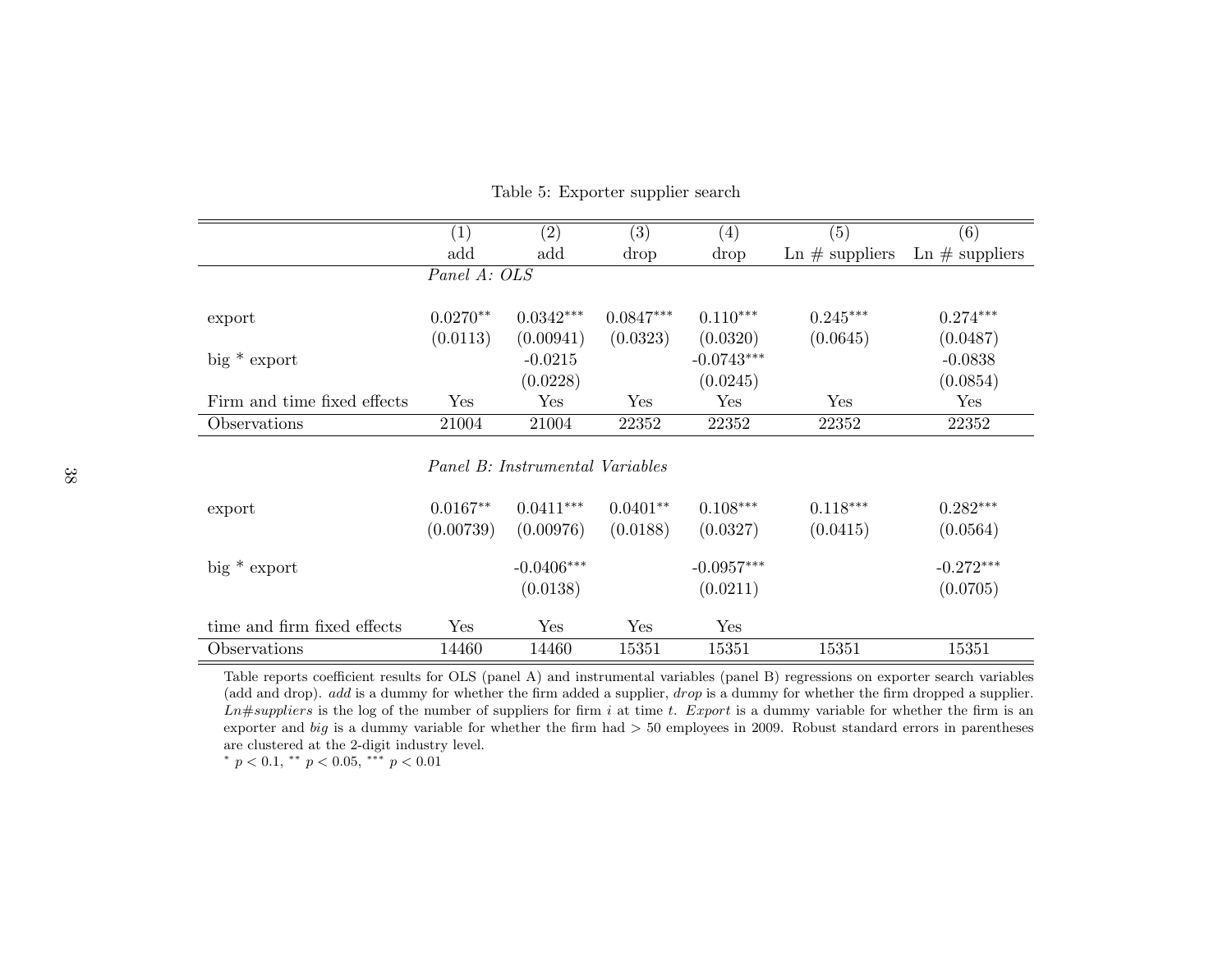Table 5: Exporter supplier search

| | (1) | (2) | (3) | (4) | (5) | (6) |
|---|---|---|---|---|---|---|
| | add | add | drop | drop | Ln # suppliers | Ln # suppliers |
| *Panel A: OLS* | | | | | | |
| export | 0.0270** | 0.0342*** | 0.0847*** | 0.110*** | 0.245*** | 0.274*** |
| | (0.0113) | (0.00941) | (0.0323) | (0.0320) | (0.0645) | (0.0487) |
| big * export | | -0.0215 | | -0.0743*** | | -0.0838 |
| | | (0.0228) | | (0.0245) | | (0.0854) |
| Firm and time fixed effects | Yes | Yes | Yes | Yes | Yes | Yes |
| Observations | 21004 | 21004 | 22352 | 22352 | 22352 | 22352 |
| *Panel B: Instrumental Variables* | | | | | | |
| export | 0.0167** | 0.0411*** | 0.0401** | 0.108*** | 0.118*** | 0.282*** |
| | (0.00739) | (0.00976) | (0.0188) | (0.0327) | (0.0415) | (0.0564) |
| big * export | | -0.0406*** | | -0.0957*** | | -0.272*** |
| | | (0.0138) | | (0.0211) | | (0.0705) |
| time and firm fixed effects | Yes | Yes | Yes | Yes | | |
| Observations | 14460 | 14460 | 15351 | 15351 | 15351 | 15351 |

Table reports coefficient results for OLS (panel A) and instrumental variables (panel B) regressions on exporter search variables (add and drop). *add* is a dummy for whether the firm added a supplier, *drop* is a dummy for whether the firm dropped a supplier. *Ln#suppliers* is the log of the number of suppliers for firm $i$ at time $t$. *Export* is a dummy variable for whether the firm is an exporter and *big* is a dummy variable for whether the firm had $> 50$ employees in 2009. Robust standard errors in parentheses are clustered at the 2-digit industry level.

$^{*}$ $p < 0.1$, $^{**}$ $p < 0.05$, $^{***}$ $p < 0.01$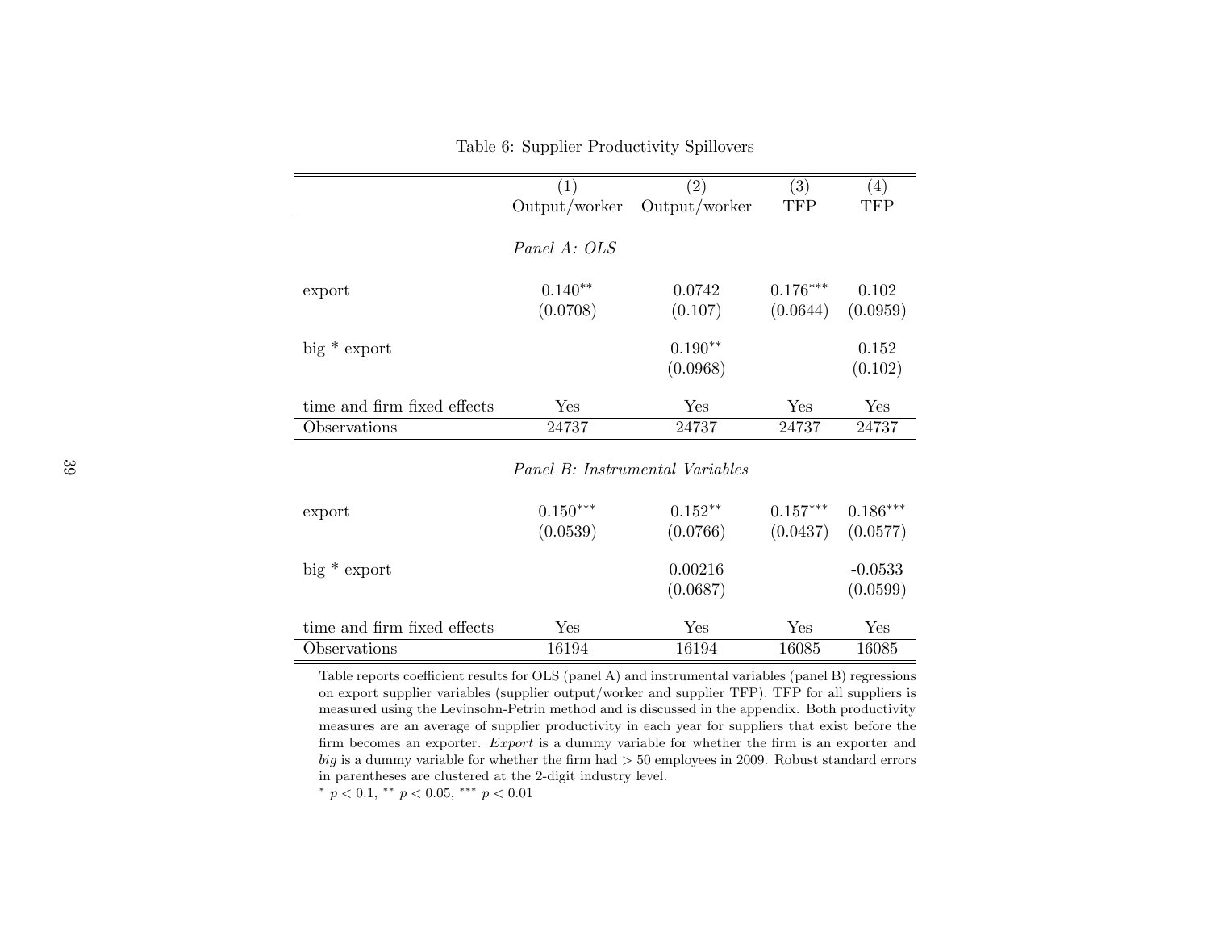Table 6: Supplier Productivity Spillovers

| | (1) Output/worker | (2) Output/worker | (3) TFP | (4) TFP |
|---|---|---|---|---|
| *Panel A: OLS* | | | | |
| export | $0.140^{**}$ | 0.0742 | $0.176^{***}$ | 0.102 |
| | (0.0708) | (0.107) | (0.0644) | (0.0959) |
| big * export | | $0.190^{**}$ | | 0.152 |
| | | (0.0968) | | (0.102) |
| time and firm fixed effects | Yes | Yes | Yes | Yes |
| Observations | 24737 | 24737 | 24737 | 24737 |
| *Panel B: Instrumental Variables* | | | | |
| export | $0.150^{***}$ | $0.152^{**}$ | $0.157^{***}$ | $0.186^{***}$ |
| | (0.0539) | (0.0766) | (0.0437) | (0.0577) |
| big * export | | 0.00216 | | -0.0533 |
| | | (0.0687) | | (0.0599) |
| time and firm fixed effects | Yes | Yes | Yes | Yes |
| Observations | 16194 | 16194 | 16085 | 16085 |

Table reports coefficient results for OLS (panel A) and instrumental variables (panel B) regressions on export supplier variables (supplier output/worker and supplier TFP). TFP for all suppliers is measured using the Levinsohn-Petrin method and is discussed in the appendix. Both productivity measures are an average of supplier productivity in each year for suppliers that exist before the firm becomes an exporter. *Export* is a dummy variable for whether the firm is an exporter and *big* is a dummy variable for whether the firm had > 50 employees in 2009. Robust standard errors in parentheses are clustered at the 2-digit industry level.

$^{*}$ $p < 0.1$, $^{**}$ $p < 0.05$, $^{***}$ $p < 0.01$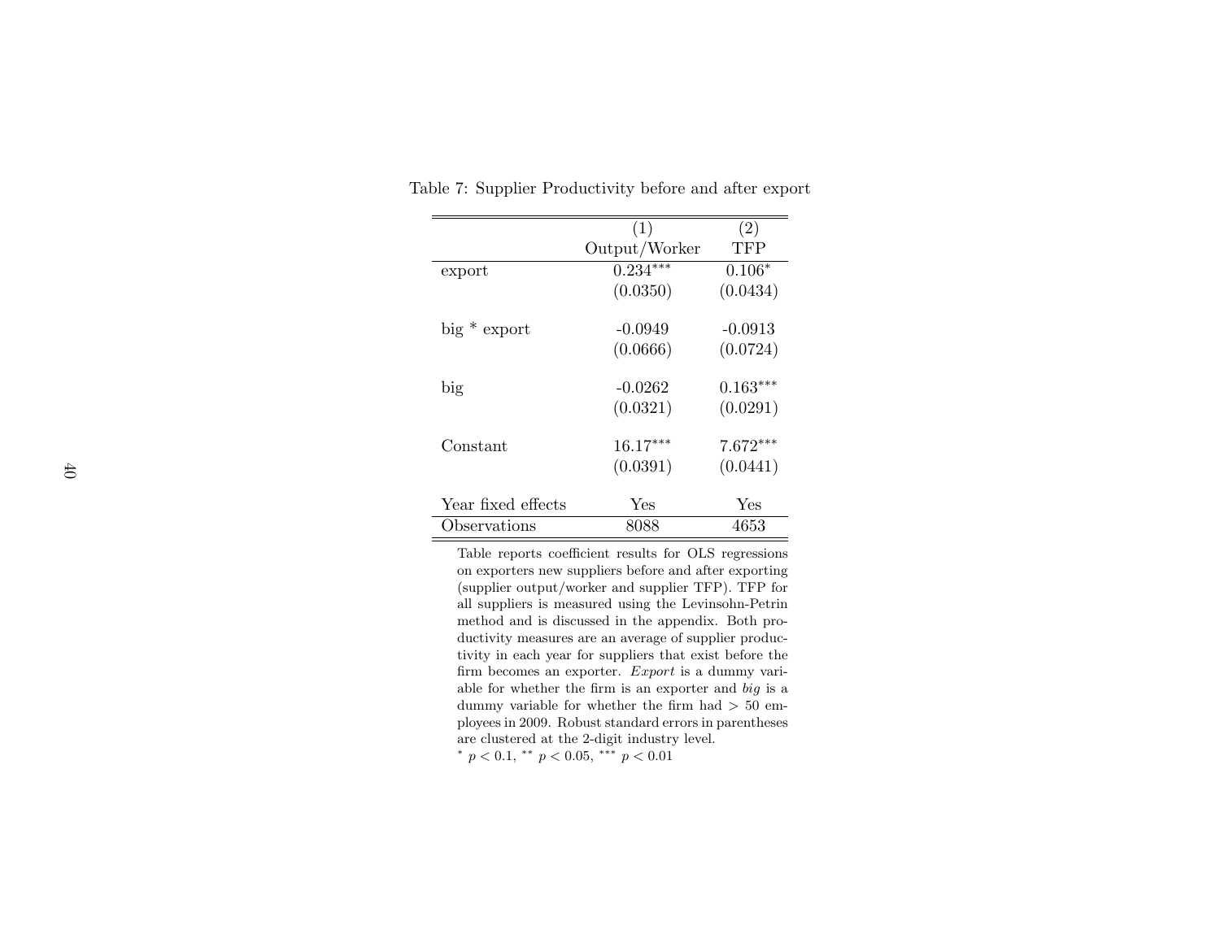Table 7: Supplier Productivity before and after export

| | (1) | (2) |
|---|---|---|
| | Output/Worker | TFP |
| export | 0.234*** | 0.106* |
| | (0.0350) | (0.0434) |
| big * export | -0.0949 | -0.0913 |
| | (0.0666) | (0.0724) |
| big | -0.0262 | 0.163*** |
| | (0.0321) | (0.0291) |
| Constant | 16.17*** | 7.672*** |
| | (0.0391) | (0.0441) |
| Year fixed effects | Yes | Yes |
| Observations | 8088 | 4653 |

Table reports coefficient results for OLS regressions on exporters new suppliers before and after exporting (supplier output/worker and supplier TFP). TFP for all suppliers is measured using the Levinsohn-Petrin method and is discussed in the appendix. Both productivity measures are an average of supplier productivity in each year for suppliers that exist before the firm becomes an exporter. *Export* is a dummy variable for whether the firm is an exporter and *big* is a dummy variable for whether the firm had $> 50$ employees in 2009. Robust standard errors in parentheses are clustered at the 2-digit industry level.

$^{*}$ $p < 0.1$, $^{**}$ $p < 0.05$, $^{***}$ $p < 0.01$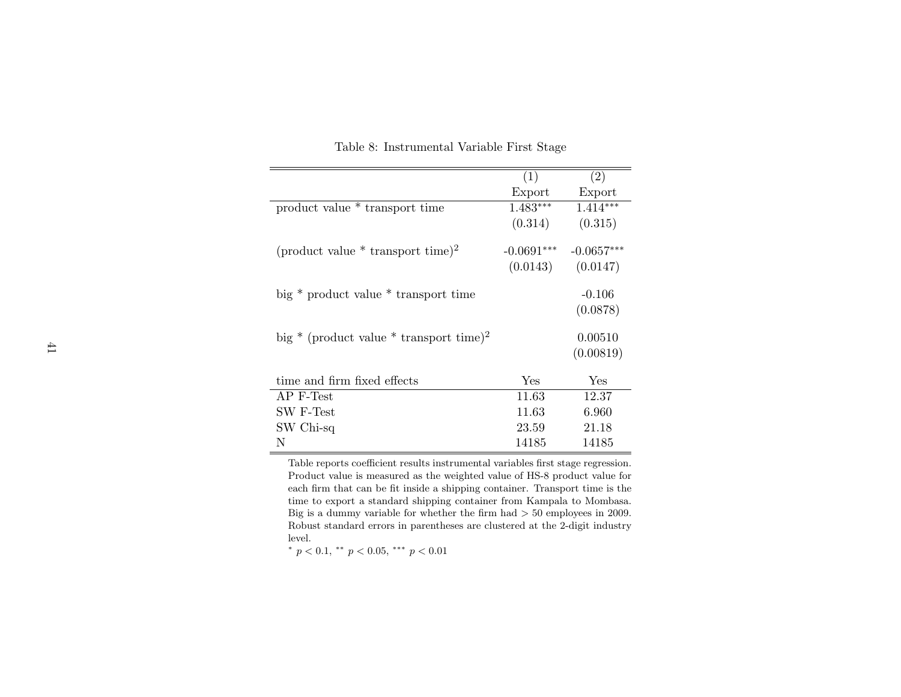Table 8: Instrumental Variable First Stage

| | (1) | (2) |
|---|---|---|
| | Export | Export |
| product value * transport time | 1.483*** | 1.414*** |
| | (0.314) | (0.315) |
| (product value * transport time)$^2$ | -0.0691*** | -0.0657*** |
| | (0.0143) | (0.0147) |
| big * product value * transport time | | -0.106 |
| | | (0.0878) |
| big * (product value * transport time)$^2$ | | 0.00510 |
| | | (0.00819) |
| time and firm fixed effects | Yes | Yes |
| AP F-Test | 11.63 | 12.37 |
| SW F-Test | 11.63 | 6.960 |
| SW Chi-sq | 23.59 | 21.18 |
| N | 14185 | 14185 |

Table reports coefficient results instrumental variables first stage regression. Product value is measured as the weighted value of HS-8 product value for each firm that can be fit inside a shipping container. Transport time is the time to export a standard shipping container from Kampala to Mombasa. Big is a dummy variable for whether the firm had > 50 employees in 2009. Robust standard errors in parentheses are clustered at the 2-digit industry level.

* $p < 0.1$, ** $p < 0.05$, *** $p < 0.01$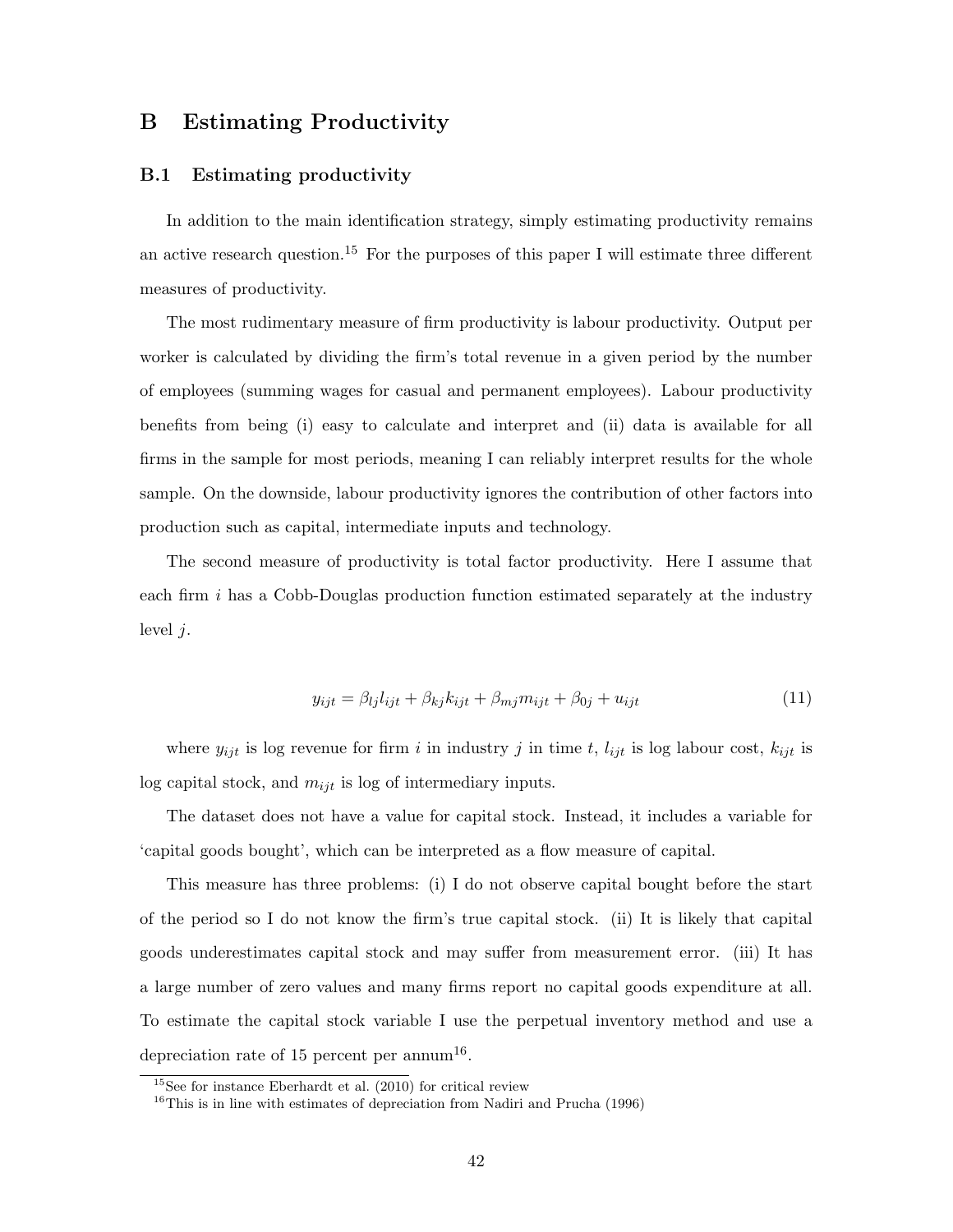# B Estimating Productivity

## B.1 Estimating productivity

In addition to the main identification strategy, simply estimating productivity remains an active research question.[15] For the purposes of this paper I will estimate three different measures of productivity.

The most rudimentary measure of firm productivity is labour productivity. Output per worker is calculated by dividing the firm's total revenue in a given period by the number of employees (summing wages for casual and permanent employees). Labour productivity benefits from being (i) easy to calculate and interpret and (ii) data is available for all firms in the sample for most periods, meaning I can reliably interpret results for the whole sample. On the downside, labour productivity ignores the contribution of other factors into production such as capital, intermediate inputs and technology.

The second measure of productivity is total factor productivity. Here I assume that each firm $i$ has a Cobb-Douglas production function estimated separately at the industry level $j$.

$$y_{ijt} = \beta_{lj} l_{ijt} + \beta_{kj} k_{ijt} + \beta_{mj} m_{ijt} + \beta_{0j} + u_{ijt} \tag{11}$$

where $y_{ijt}$ is log revenue for firm $i$ in industry $j$ in time $t$, $l_{ijt}$ is log labour cost, $k_{ijt}$ is log capital stock, and $m_{ijt}$ is log of intermediary inputs.

The dataset does not have a value for capital stock. Instead, it includes a variable for 'capital goods bought', which can be interpreted as a flow measure of capital.

This measure has three problems: (i) I do not observe capital bought before the start of the period so I do not know the firm's true capital stock. (ii) It is likely that capital goods underestimates capital stock and may suffer from measurement error. (iii) It has a large number of zero values and many firms report no capital goods expenditure at all. To estimate the capital stock variable I use the perpetual inventory method and use a depreciation rate of 15 percent per annum[16].

[15] See for instance Eberhardt et al. (2010) for critical review

[16] This is in line with estimates of depreciation from Nadiri and Prucha (1996)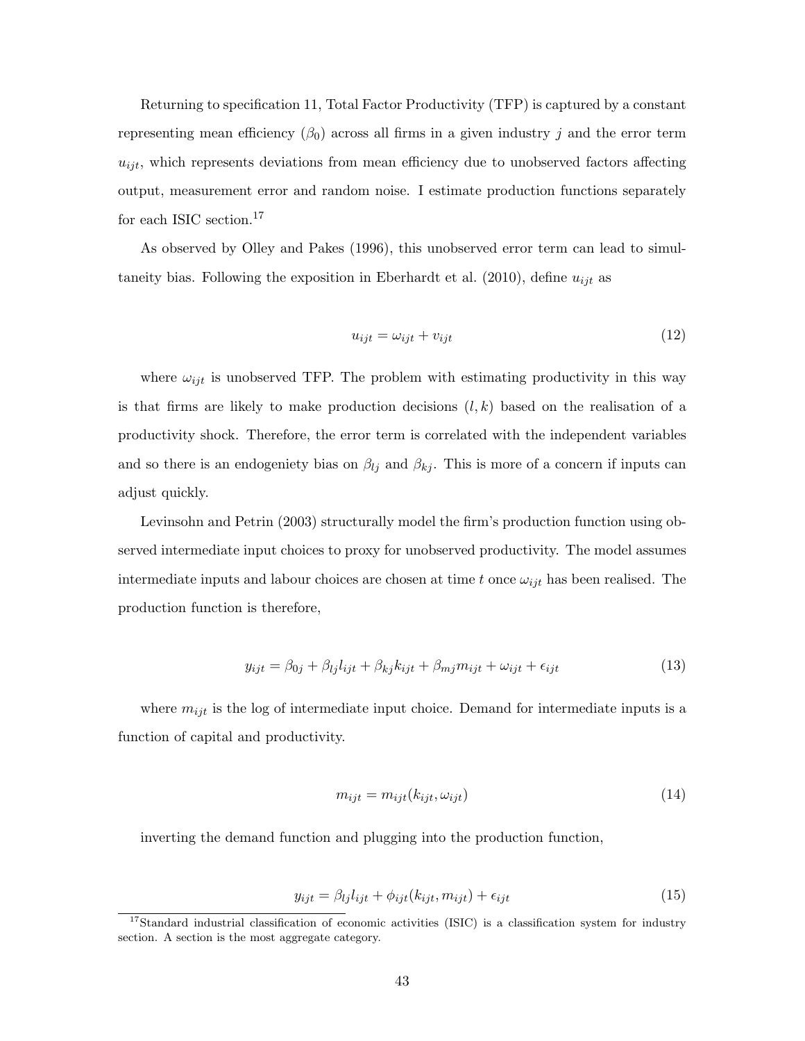Returning to specification 11, Total Factor Productivity (TFP) is captured by a constant representing mean efficiency ($\beta_0$) across all firms in a given industry $j$ and the error term $u_{ijt}$, which represents deviations from mean efficiency due to unobserved factors affecting output, measurement error and random noise. I estimate production functions separately for each ISIC section.[17]

As observed by Olley and Pakes (1996), this unobserved error term can lead to simultaneity bias. Following the exposition in Eberhardt et al. (2010), define $u_{ijt}$ as

$$u_{ijt} = \omega_{ijt} + v_{ijt} \tag{12}$$

where $\omega_{ijt}$ is unobserved TFP. The problem with estimating productivity in this way is that firms are likely to make production decisions $(l, k)$ based on the realisation of a productivity shock. Therefore, the error term is correlated with the independent variables and so there is an endogeniety bias on $\beta_{lj}$ and $\beta_{kj}$. This is more of a concern if inputs can adjust quickly.

Levinsohn and Petrin (2003) structurally model the firm's production function using observed intermediate input choices to proxy for unobserved productivity. The model assumes intermediate inputs and labour choices are chosen at time $t$ once $\omega_{ijt}$ has been realised. The production function is therefore,

$$y_{ijt} = \beta_{0j} + \beta_{lj}l_{ijt} + \beta_{kj}k_{ijt} + \beta_{mj}m_{ijt} + \omega_{ijt} + \epsilon_{ijt} \tag{13}$$

where $m_{ijt}$ is the log of intermediate input choice. Demand for intermediate inputs is a function of capital and productivity.

$$m_{ijt} = m_{ijt}(k_{ijt}, \omega_{ijt}) \tag{14}$$

inverting the demand function and plugging into the production function,

$$y_{ijt} = \beta_{lj}l_{ijt} + \phi_{ijt}(k_{ijt}, m_{ijt}) + \epsilon_{ijt} \tag{15}$$

[17] Standard industrial classification of economic activities (ISIC) is a classification system for industry section. A section is the most aggregate category.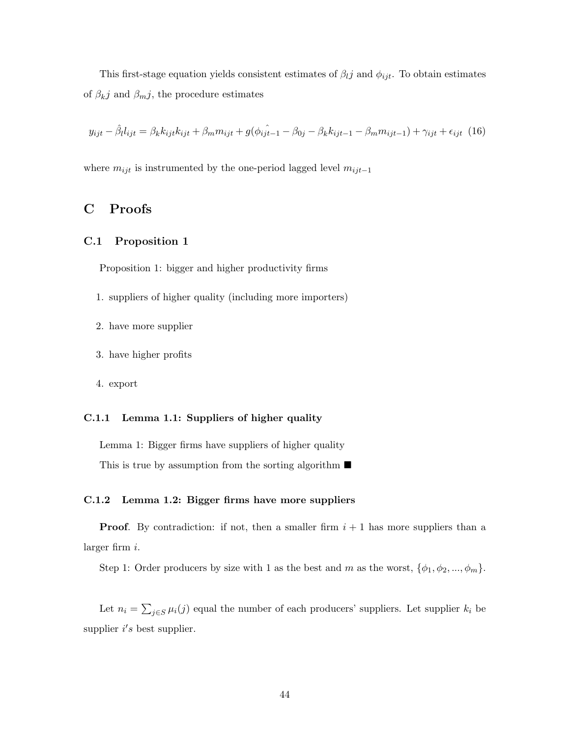This first-stage equation yields consistent estimates of $\beta_l j$ and $\phi_{ijt}$. To obtain estimates of $\beta_k j$ and $\beta_m j$, the procedure estimates

$$y_{ijt} - \hat{\beta}_l l_{ijt} = \beta_k k_{ijt} k_{ijt} + \beta_m m_{ijt} + g(\hat{\phi_{ijt-1}} - \beta_{0j} - \beta_k k_{ijt-1} - \beta_m m_{ijt-1}) + \gamma_{ijt} + \epsilon_{ijt} \quad (16)$$

where $m_{ijt}$ is instrumented by the one-period lagged level $m_{ijt-1}$

# C Proofs

## C.1 Proposition 1

Proposition 1: bigger and higher productivity firms

1. suppliers of higher quality (including more importers)
2. have more supplier
3. have higher profits
4. export

### C.1.1 Lemma 1.1: Suppliers of higher quality

Lemma 1: Bigger firms have suppliers of higher quality

This is true by assumption from the sorting algorithm ■

### C.1.2 Lemma 1.2: Bigger firms have more suppliers

**Proof**. By contradiction: if not, then a smaller firm $i+1$ has more suppliers than a larger firm $i$.

Step 1: Order producers by size with 1 as the best and $m$ as the worst, $\{\phi_1, \phi_2, ..., \phi_m\}$.

Let $n_i = \sum_{j \in S} \mu_i(j)$ equal the number of each producers' suppliers. Let supplier $k_i$ be supplier $i's$ best supplier.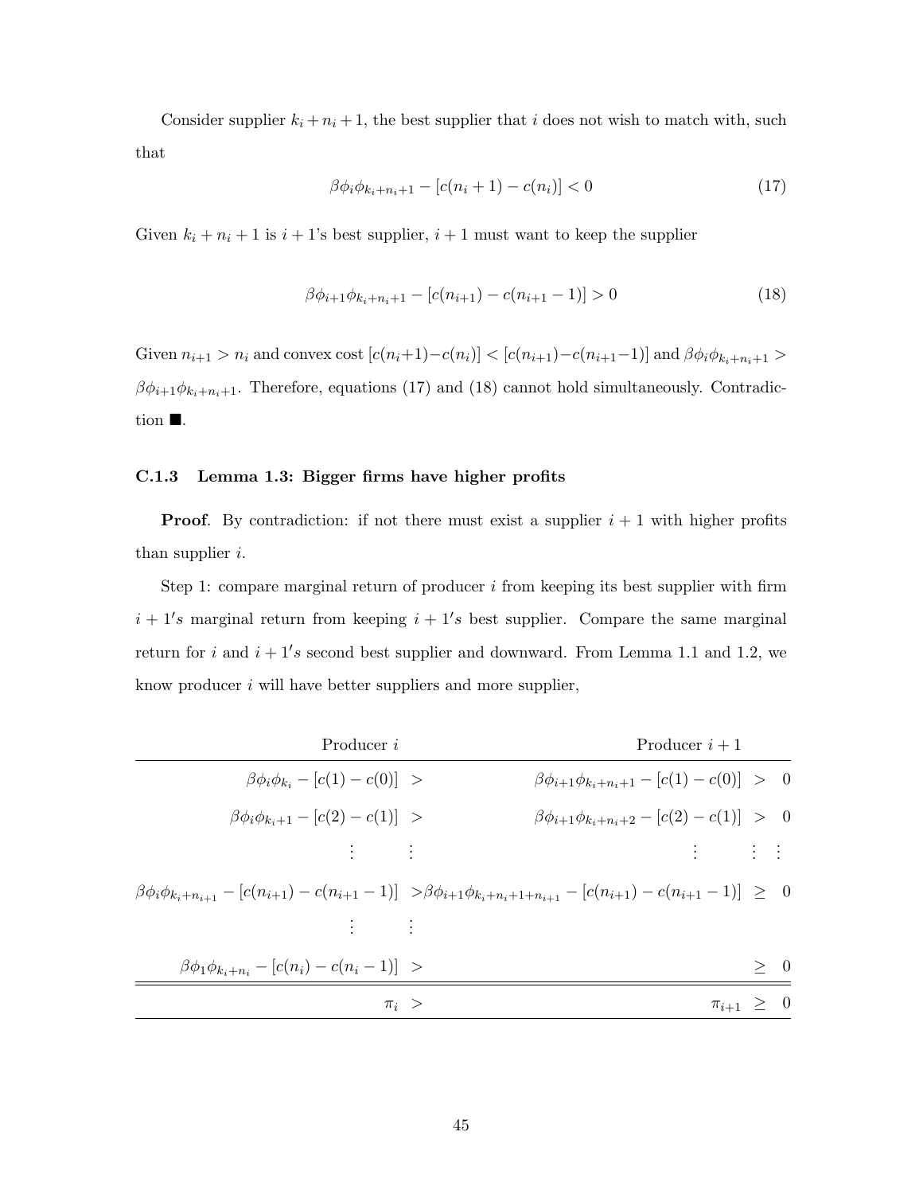Consider supplier $k_i + n_i + 1$, the best supplier that $i$ does not wish to match with, such that

$$\beta\phi_i\phi_{k_i+n_i+1} - [c(n_i+1) - c(n_i)] < 0 \tag{17}$$

Given $k_i + n_i + 1$ is $i+1$'s best supplier, $i+1$ must want to keep the supplier

$$\beta\phi_{i+1}\phi_{k_i+n_i+1} - [c(n_{i+1}) - c(n_{i+1}-1)] > 0 \tag{18}$$

Given $n_{i+1} > n_i$ and convex cost $[c(n_i+1)-c(n_i)] < [c(n_{i+1})-c(n_{i+1}-1)]$ and $\beta\phi_i\phi_{k_i+n_i+1} > \beta\phi_{i+1}\phi_{k_i+n_i+1}$. Therefore, equations (17) and (18) cannot hold simultaneously. Contradiction ■.

### C.1.3 Lemma 1.3: Bigger firms have higher profits

**Proof**. By contradiction: if not there must exist a supplier $i+1$ with higher profits than supplier $i$.

Step 1: compare marginal return of producer $i$ from keeping its best supplier with firm $i+1's$ marginal return from keeping $i+1's$ best supplier. Compare the same marginal return for $i$ and $i+1's$ second best supplier and downward. From Lemma 1.1 and 1.2, we know producer $i$ will have better suppliers and more supplier,

| Producer $i$ | | Producer $i+1$ | | |
|---|---|---|---|---|
| $\beta\phi_i\phi_{k_i} - [c(1) - c(0)]$ | $>$ | $\beta\phi_{i+1}\phi_{k_i+n_i+1} - [c(1) - c(0)]$ | $>$ | $0$ |
| $\beta\phi_i\phi_{k_i+1} - [c(2) - c(1)]$ | $>$ | $\beta\phi_{i+1}\phi_{k_i+n_i+2} - [c(2) - c(1)]$ | $>$ | $0$ |
| $\vdots$ | $\vdots$ | $\vdots$ | $\vdots$ | $\vdots$ |
| $\beta\phi_i\phi_{k_i+n_{i+1}} - [c(n_{i+1}) - c(n_{i+1}-1)]$ | $>$ | $\beta\phi_{i+1}\phi_{k_i+n_i+1+n_{i+1}} - [c(n_{i+1}) - c(n_{i+1}-1)]$ | $\geq$ | $0$ |
| $\vdots$ | $\vdots$ | | | |
| $\beta\phi_1\phi_{k_i+n_i} - [c(n_i) - c(n_i-1)]$ | $>$ | | $\geq$ | $0$ |
| $\pi_i$ | $>$ | $\pi_{i+1}$ | $\geq$ | $0$ |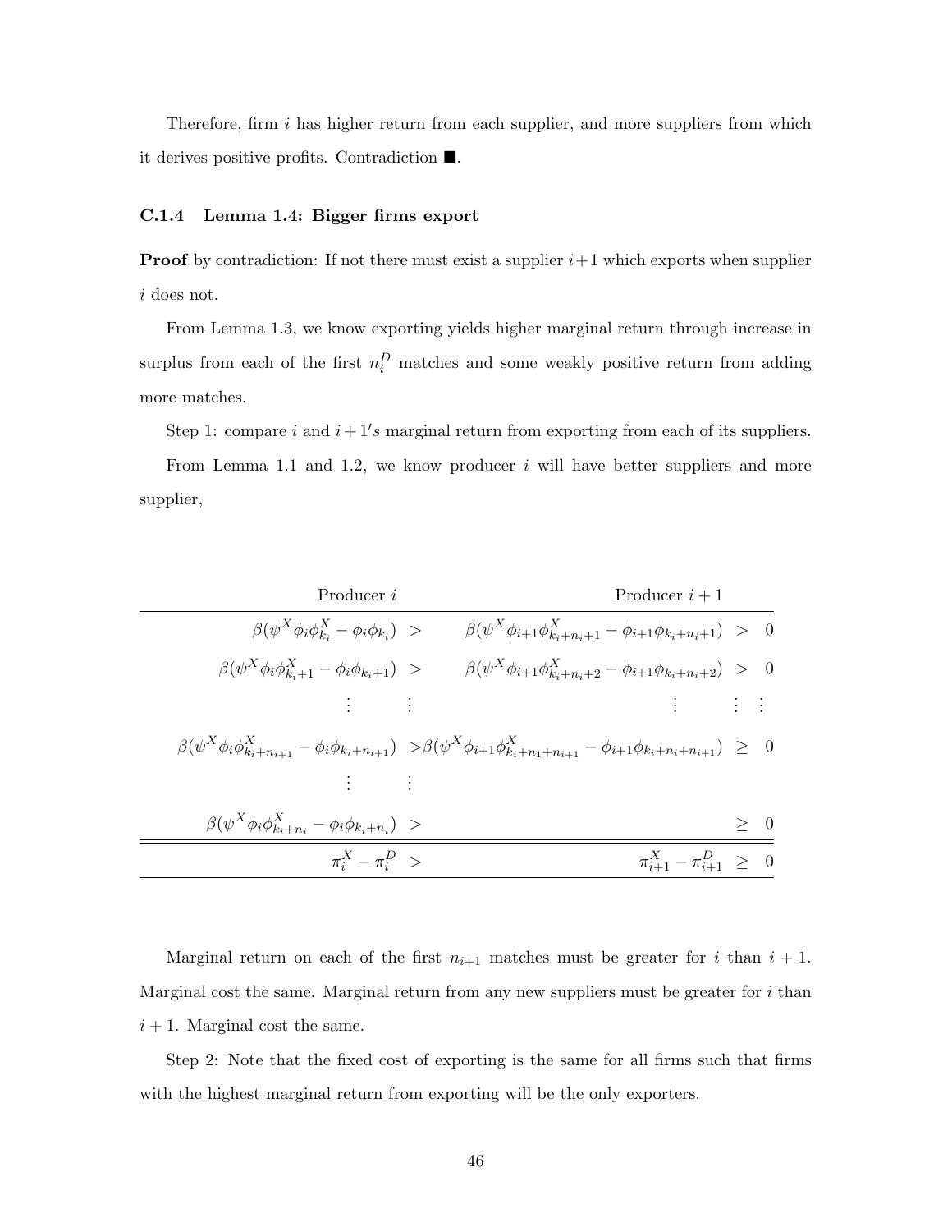Therefore, firm $i$ has higher return from each supplier, and more suppliers from which it derives positive profits. Contradiction ■.

### C.1.4 Lemma 1.4: Bigger firms export

**Proof** by contradiction: If not there must exist a supplier $i+1$ which exports when supplier $i$ does not.

From Lemma 1.3, we know exporting yields higher marginal return through increase in surplus from each of the first $n_i^D$ matches and some weakly positive return from adding more matches.

Step 1: compare $i$ and $i+1's$ marginal return from exporting from each of its suppliers.

From Lemma 1.1 and 1.2, we know producer $i$ will have better suppliers and more supplier,

| Producer $i$ | | Producer $i+1$ | | |
|---|---|---|---|---|
| $\beta(\psi^X \phi_i \phi_{k_i}^X - \phi_i \phi_{k_i})$ | $>$ | $\beta(\psi^X \phi_{i+1} \phi_{k_i+n_i+1}^X - \phi_{i+1} \phi_{k_i+n_i+1})$ | $>$ | $0$ |
| $\beta(\psi^X \phi_i \phi_{k_i+1}^X - \phi_i \phi_{k_i+1})$ | $>$ | $\beta(\psi^X \phi_{i+1} \phi_{k_i+n_i+2}^X - \phi_{i+1} \phi_{k_i+n_i+2})$ | $>$ | $0$ |
| $\vdots$ | $\vdots$ | $\vdots$ | $\vdots$ | $\vdots$ |
| $\beta(\psi^X \phi_i \phi_{k_i+n_{i+1}}^X - \phi_i \phi_{k_i+n_{i+1}})$ | $>$ | $\beta(\psi^X \phi_{i+1} \phi_{k_i+n_1+n_{i+1}}^X - \phi_{i+1} \phi_{k_i+n_i+n_{i+1}})$ | $\geq$ | $0$ |
| $\vdots$ | $\vdots$ | | | |
| $\beta(\psi^X \phi_i \phi_{k_i+n_i}^X - \phi_i \phi_{k_i+n_i})$ | $>$ | | $\geq$ | $0$ |
| $\pi_i^X - \pi_i^D$ | $>$ | $\pi_{i+1}^X - \pi_{i+1}^D$ | $\geq$ | $0$ |

Marginal return on each of the first $n_{i+1}$ matches must be greater for $i$ than $i+1$. Marginal cost the same. Marginal return from any new suppliers must be greater for $i$ than $i+1$. Marginal cost the same.

Step 2: Note that the fixed cost of exporting is the same for all firms such that firms with the highest marginal return from exporting will be the only exporters.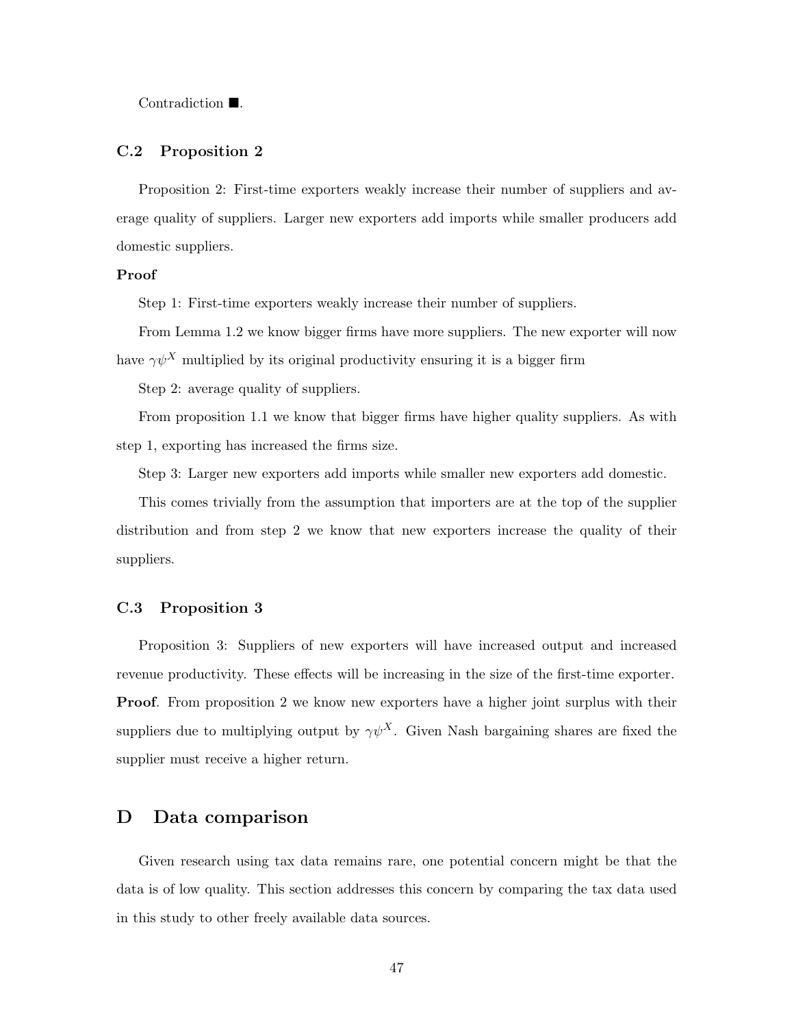Contradiction ■.

### C.2 Proposition 2

Proposition 2: First-time exporters weakly increase their number of suppliers and average quality of suppliers. Larger new exporters add imports while smaller producers add domestic suppliers.

**Proof**

Step 1: First-time exporters weakly increase their number of suppliers.

From Lemma 1.2 we know bigger firms have more suppliers. The new exporter will now have $\gamma\psi^X$ multiplied by its original productivity ensuring it is a bigger firm

Step 2: average quality of suppliers.

From proposition 1.1 we know that bigger firms have higher quality suppliers. As with step 1, exporting has increased the firms size.

Step 3: Larger new exporters add imports while smaller new exporters add domestic.

This comes trivially from the assumption that importers are at the top of the supplier distribution and from step 2 we know that new exporters increase the quality of their suppliers.

### C.3 Proposition 3

Proposition 3: Suppliers of new exporters will have increased output and increased revenue productivity. These effects will be increasing in the size of the first-time exporter.
**Proof**. From proposition 2 we know new exporters have a higher joint surplus with their suppliers due to multiplying output by $\gamma\psi^X$. Given Nash bargaining shares are fixed the supplier must receive a higher return.

## D Data comparison

Given research using tax data remains rare, one potential concern might be that the data is of low quality. This section addresses this concern by comparing the tax data used in this study to other freely available data sources.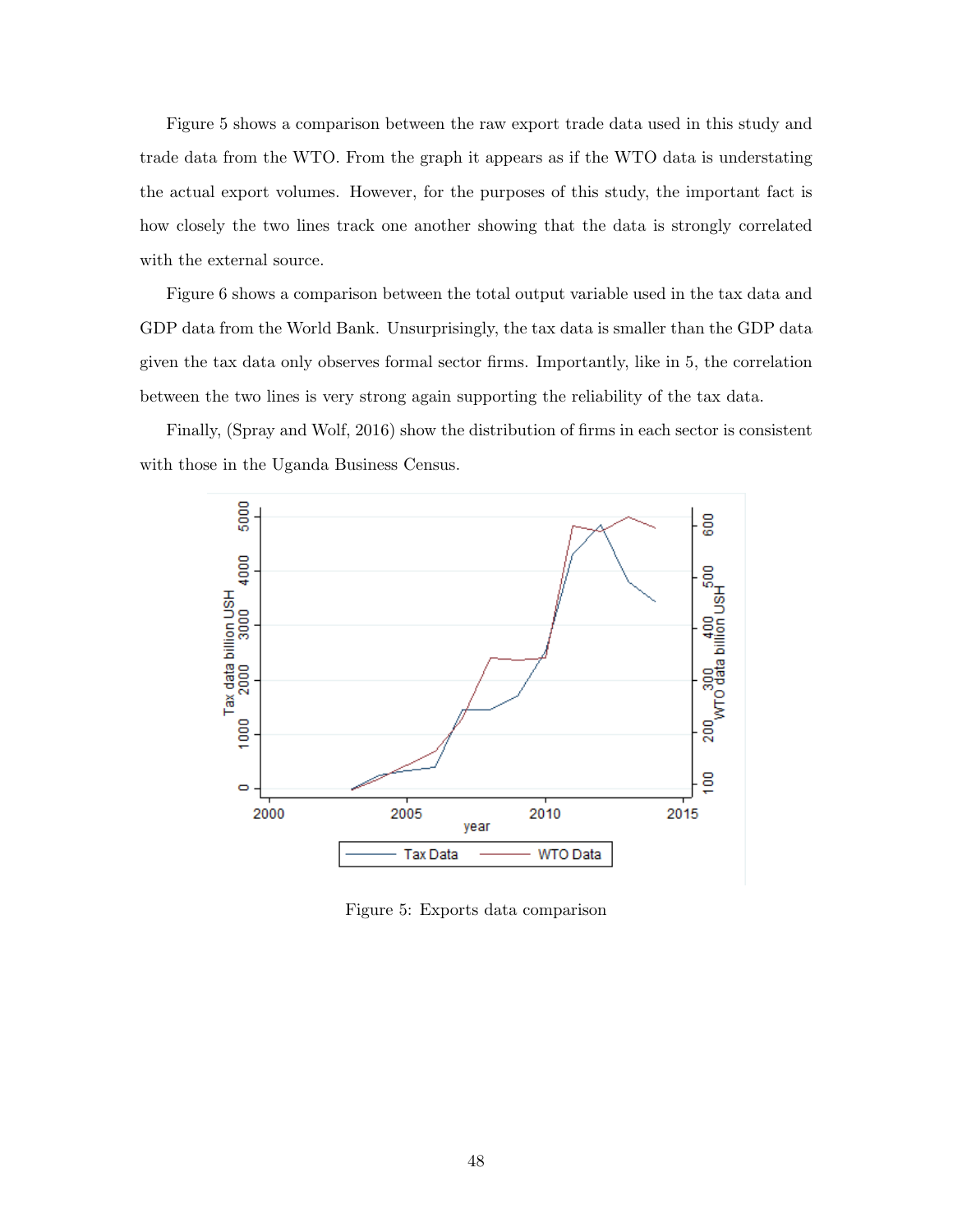Figure 5 shows a comparison between the raw export trade data used in this study and trade data from the WTO. From the graph it appears as if the WTO data is understating the actual export volumes. However, for the purposes of this study, the important fact is how closely the two lines track one another showing that the data is strongly correlated with the external source.

Figure 6 shows a comparison between the total output variable used in the tax data and GDP data from the World Bank. Unsurprisingly, the tax data is smaller than the GDP data given the tax data only observes formal sector firms. Importantly, like in 5, the correlation between the two lines is very strong again supporting the reliability of the tax data.

Finally, (Spray and Wolf, 2016) show the distribution of firms in each sector is consistent with those in the Uganda Business Census.

Figure 5: Exports data comparison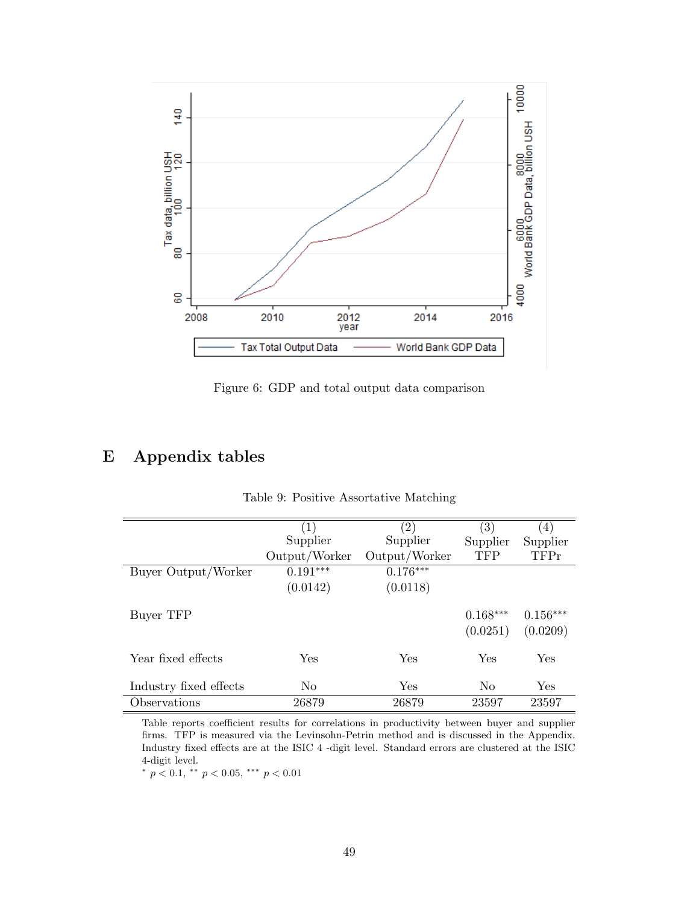Tax data, billion USH

60

80

100

120

140

2008

2010

2012

2014

2016

year

World Bank GDP Data, billion USH

4000

6000

8000

10000

Tax Total Output Data

World Bank GDP Data

Figure 6: GDP and total output data comparison

# E Appendix tables

Table 9: Positive Assortative Matching

| | (1) Supplier Output/Worker | (2) Supplier Output/Worker | (3) Supplier TFP | (4) Supplier TFPr |
|---|---|---|---|---|
| Buyer Output/Worker | 0.191*** | 0.176*** | | |
| | (0.0142) | (0.0118) | | |
| Buyer TFP | | | 0.168*** | 0.156*** |
| | | | (0.0251) | (0.0209) |
| Year fixed effects | Yes | Yes | Yes | Yes |
| Industry fixed effects | No | Yes | No | Yes |
| Observations | 26879 | 26879 | 23597 | 23597 |

Table reports coefficient results for correlations in productivity between buyer and supplier firms. TFP is measured via the Levinsohn-Petrin method and is discussed in the Appendix. Industry fixed effects are at the ISIC 4 -digit level. Standard errors are clustered at the ISIC 4-digit level.

* $p < 0.1$, ** $p < 0.05$, *** $p < 0.01$